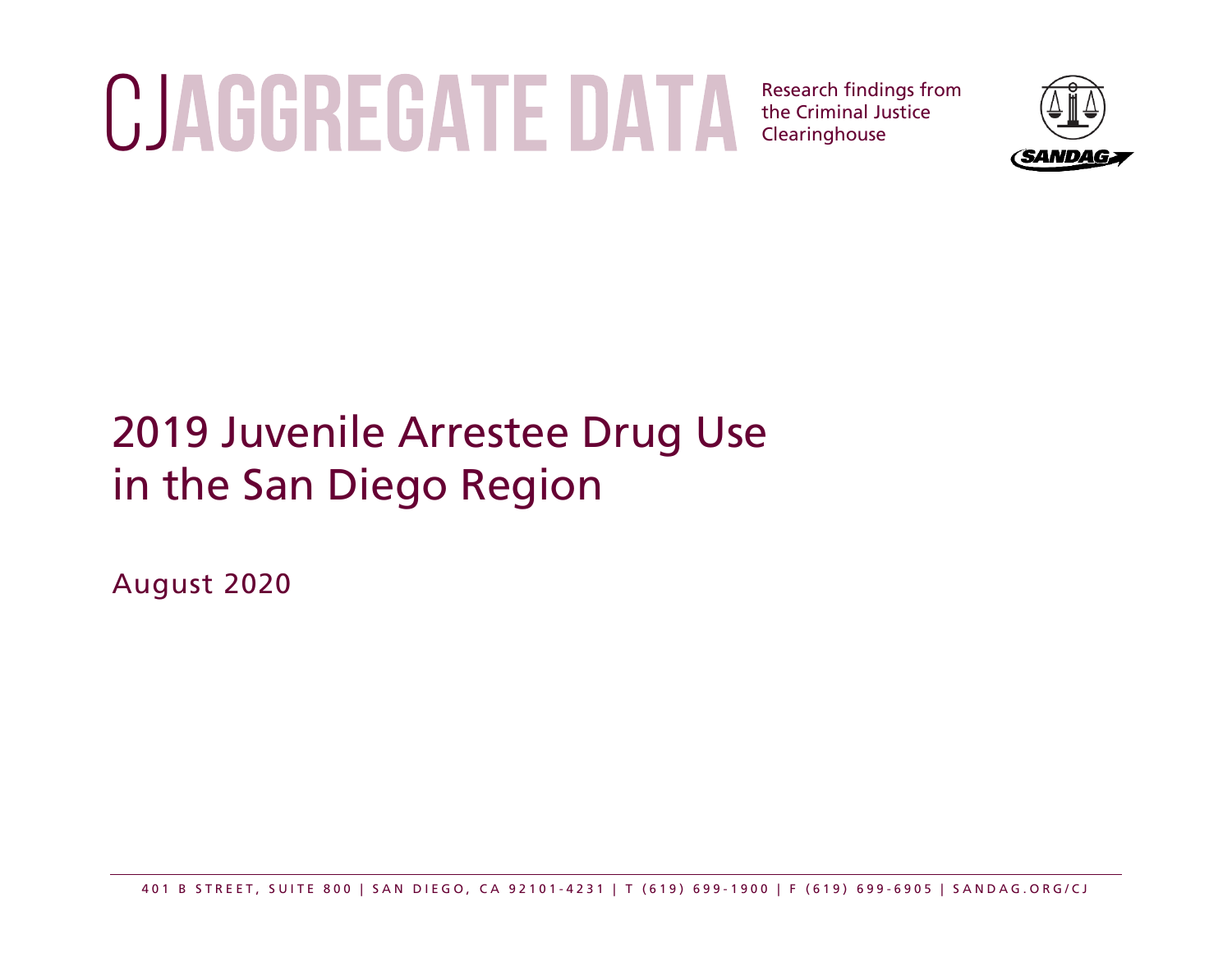# CJ AGGREGATE DATA

Research findings from the Criminal Justice Clearinghouse

SANDAG

# 2019 Juvenile Arrestee Drug Use in the San Diego Region

August 2020

401 B STREET, SUITE 800 | SAN DIEGO, CA 92101-4231 | T (619) 699-1900 | F (619) 699-6905 | SANDAG.ORG/CJ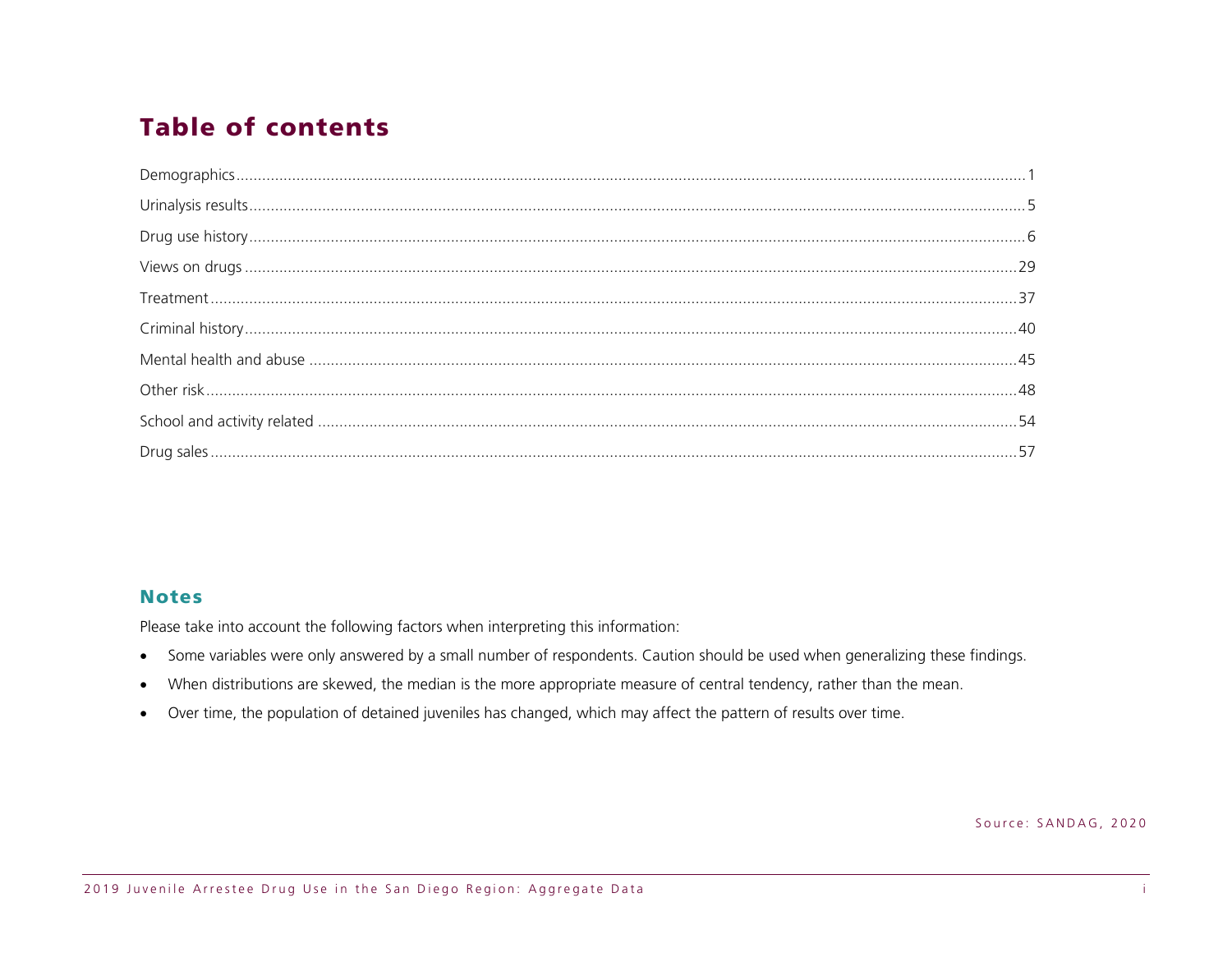# Table of contents

| | |
|---|---|
| Demographics | 1 |
| Urinalysis results | 5 |
| Drug use history | 6 |
| Views on drugs | 29 |
| Treatment | 37 |
| Criminal history | 40 |
| Mental health and abuse | 45 |
| Other risk | 48 |
| School and activity related | 54 |
| Drug sales | 57 |

## Notes

Please take into account the following factors when interpreting this information:

- Some variables were only answered by a small number of respondents. Caution should be used when generalizing these findings.
- When distributions are skewed, the median is the more appropriate measure of central tendency, rather than the mean.
- Over time, the population of detained juveniles has changed, which may affect the pattern of results over time.

Source: SANDAG, 2020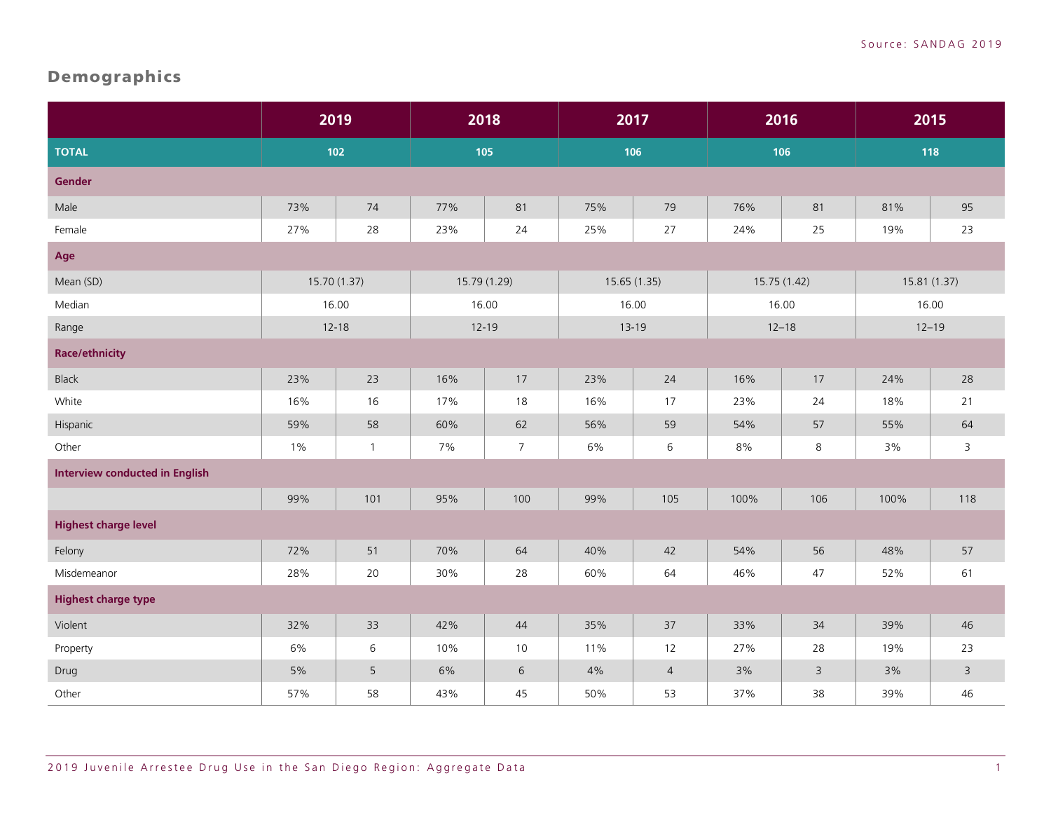Source: SANDAG 2019

## Demographics

| | 2019 | | 2018 | | 2017 | | 2016 | | 2015 | |
|---|---|---|---|---|---|---|---|---|---|---|
| **TOTAL** | 102 | | 105 | | 106 | | 106 | | 118 | |
| **Gender** | | | | | | | | | | |
| Male | 73% | 74 | 77% | 81 | 75% | 79 | 76% | 81 | 81% | 95 |
| Female | 27% | 28 | 23% | 24 | 25% | 27 | 24% | 25 | 19% | 23 |
| **Age** | | | | | | | | | | |
| Mean (SD) | 15.70 (1.37) | | 15.79 (1.29) | | 15.65 (1.35) | | 15.75 (1.42) | | 15.81 (1.37) | |
| Median | 16.00 | | 16.00 | | 16.00 | | 16.00 | | 16.00 | |
| Range | 12-18 | | 12-19 | | 13-19 | | 12–18 | | 12–19 | |
| **Race/ethnicity** | | | | | | | | | | |
| Black | 23% | 23 | 16% | 17 | 23% | 24 | 16% | 17 | 24% | 28 |
| White | 16% | 16 | 17% | 18 | 16% | 17 | 23% | 24 | 18% | 21 |
| Hispanic | 59% | 58 | 60% | 62 | 56% | 59 | 54% | 57 | 55% | 64 |
| Other | 1% | 1 | 7% | 7 | 6% | 6 | 8% | 8 | 3% | 3 |
| **Interview conducted in English** | | | | | | | | | | |
| | 99% | 101 | 95% | 100 | 99% | 105 | 100% | 106 | 100% | 118 |
| **Highest charge level** | | | | | | | | | | |
| Felony | 72% | 51 | 70% | 64 | 40% | 42 | 54% | 56 | 48% | 57 |
| Misdemeanor | 28% | 20 | 30% | 28 | 60% | 64 | 46% | 47 | 52% | 61 |
| **Highest charge type** | | | | | | | | | | |
| Violent | 32% | 33 | 42% | 44 | 35% | 37 | 33% | 34 | 39% | 46 |
| Property | 6% | 6 | 10% | 10 | 11% | 12 | 27% | 28 | 19% | 23 |
| Drug | 5% | 5 | 6% | 6 | 4% | 4 | 3% | 3 | 3% | 3 |
| Other | 57% | 58 | 43% | 45 | 50% | 53 | 37% | 38 | 39% | 46 |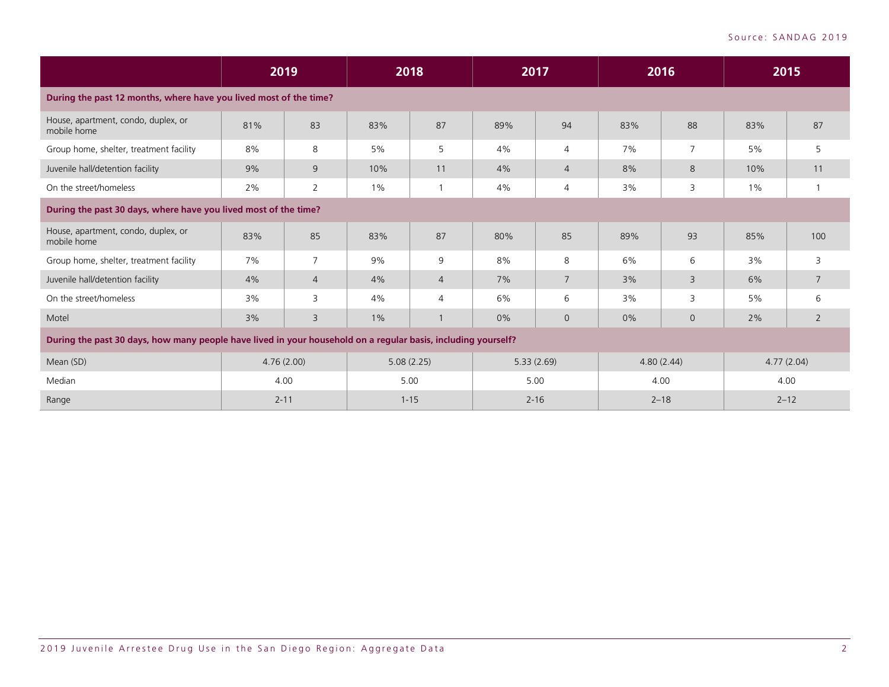Source: SANDAG 2019

| | 2019 | | 2018 | | 2017 | | 2016 | | 2015 | |
|---|---|---|---|---|---|---|---|---|---|---|
| **During the past 12 months, where have you lived most of the time?** | | | | | | | | | | |
| House, apartment, condo, duplex, or mobile home | 81% | 83 | 83% | 87 | 89% | 94 | 83% | 88 | 83% | 87 |
| Group home, shelter, treatment facility | 8% | 8 | 5% | 5 | 4% | 4 | 7% | 7 | 5% | 5 |
| Juvenile hall/detention facility | 9% | 9 | 10% | 11 | 4% | 4 | 8% | 8 | 10% | 11 |
| On the street/homeless | 2% | 2 | 1% | 1 | 4% | 4 | 3% | 3 | 1% | 1 |
| **During the past 30 days, where have you lived most of the time?** | | | | | | | | | | |
| House, apartment, condo, duplex, or mobile home | 83% | 85 | 83% | 87 | 80% | 85 | 89% | 93 | 85% | 100 |
| Group home, shelter, treatment facility | 7% | 7 | 9% | 9 | 8% | 8 | 6% | 6 | 3% | 3 |
| Juvenile hall/detention facility | 4% | 4 | 4% | 4 | 7% | 7 | 3% | 3 | 6% | 7 |
| On the street/homeless | 3% | 3 | 4% | 4 | 6% | 6 | 3% | 3 | 5% | 6 |
| Motel | 3% | 3 | 1% | 1 | 0% | 0 | 0% | 0 | 2% | 2 |
| **During the past 30 days, how many people have lived in your household on a regular basis, including yourself?** | | | | | | | | | | |
| Mean (SD) | 4.76 (2.00) | | 5.08 (2.25) | | 5.33 (2.69) | | 4.80 (2.44) | | 4.77 (2.04) | |
| Median | 4.00 | | 5.00 | | 5.00 | | 4.00 | | 4.00 | |
| Range | 2-11 | | 1-15 | | 2-16 | | 2–18 | | 2–12 | |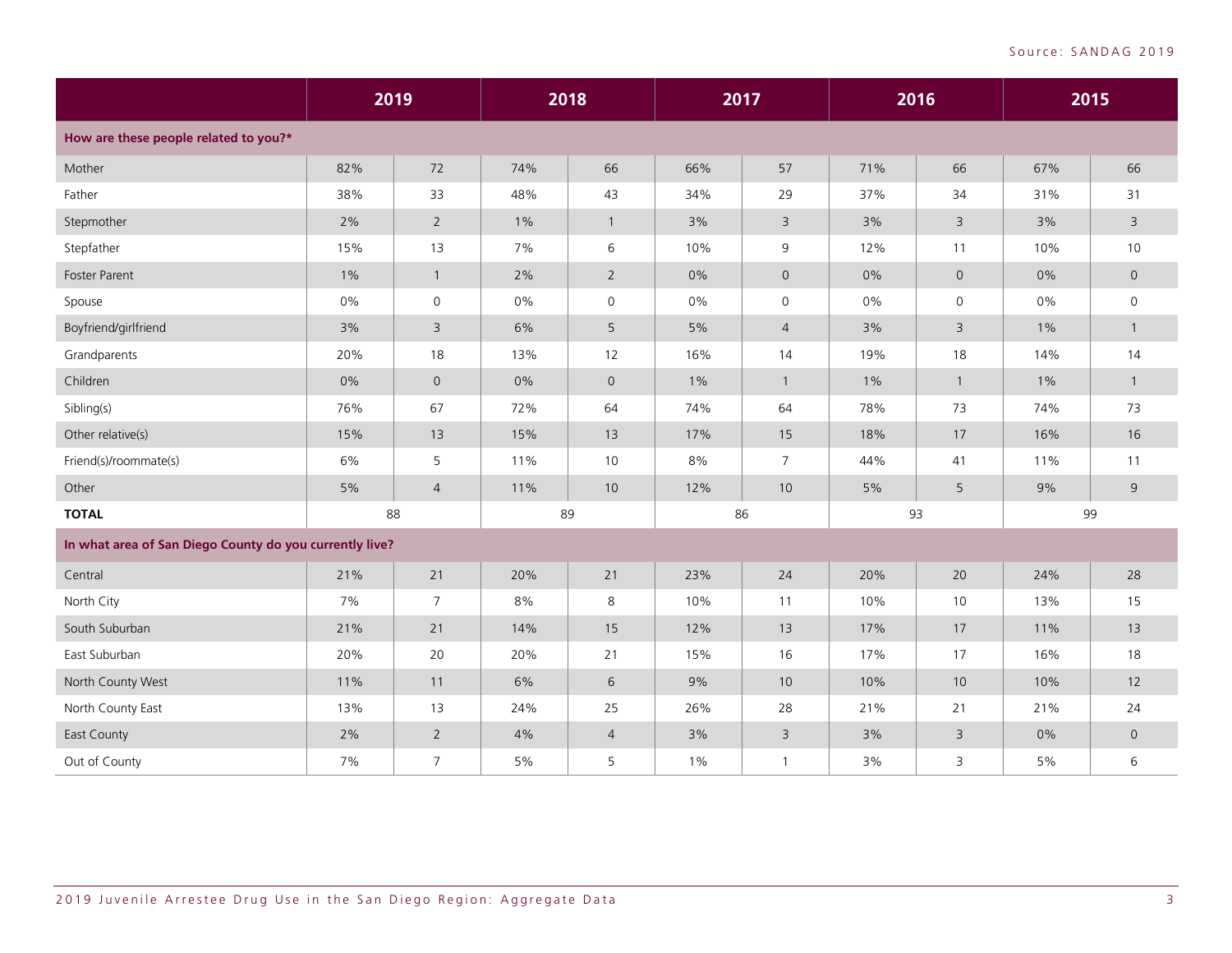Source: SANDAG 2019

| | 2019 | | 2018 | | 2017 | | 2016 | | 2015 | |
|---|---|---|---|---|---|---|---|---|---|---|
| **How are these people related to you?*** | | | | | | | | | | |
| Mother | 82% | 72 | 74% | 66 | 66% | 57 | 71% | 66 | 67% | 66 |
| Father | 38% | 33 | 48% | 43 | 34% | 29 | 37% | 34 | 31% | 31 |
| Stepmother | 2% | 2 | 1% | 1 | 3% | 3 | 3% | 3 | 3% | 3 |
| Stepfather | 15% | 13 | 7% | 6 | 10% | 9 | 12% | 11 | 10% | 10 |
| Foster Parent | 1% | 1 | 2% | 2 | 0% | 0 | 0% | 0 | 0% | 0 |
| Spouse | 0% | 0 | 0% | 0 | 0% | 0 | 0% | 0 | 0% | 0 |
| Boyfriend/girlfriend | 3% | 3 | 6% | 5 | 5% | 4 | 3% | 3 | 1% | 1 |
| Grandparents | 20% | 18 | 13% | 12 | 16% | 14 | 19% | 18 | 14% | 14 |
| Children | 0% | 0 | 0% | 0 | 1% | 1 | 1% | 1 | 1% | 1 |
| Sibling(s) | 76% | 67 | 72% | 64 | 74% | 64 | 78% | 73 | 74% | 73 |
| Other relative(s) | 15% | 13 | 15% | 13 | 17% | 15 | 18% | 17 | 16% | 16 |
| Friend(s)/roommate(s) | 6% | 5 | 11% | 10 | 8% | 7 | 44% | 41 | 11% | 11 |
| Other | 5% | 4 | 11% | 10 | 12% | 10 | 5% | 5 | 9% | 9 |
| **TOTAL** | 88 | | 89 | | 86 | | 93 | | 99 | |
| **In what area of San Diego County do you currently live?** | | | | | | | | | | |
| Central | 21% | 21 | 20% | 21 | 23% | 24 | 20% | 20 | 24% | 28 |
| North City | 7% | 7 | 8% | 8 | 10% | 11 | 10% | 10 | 13% | 15 |
| South Suburban | 21% | 21 | 14% | 15 | 12% | 13 | 17% | 17 | 11% | 13 |
| East Suburban | 20% | 20 | 20% | 21 | 15% | 16 | 17% | 17 | 16% | 18 |
| North County West | 11% | 11 | 6% | 6 | 9% | 10 | 10% | 10 | 10% | 12 |
| North County East | 13% | 13 | 24% | 25 | 26% | 28 | 21% | 21 | 21% | 24 |
| East County | 2% | 2 | 4% | 4 | 3% | 3 | 3% | 3 | 0% | 0 |
| Out of County | 7% | 7 | 5% | 5 | 1% | 1 | 3% | 3 | 5% | 6 |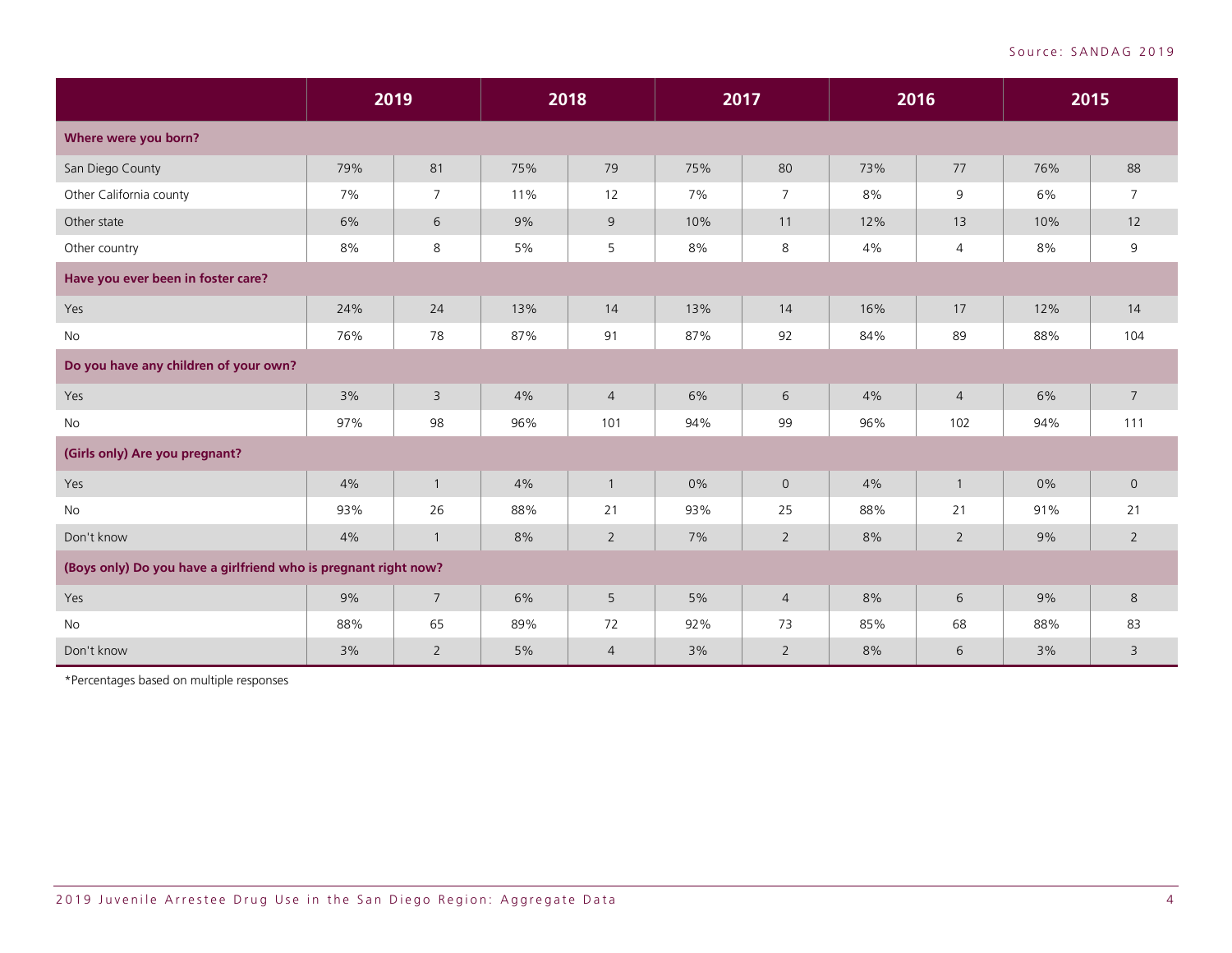Source: SANDAG 2019

| | 2019 | | 2018 | | 2017 | | 2016 | | 2015 | |
|---|---|---|---|---|---|---|---|---|---|---|
| **Where were you born?** | | | | | | | | | | |
| San Diego County | 79% | 81 | 75% | 79 | 75% | 80 | 73% | 77 | 76% | 88 |
| Other California county | 7% | 7 | 11% | 12 | 7% | 7 | 8% | 9 | 6% | 7 |
| Other state | 6% | 6 | 9% | 9 | 10% | 11 | 12% | 13 | 10% | 12 |
| Other country | 8% | 8 | 5% | 5 | 8% | 8 | 4% | 4 | 8% | 9 |
| **Have you ever been in foster care?** | | | | | | | | | | |
| Yes | 24% | 24 | 13% | 14 | 13% | 14 | 16% | 17 | 12% | 14 |
| No | 76% | 78 | 87% | 91 | 87% | 92 | 84% | 89 | 88% | 104 |
| **Do you have any children of your own?** | | | | | | | | | | |
| Yes | 3% | 3 | 4% | 4 | 6% | 6 | 4% | 4 | 6% | 7 |
| No | 97% | 98 | 96% | 101 | 94% | 99 | 96% | 102 | 94% | 111 |
| **(Girls only) Are you pregnant?** | | | | | | | | | | |
| Yes | 4% | 1 | 4% | 1 | 0% | 0 | 4% | 1 | 0% | 0 |
| No | 93% | 26 | 88% | 21 | 93% | 25 | 88% | 21 | 91% | 21 |
| Don't know | 4% | 1 | 8% | 2 | 7% | 2 | 8% | 2 | 9% | 2 |
| **(Boys only) Do you have a girlfriend who is pregnant right now?** | | | | | | | | | | |
| Yes | 9% | 7 | 6% | 5 | 5% | 4 | 8% | 6 | 9% | 8 |
| No | 88% | 65 | 89% | 72 | 92% | 73 | 85% | 68 | 88% | 83 |
| Don't know | 3% | 2 | 5% | 4 | 3% | 2 | 8% | 6 | 3% | 3 |

*Percentages based on multiple responses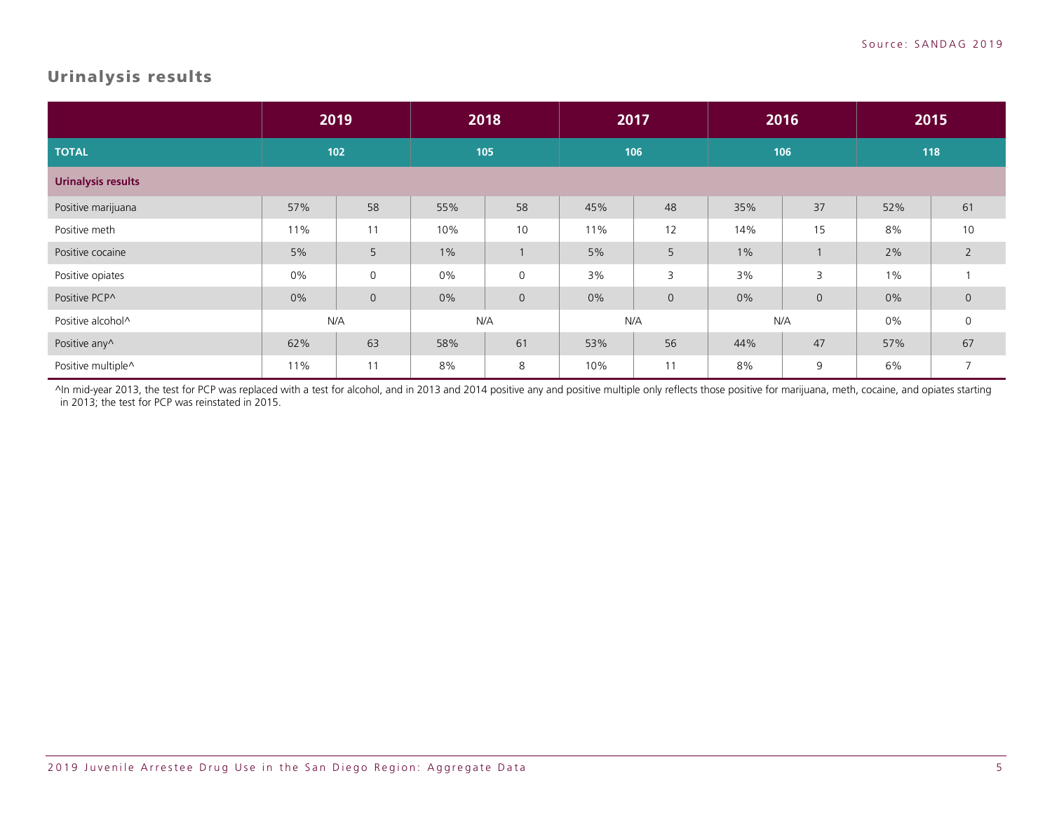## Urinalysis results

| | 2019 | | 2018 | | 2017 | | 2016 | | 2015 | |
|---|---|---|---|---|---|---|---|---|---|---|
| **TOTAL** | 102 | | 105 | | 106 | | 106 | | 118 | |
| **Urinalysis results** | | | | | | | | | | |
| Positive marijuana | 57% | 58 | 55% | 58 | 45% | 48 | 35% | 37 | 52% | 61 |
| Positive meth | 11% | 11 | 10% | 10 | 11% | 12 | 14% | 15 | 8% | 10 |
| Positive cocaine | 5% | 5 | 1% | 1 | 5% | 5 | 1% | 1 | 2% | 2 |
| Positive opiates | 0% | 0 | 0% | 0 | 3% | 3 | 3% | 3 | 1% | 1 |
| Positive PCP^ | 0% | 0 | 0% | 0 | 0% | 0 | 0% | 0 | 0% | 0 |
| Positive alcohol^ | N/A | | N/A | | N/A | | N/A | | 0% | 0 |
| Positive any^ | 62% | 63 | 58% | 61 | 53% | 56 | 44% | 47 | 57% | 67 |
| Positive multiple^ | 11% | 11 | 8% | 8 | 10% | 11 | 8% | 9 | 6% | 7 |

^In mid-year 2013, the test for PCP was replaced with a test for alcohol, and in 2013 and 2014 positive any and positive multiple only reflects those positive for marijuana, meth, cocaine, and opiates starting in 2013; the test for PCP was reinstated in 2015.

Source: SANDAG 2019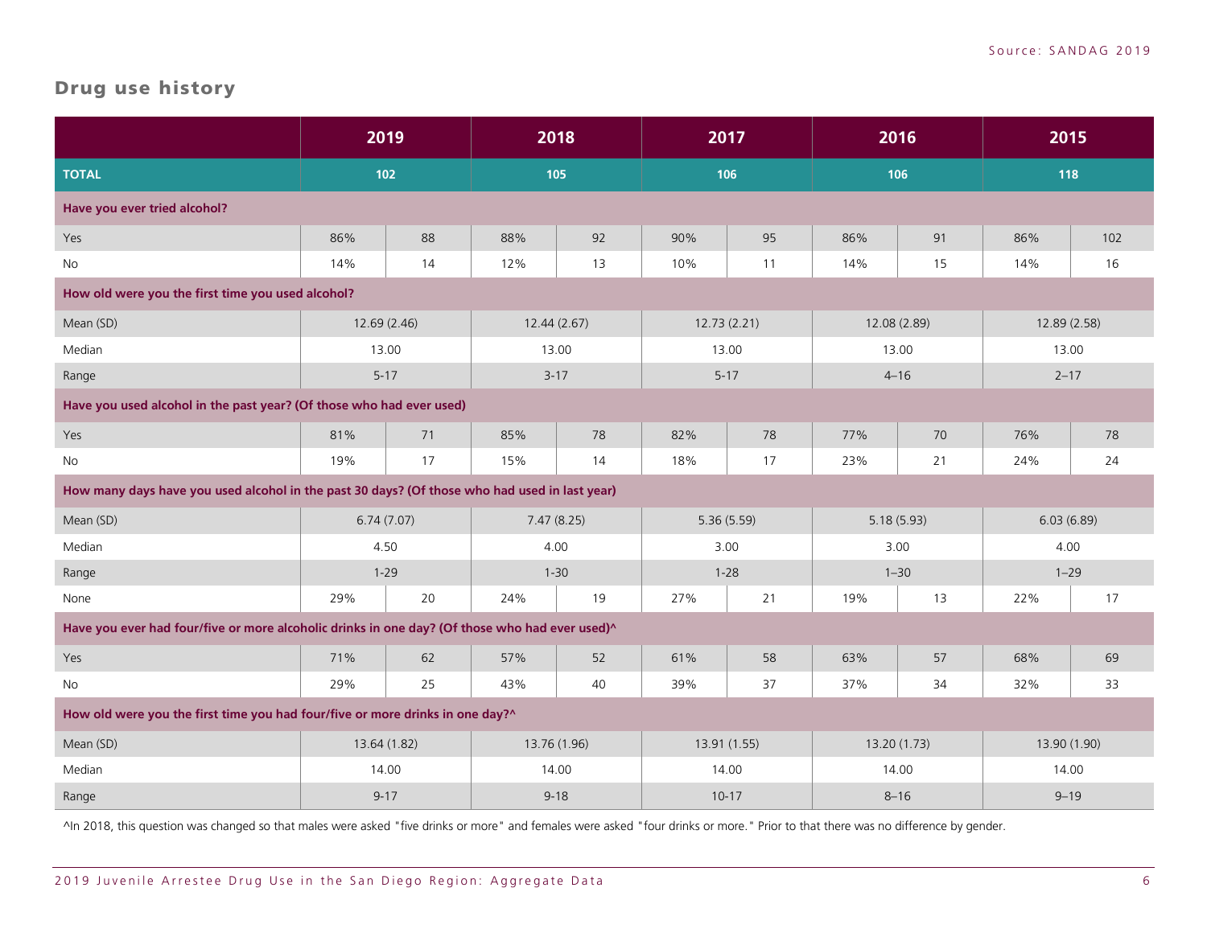## Drug use history

| | 2019 | | 2018 | | 2017 | | 2016 | | 2015 | |
|---|---|---|---|---|---|---|---|---|---|---|
| **TOTAL** | **102** | | **105** | | **106** | | **106** | | **118** | |
| **Have you ever tried alcohol?** | | | | | | | | | | |
| Yes | 86% | 88 | 88% | 92 | 90% | 95 | 86% | 91 | 86% | 102 |
| No | 14% | 14 | 12% | 13 | 10% | 11 | 14% | 15 | 14% | 16 |
| **How old were you the first time you used alcohol?** | | | | | | | | | | |
| Mean (SD) | 12.69 (2.46) | | 12.44 (2.67) | | 12.73 (2.21) | | 12.08 (2.89) | | 12.89 (2.58) | |
| Median | 13.00 | | 13.00 | | 13.00 | | 13.00 | | 13.00 | |
| Range | 5-17 | | 3-17 | | 5-17 | | 4–16 | | 2–17 | |
| **Have you used alcohol in the past year? (Of those who had ever used)** | | | | | | | | | | |
| Yes | 81% | 71 | 85% | 78 | 82% | 78 | 77% | 70 | 76% | 78 |
| No | 19% | 17 | 15% | 14 | 18% | 17 | 23% | 21 | 24% | 24 |
| **How many days have you used alcohol in the past 30 days? (Of those who had used in last year)** | | | | | | | | | | |
| Mean (SD) | 6.74 (7.07) | | 7.47 (8.25) | | 5.36 (5.59) | | 5.18 (5.93) | | 6.03 (6.89) | |
| Median | 4.50 | | 4.00 | | 3.00 | | 3.00 | | 4.00 | |
| Range | 1-29 | | 1-30 | | 1-28 | | 1–30 | | 1–29 | |
| None | 29% | 20 | 24% | 19 | 27% | 21 | 19% | 13 | 22% | 17 |
| **Have you ever had four/five or more alcoholic drinks in one day? (Of those who had ever used)^** | | | | | | | | | | |
| Yes | 71% | 62 | 57% | 52 | 61% | 58 | 63% | 57 | 68% | 69 |
| No | 29% | 25 | 43% | 40 | 39% | 37 | 37% | 34 | 32% | 33 |
| **How old were you the first time you had four/five or more drinks in one day?^** | | | | | | | | | | |
| Mean (SD) | 13.64 (1.82) | | 13.76 (1.96) | | 13.91 (1.55) | | 13.20 (1.73) | | 13.90 (1.90) | |
| Median | 14.00 | | 14.00 | | 14.00 | | 14.00 | | 14.00 | |
| Range | 9-17 | | 9-18 | | 10-17 | | 8–16 | | 9–19 | |

^In 2018, this question was changed so that males were asked "five drinks or more" and females were asked "four drinks or more." Prior to that there was no difference by gender.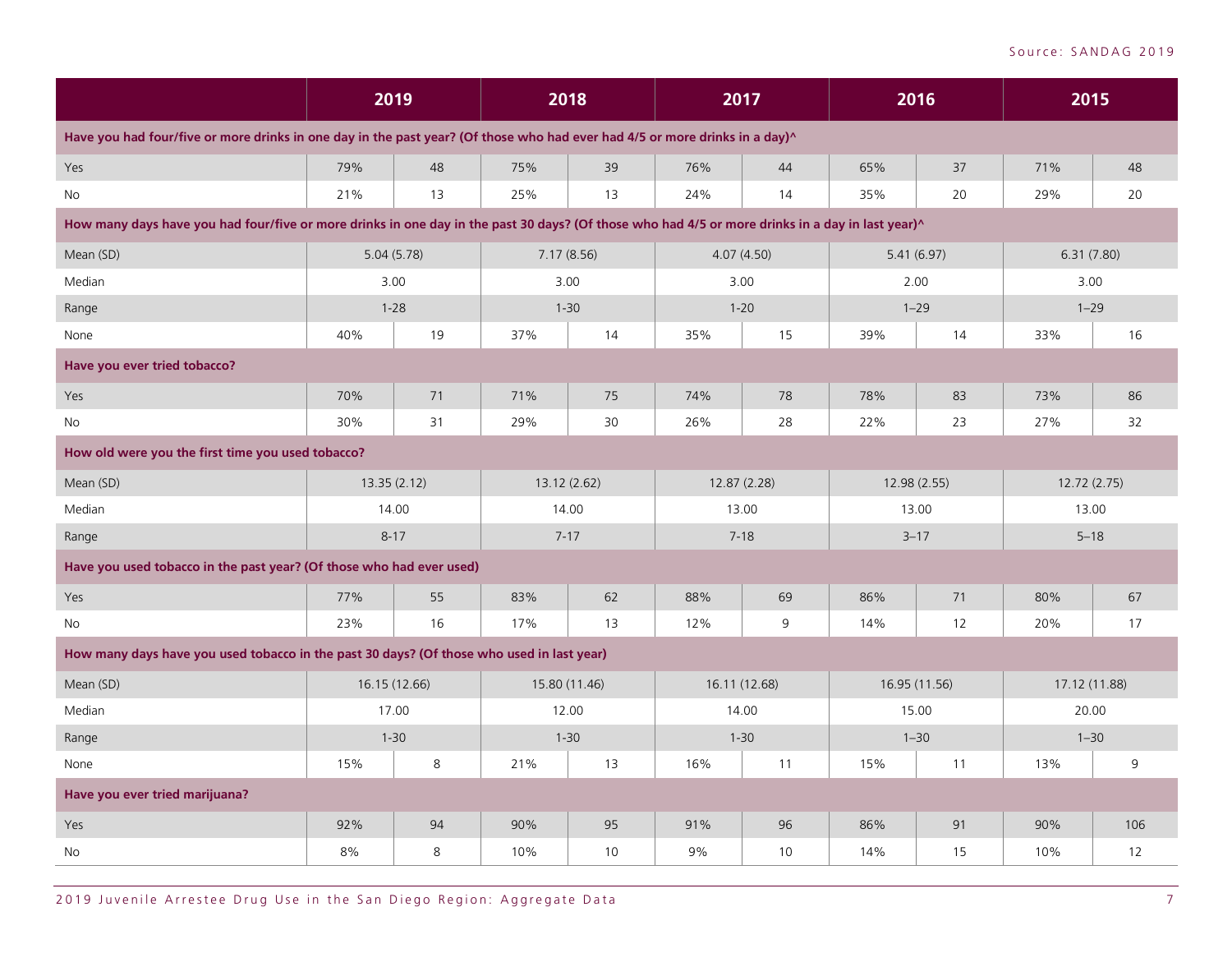| | 2019 | | 2018 | | 2017 | | 2016 | | 2015 | |
|---|---|---|---|---|---|---|---|---|---|---|
| **Have you had four/five or more drinks in one day in the past year? (Of those who had ever had 4/5 or more drinks in a day)^** | | | | | | | | | | |
| Yes | 79% | 48 | 75% | 39 | 76% | 44 | 65% | 37 | 71% | 48 |
| No | 21% | 13 | 25% | 13 | 24% | 14 | 35% | 20 | 29% | 20 |
| **How many days have you had four/five or more drinks in one day in the past 30 days? (Of those who had 4/5 or more drinks in a day in last year)^** | | | | | | | | | | |
| Mean (SD) | 5.04 (5.78) | | 7.17 (8.56) | | 4.07 (4.50) | | 5.41 (6.97) | | 6.31 (7.80) | |
| Median | 3.00 | | 3.00 | | 3.00 | | 2.00 | | 3.00 | |
| Range | 1-28 | | 1-30 | | 1-20 | | 1–29 | | 1–29 | |
| None | 40% | 19 | 37% | 14 | 35% | 15 | 39% | 14 | 33% | 16 |
| **Have you ever tried tobacco?** | | | | | | | | | | |
| Yes | 70% | 71 | 71% | 75 | 74% | 78 | 78% | 83 | 73% | 86 |
| No | 30% | 31 | 29% | 30 | 26% | 28 | 22% | 23 | 27% | 32 |
| **How old were you the first time you used tobacco?** | | | | | | | | | | |
| Mean (SD) | 13.35 (2.12) | | 13.12 (2.62) | | 12.87 (2.28) | | 12.98 (2.55) | | 12.72 (2.75) | |
| Median | 14.00 | | 14.00 | | 13.00 | | 13.00 | | 13.00 | |
| Range | 8-17 | | 7-17 | | 7-18 | | 3–17 | | 5–18 | |
| **Have you used tobacco in the past year? (Of those who had ever used)** | | | | | | | | | | |
| Yes | 77% | 55 | 83% | 62 | 88% | 69 | 86% | 71 | 80% | 67 |
| No | 23% | 16 | 17% | 13 | 12% | 9 | 14% | 12 | 20% | 17 |
| **How many days have you used tobacco in the past 30 days? (Of those who used in last year)** | | | | | | | | | | |
| Mean (SD) | 16.15 (12.66) | | 15.80 (11.46) | | 16.11 (12.68) | | 16.95 (11.56) | | 17.12 (11.88) | |
| Median | 17.00 | | 12.00 | | 14.00 | | 15.00 | | 20.00 | |
| Range | 1-30 | | 1-30 | | 1-30 | | 1–30 | | 1–30 | |
| None | 15% | 8 | 21% | 13 | 16% | 11 | 15% | 11 | 13% | 9 |
| **Have you ever tried marijuana?** | | | | | | | | | | |
| Yes | 92% | 94 | 90% | 95 | 91% | 96 | 86% | 91 | 90% | 106 |
| No | 8% | 8 | 10% | 10 | 9% | 10 | 14% | 15 | 10% | 12 |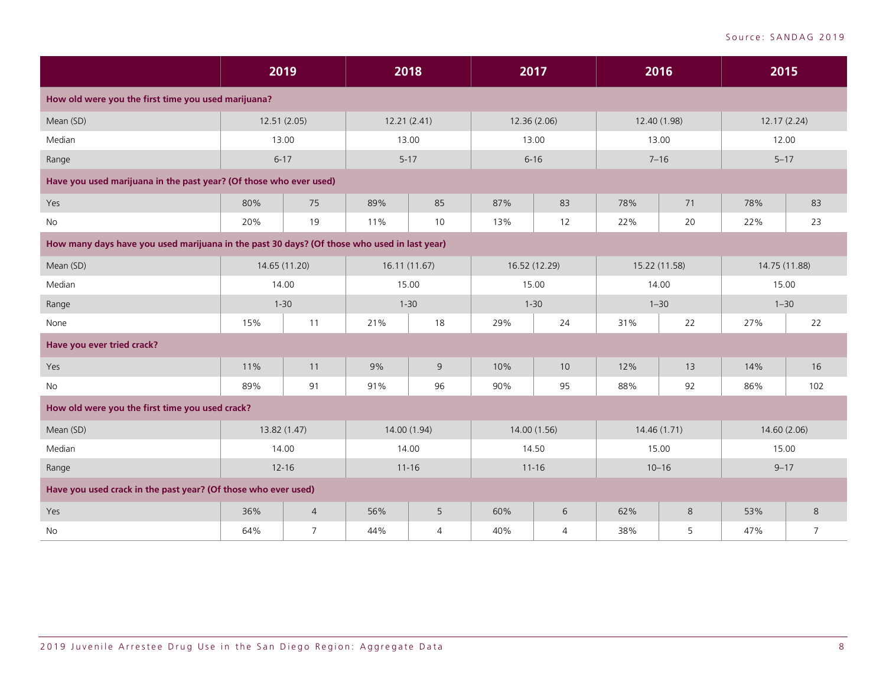Source: SANDAG 2019

| | 2019 | | 2018 | | 2017 | | 2016 | | 2015 | |
|---|---|---|---|---|---|---|---|---|---|---|
| **How old were you the first time you used marijuana?** | | | | | | | | | | |
| Mean (SD) | 12.51 (2.05) | | 12.21 (2.41) | | 12.36 (2.06) | | 12.40 (1.98) | | 12.17 (2.24) | |
| Median | 13.00 | | 13.00 | | 13.00 | | 13.00 | | 12.00 | |
| Range | 6-17 | | 5-17 | | 6-16 | | 7–16 | | 5–17 | |
| **Have you used marijuana in the past year? (Of those who ever used)** | | | | | | | | | | |
| Yes | 80% | 75 | 89% | 85 | 87% | 83 | 78% | 71 | 78% | 83 |
| No | 20% | 19 | 11% | 10 | 13% | 12 | 22% | 20 | 22% | 23 |
| **How many days have you used marijuana in the past 30 days? (Of those who used in last year)** | | | | | | | | | | |
| Mean (SD) | 14.65 (11.20) | | 16.11 (11.67) | | 16.52 (12.29) | | 15.22 (11.58) | | 14.75 (11.88) | |
| Median | 14.00 | | 15.00 | | 15.00 | | 14.00 | | 15.00 | |
| Range | 1-30 | | 1-30 | | 1-30 | | 1–30 | | 1–30 | |
| None | 15% | 11 | 21% | 18 | 29% | 24 | 31% | 22 | 27% | 22 |
| **Have you ever tried crack?** | | | | | | | | | | |
| Yes | 11% | 11 | 9% | 9 | 10% | 10 | 12% | 13 | 14% | 16 |
| No | 89% | 91 | 91% | 96 | 90% | 95 | 88% | 92 | 86% | 102 |
| **How old were you the first time you used crack?** | | | | | | | | | | |
| Mean (SD) | 13.82 (1.47) | | 14.00 (1.94) | | 14.00 (1.56) | | 14.46 (1.71) | | 14.60 (2.06) | |
| Median | 14.00 | | 14.00 | | 14.50 | | 15.00 | | 15.00 | |
| Range | 12-16 | | 11-16 | | 11-16 | | 10–16 | | 9–17 | |
| **Have you used crack in the past year? (Of those who ever used)** | | | | | | | | | | |
| Yes | 36% | 4 | 56% | 5 | 60% | 6 | 62% | 8 | 53% | 8 |
| No | 64% | 7 | 44% | 4 | 40% | 4 | 38% | 5 | 47% | 7 |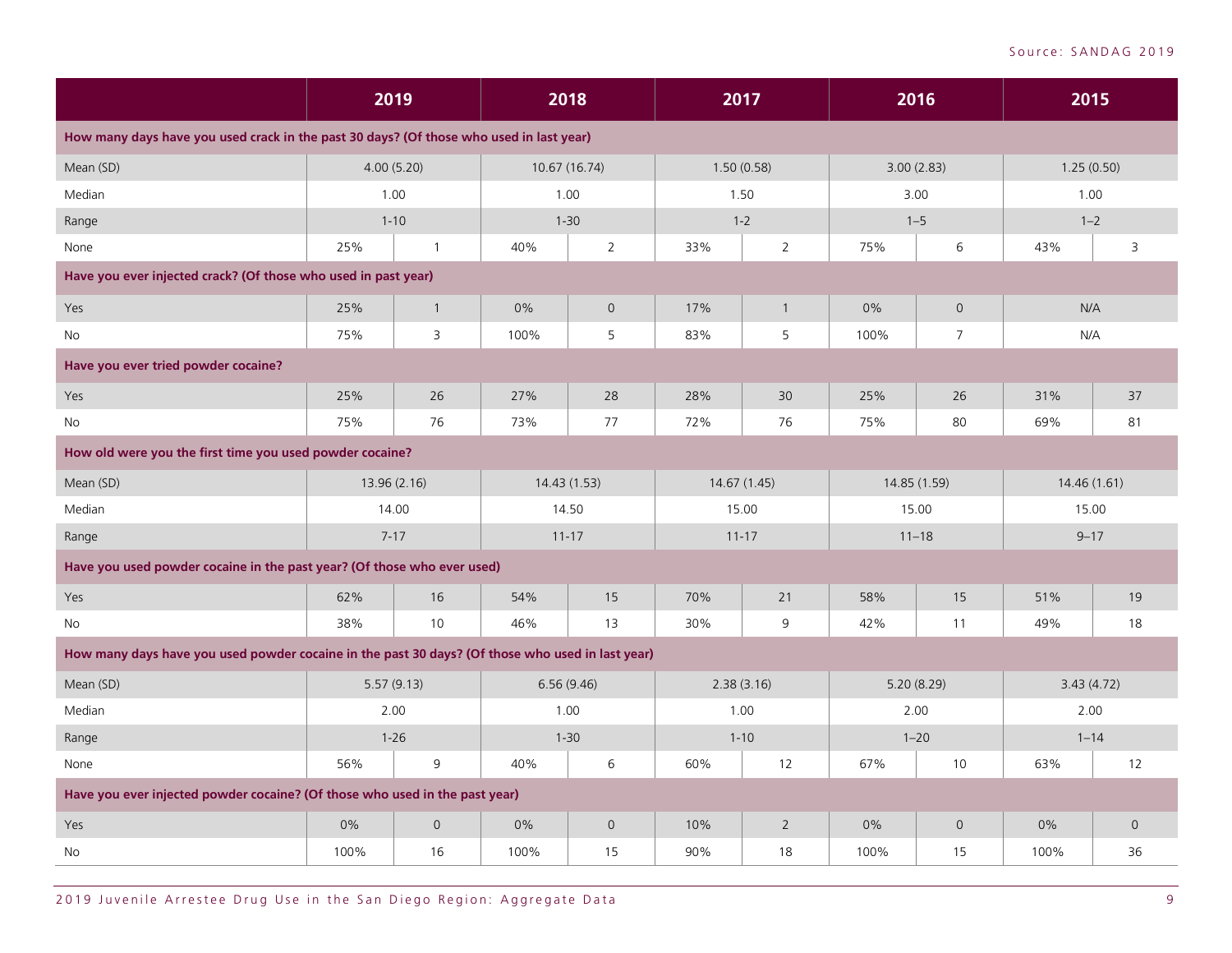Source: SANDAG 2019

| | 2019 | | 2018 | | 2017 | | 2016 | | 2015 | |
|---|---|---|---|---|---|---|---|---|---|---|
| **How many days have you used crack in the past 30 days? (Of those who used in last year)** | | | | | | | | | | |
| Mean (SD) | 4.00 (5.20) | | 10.67 (16.74) | | 1.50 (0.58) | | 3.00 (2.83) | | 1.25 (0.50) | |
| Median | 1.00 | | 1.00 | | 1.50 | | 3.00 | | 1.00 | |
| Range | 1-10 | | 1-30 | | 1-2 | | 1–5 | | 1–2 | |
| None | 25% | 1 | 40% | 2 | 33% | 2 | 75% | 6 | 43% | 3 |
| **Have you ever injected crack? (Of those who used in past year)** | | | | | | | | | | |
| Yes | 25% | 1 | 0% | 0 | 17% | 1 | 0% | 0 | N/A | |
| No | 75% | 3 | 100% | 5 | 83% | 5 | 100% | 7 | N/A | |
| **Have you ever tried powder cocaine?** | | | | | | | | | | |
| Yes | 25% | 26 | 27% | 28 | 28% | 30 | 25% | 26 | 31% | 37 |
| No | 75% | 76 | 73% | 77 | 72% | 76 | 75% | 80 | 69% | 81 |
| **How old were you the first time you used powder cocaine?** | | | | | | | | | | |
| Mean (SD) | 13.96 (2.16) | | 14.43 (1.53) | | 14.67 (1.45) | | 14.85 (1.59) | | 14.46 (1.61) | |
| Median | 14.00 | | 14.50 | | 15.00 | | 15.00 | | 15.00 | |
| Range | 7-17 | | 11-17 | | 11-17 | | 11–18 | | 9–17 | |
| **Have you used powder cocaine in the past year? (Of those who ever used)** | | | | | | | | | | |
| Yes | 62% | 16 | 54% | 15 | 70% | 21 | 58% | 15 | 51% | 19 |
| No | 38% | 10 | 46% | 13 | 30% | 9 | 42% | 11 | 49% | 18 |
| **How many days have you used powder cocaine in the past 30 days? (Of those who used in last year)** | | | | | | | | | | |
| Mean (SD) | 5.57 (9.13) | | 6.56 (9.46) | | 2.38 (3.16) | | 5.20 (8.29) | | 3.43 (4.72) | |
| Median | 2.00 | | 1.00 | | 1.00 | | 2.00 | | 2.00 | |
| Range | 1-26 | | 1-30 | | 1-10 | | 1–20 | | 1–14 | |
| None | 56% | 9 | 40% | 6 | 60% | 12 | 67% | 10 | 63% | 12 |
| **Have you ever injected powder cocaine? (Of those who used in the past year)** | | | | | | | | | | |
| Yes | 0% | 0 | 0% | 0 | 10% | 2 | 0% | 0 | 0% | 0 |
| No | 100% | 16 | 100% | 15 | 90% | 18 | 100% | 15 | 100% | 36 |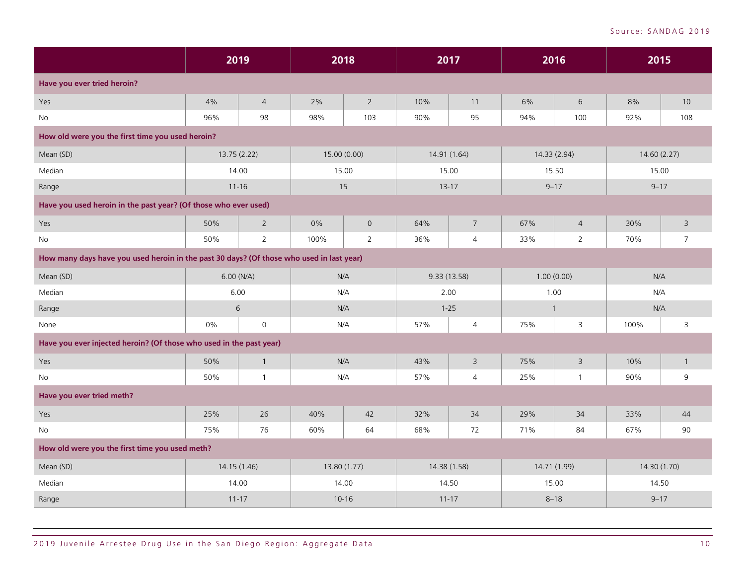Source: SANDAG 2019

| | 2019 | | 2018 | | 2017 | | 2016 | | 2015 | |
|---|---|---|---|---|---|---|---|---|---|---|
| **Have you ever tried heroin?** | | | | | | | | | | |
| Yes | 4% | 4 | 2% | 2 | 10% | 11 | 6% | 6 | 8% | 10 |
| No | 96% | 98 | 98% | 103 | 90% | 95 | 94% | 100 | 92% | 108 |
| **How old were you the first time you used heroin?** | | | | | | | | | | |
| Mean (SD) | 13.75 (2.22) | | 15.00 (0.00) | | 14.91 (1.64) | | 14.33 (2.94) | | 14.60 (2.27) | |
| Median | 14.00 | | 15.00 | | 15.00 | | 15.50 | | 15.00 | |
| Range | 11-16 | | 15 | | 13-17 | | 9–17 | | 9–17 | |
| **Have you used heroin in the past year? (Of those who ever used)** | | | | | | | | | | |
| Yes | 50% | 2 | 0% | 0 | 64% | 7 | 67% | 4 | 30% | 3 |
| No | 50% | 2 | 100% | 2 | 36% | 4 | 33% | 2 | 70% | 7 |
| **How many days have you used heroin in the past 30 days? (Of those who used in last year)** | | | | | | | | | | |
| Mean (SD) | 6.00 (N/A) | | N/A | | 9.33 (13.58) | | 1.00 (0.00) | | N/A | |
| Median | 6.00 | | N/A | | 2.00 | | 1.00 | | N/A | |
| Range | 6 | | N/A | | 1-25 | | 1 | | N/A | |
| None | 0% | 0 | N/A | | 57% | 4 | 75% | 3 | 100% | 3 |
| **Have you ever injected heroin? (Of those who used in the past year)** | | | | | | | | | | |
| Yes | 50% | 1 | N/A | | 43% | 3 | 75% | 3 | 10% | 1 |
| No | 50% | 1 | N/A | | 57% | 4 | 25% | 1 | 90% | 9 |
| **Have you ever tried meth?** | | | | | | | | | | |
| Yes | 25% | 26 | 40% | 42 | 32% | 34 | 29% | 34 | 33% | 44 |
| No | 75% | 76 | 60% | 64 | 68% | 72 | 71% | 84 | 67% | 90 |
| **How old were you the first time you used meth?** | | | | | | | | | | |
| Mean (SD) | 14.15 (1.46) | | 13.80 (1.77) | | 14.38 (1.58) | | 14.71 (1.99) | | 14.30 (1.70) | |
| Median | 14.00 | | 14.00 | | 14.50 | | 15.00 | | 14.50 | |
| Range | 11-17 | | 10-16 | | 11-17 | | 8–18 | | 9–17 | |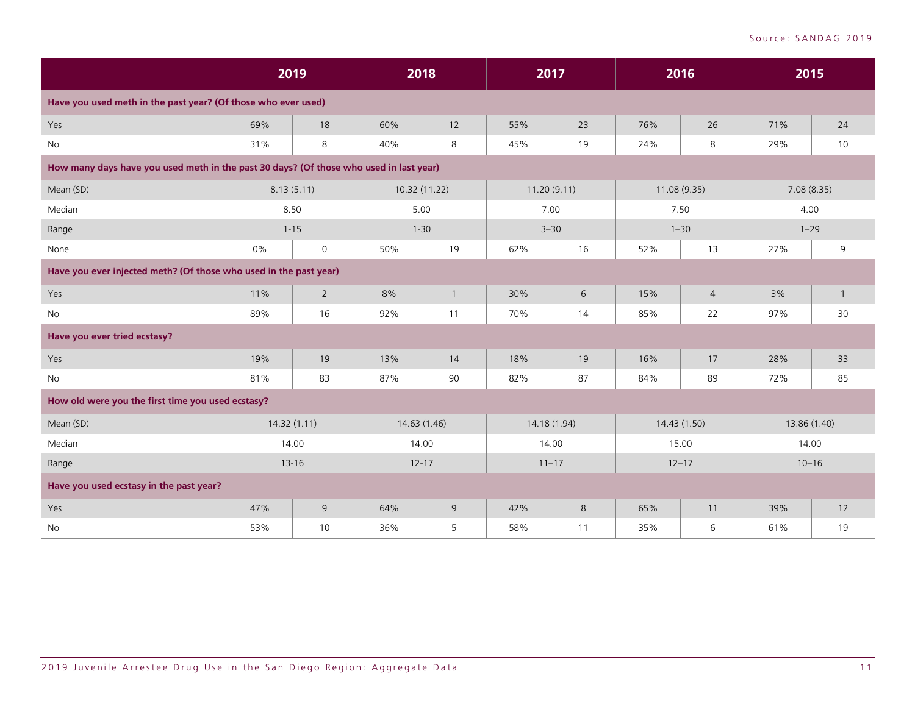Source: SANDAG 2019

| | 2019 | | 2018 | | 2017 | | 2016 | | 2015 | |
|---|---|---|---|---|---|---|---|---|---|---|
| **Have you used meth in the past year? (Of those who ever used)** | | | | | | | | | | |
| Yes | 69% | 18 | 60% | 12 | 55% | 23 | 76% | 26 | 71% | 24 |
| No | 31% | 8 | 40% | 8 | 45% | 19 | 24% | 8 | 29% | 10 |
| **How many days have you used meth in the past 30 days? (Of those who used in last year)** | | | | | | | | | | |
| Mean (SD) | 8.13 (5.11) | | 10.32 (11.22) | | 11.20 (9.11) | | 11.08 (9.35) | | 7.08 (8.35) | |
| Median | 8.50 | | 5.00 | | 7.00 | | 7.50 | | 4.00 | |
| Range | 1-15 | | 1-30 | | 3–30 | | 1–30 | | 1–29 | |
| None | 0% | 0 | 50% | 19 | 62% | 16 | 52% | 13 | 27% | 9 |
| **Have you ever injected meth? (Of those who used in the past year)** | | | | | | | | | | |
| Yes | 11% | 2 | 8% | 1 | 30% | 6 | 15% | 4 | 3% | 1 |
| No | 89% | 16 | 92% | 11 | 70% | 14 | 85% | 22 | 97% | 30 |
| **Have you ever tried ecstasy?** | | | | | | | | | | |
| Yes | 19% | 19 | 13% | 14 | 18% | 19 | 16% | 17 | 28% | 33 |
| No | 81% | 83 | 87% | 90 | 82% | 87 | 84% | 89 | 72% | 85 |
| **How old were you the first time you used ecstasy?** | | | | | | | | | | |
| Mean (SD) | 14.32 (1.11) | | 14.63 (1.46) | | 14.18 (1.94) | | 14.43 (1.50) | | 13.86 (1.40) | |
| Median | 14.00 | | 14.00 | | 14.00 | | 15.00 | | 14.00 | |
| Range | 13-16 | | 12-17 | | 11–17 | | 12–17 | | 10–16 | |
| **Have you used ecstasy in the past year?** | | | | | | | | | | |
| Yes | 47% | 9 | 64% | 9 | 42% | 8 | 65% | 11 | 39% | 12 |
| No | 53% | 10 | 36% | 5 | 58% | 11 | 35% | 6 | 61% | 19 |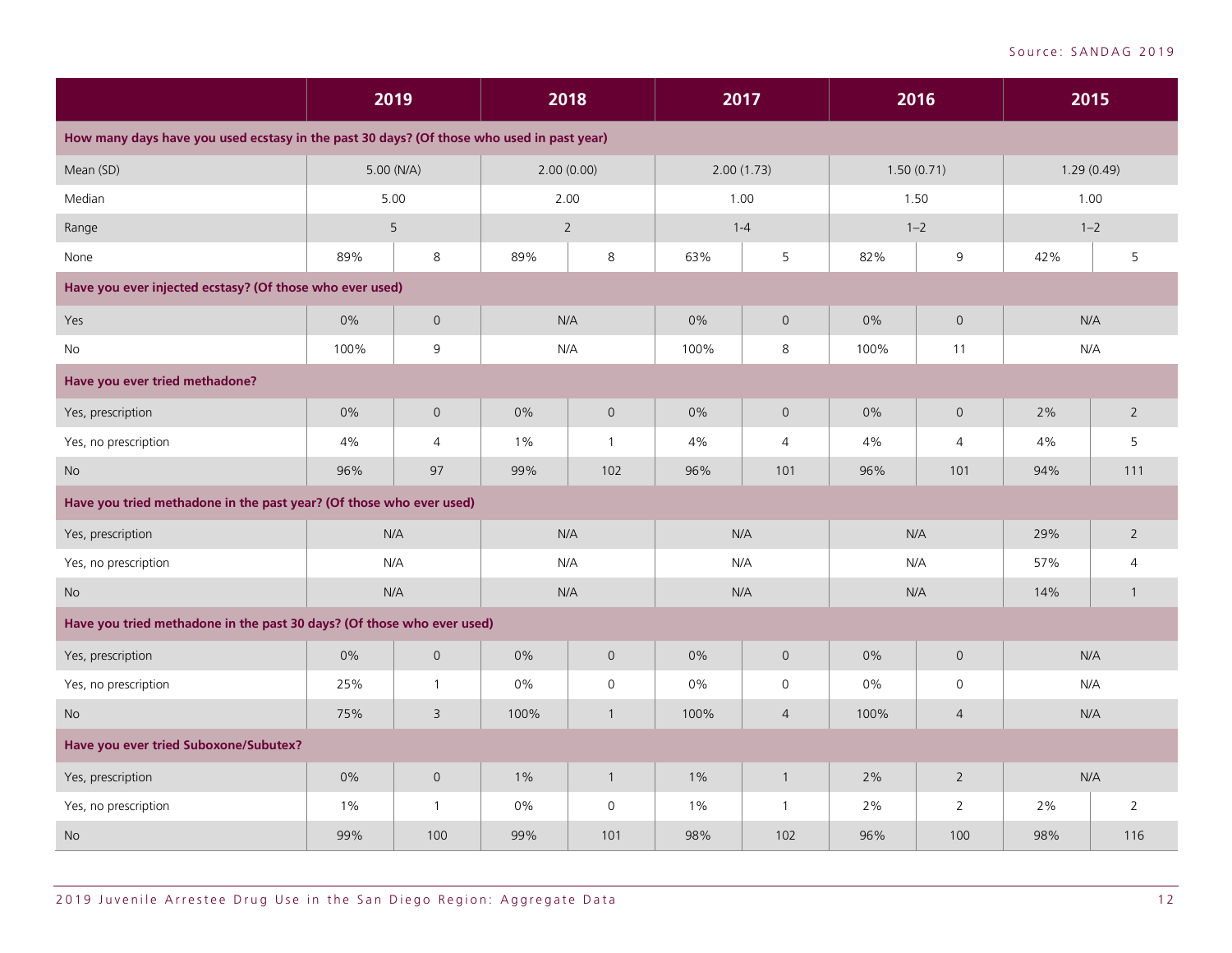Source: SANDAG 2019

| | 2019 | | 2018 | | 2017 | | 2016 | | 2015 | |
|---|---|---|---|---|---|---|---|---|---|---|
| **How many days have you used ecstasy in the past 30 days? (Of those who used in past year)** | | | | | | | | | | |
| Mean (SD) | 5.00 (N/A) | | 2.00 (0.00) | | 2.00 (1.73) | | 1.50 (0.71) | | 1.29 (0.49) | |
| Median | 5.00 | | 2.00 | | 1.00 | | 1.50 | | 1.00 | |
| Range | 5 | | 2 | | 1-4 | | 1–2 | | 1–2 | |
| None | 89% | 8 | 89% | 8 | 63% | 5 | 82% | 9 | 42% | 5 |
| **Have you ever injected ecstasy? (Of those who ever used)** | | | | | | | | | | |
| Yes | 0% | 0 | N/A | | 0% | 0 | 0% | 0 | N/A | |
| No | 100% | 9 | N/A | | 100% | 8 | 100% | 11 | N/A | |
| **Have you ever tried methadone?** | | | | | | | | | | |
| Yes, prescription | 0% | 0 | 0% | 0 | 0% | 0 | 0% | 0 | 2% | 2 |
| Yes, no prescription | 4% | 4 | 1% | 1 | 4% | 4 | 4% | 4 | 4% | 5 |
| No | 96% | 97 | 99% | 102 | 96% | 101 | 96% | 101 | 94% | 111 |
| **Have you tried methadone in the past year? (Of those who ever used)** | | | | | | | | | | |
| Yes, prescription | N/A | | N/A | | N/A | | N/A | | 29% | 2 |
| Yes, no prescription | N/A | | N/A | | N/A | | N/A | | 57% | 4 |
| No | N/A | | N/A | | N/A | | N/A | | 14% | 1 |
| **Have you tried methadone in the past 30 days? (Of those who ever used)** | | | | | | | | | | |
| Yes, prescription | 0% | 0 | 0% | 0 | 0% | 0 | 0% | 0 | N/A | |
| Yes, no prescription | 25% | 1 | 0% | 0 | 0% | 0 | 0% | 0 | N/A | |
| No | 75% | 3 | 100% | 1 | 100% | 4 | 100% | 4 | N/A | |
| **Have you ever tried Suboxone/Subutex?** | | | | | | | | | | |
| Yes, prescription | 0% | 0 | 1% | 1 | 1% | 1 | 2% | 2 | N/A | |
| Yes, no prescription | 1% | 1 | 0% | 0 | 1% | 1 | 2% | 2 | 2% | 2 |
| No | 99% | 100 | 99% | 101 | 98% | 102 | 96% | 100 | 98% | 116 |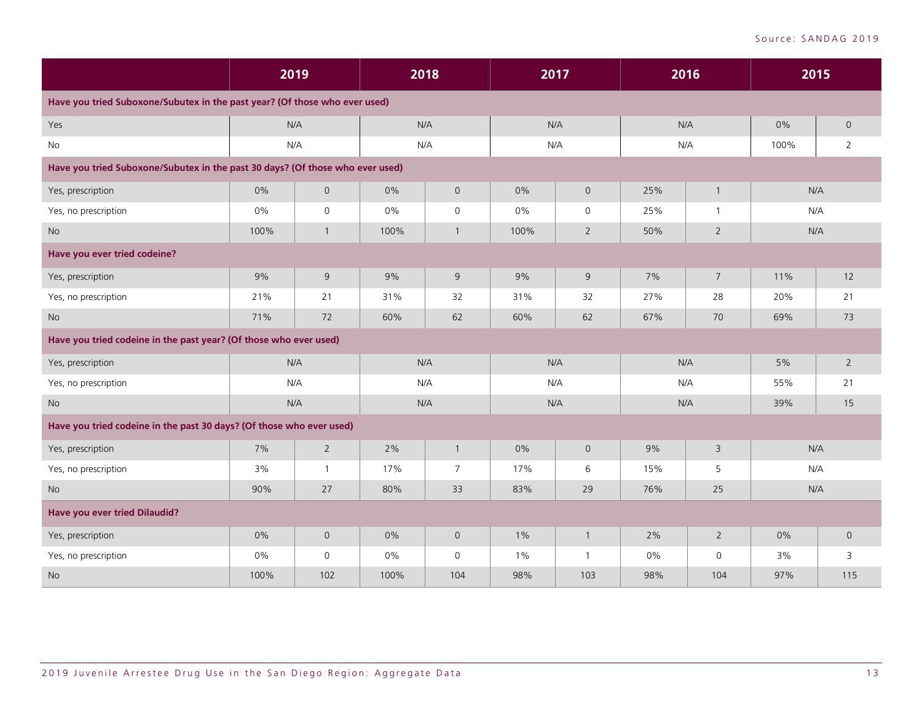Source: SANDAG 2019

| | 2019 | | 2018 | | 2017 | | 2016 | | 2015 | |
|---|---|---|---|---|---|---|---|---|---|---|
| **Have you tried Suboxone/Subutex in the past year? (Of those who ever used)** | | | | | | | | | | |
| Yes | N/A | | N/A | | N/A | | N/A | | 0% | 0 |
| No | N/A | | N/A | | N/A | | N/A | | 100% | 2 |
| **Have you tried Suboxone/Subutex in the past 30 days? (Of those who ever used)** | | | | | | | | | | |
| Yes, prescription | 0% | 0 | 0% | 0 | 0% | 0 | 25% | 1 | N/A | |
| Yes, no prescription | 0% | 0 | 0% | 0 | 0% | 0 | 25% | 1 | N/A | |
| No | 100% | 1 | 100% | 1 | 100% | 2 | 50% | 2 | N/A | |
| **Have you ever tried codeine?** | | | | | | | | | | |
| Yes, prescription | 9% | 9 | 9% | 9 | 9% | 9 | 7% | 7 | 11% | 12 |
| Yes, no prescription | 21% | 21 | 31% | 32 | 31% | 32 | 27% | 28 | 20% | 21 |
| No | 71% | 72 | 60% | 62 | 60% | 62 | 67% | 70 | 69% | 73 |
| **Have you tried codeine in the past year? (Of those who ever used)** | | | | | | | | | | |
| Yes, prescription | N/A | | N/A | | N/A | | N/A | | 5% | 2 |
| Yes, no prescription | N/A | | N/A | | N/A | | N/A | | 55% | 21 |
| No | N/A | | N/A | | N/A | | N/A | | 39% | 15 |
| **Have you tried codeine in the past 30 days? (Of those who ever used)** | | | | | | | | | | |
| Yes, prescription | 7% | 2 | 2% | 1 | 0% | 0 | 9% | 3 | N/A | |
| Yes, no prescription | 3% | 1 | 17% | 7 | 17% | 6 | 15% | 5 | N/A | |
| No | 90% | 27 | 80% | 33 | 83% | 29 | 76% | 25 | N/A | |
| **Have you ever tried Dilaudid?** | | | | | | | | | | |
| Yes, prescription | 0% | 0 | 0% | 0 | 1% | 1 | 2% | 2 | 0% | 0 |
| Yes, no prescription | 0% | 0 | 0% | 0 | 1% | 1 | 0% | 0 | 3% | 3 |
| No | 100% | 102 | 100% | 104 | 98% | 103 | 98% | 104 | 97% | 115 |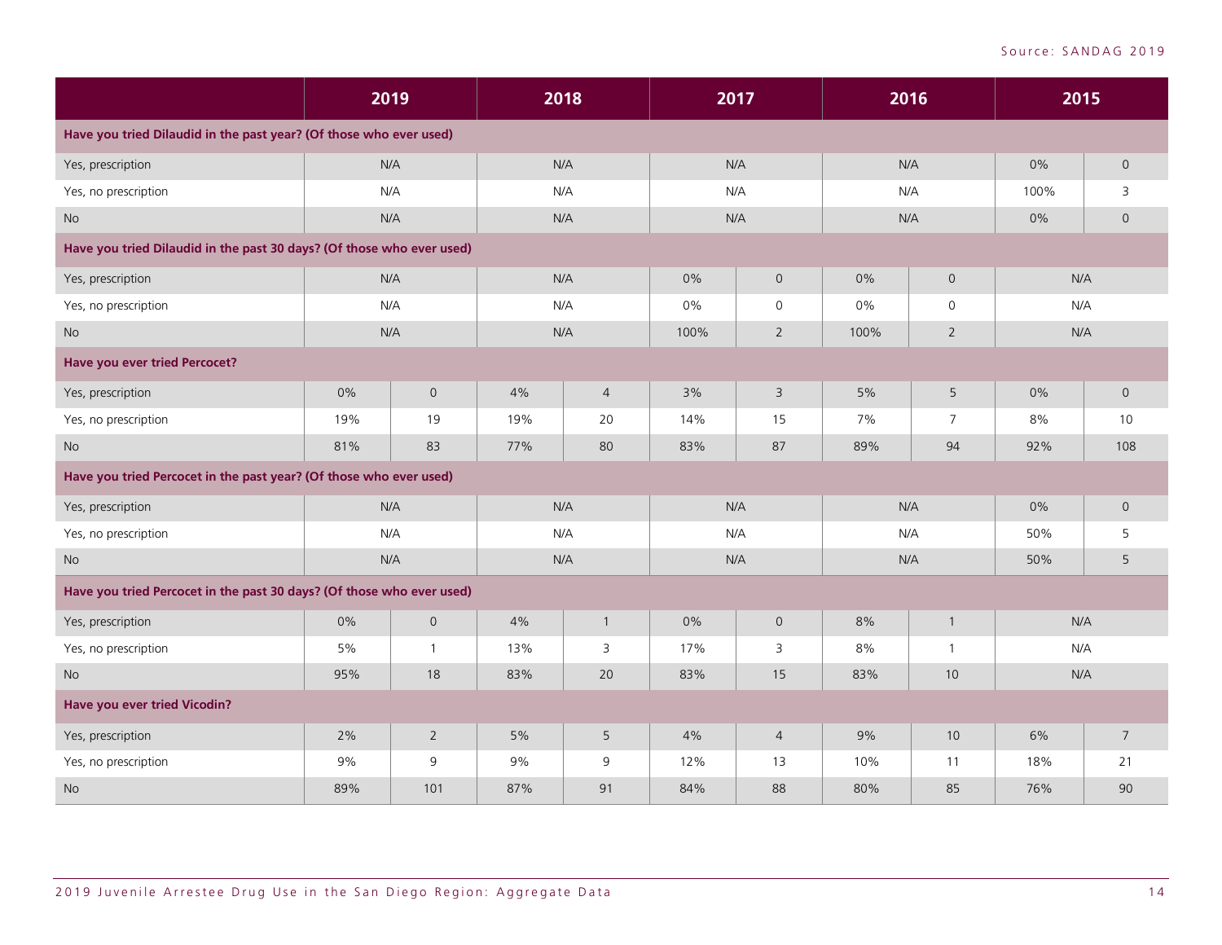Source: SANDAG 2019

| | 2019 | | 2018 | | 2017 | | 2016 | | 2015 | |
|---|---|---|---|---|---|---|---|---|---|---|
| **Have you tried Dilaudid in the past year? (Of those who ever used)** | | | | | | | | | | |
| Yes, prescription | N/A | | N/A | | N/A | | N/A | | 0% | 0 |
| Yes, no prescription | N/A | | N/A | | N/A | | N/A | | 100% | 3 |
| No | N/A | | N/A | | N/A | | N/A | | 0% | 0 |
| **Have you tried Dilaudid in the past 30 days? (Of those who ever used)** | | | | | | | | | | |
| Yes, prescription | N/A | | N/A | | 0% | 0 | 0% | 0 | N/A | |
| Yes, no prescription | N/A | | N/A | | 0% | 0 | 0% | 0 | N/A | |
| No | N/A | | N/A | | 100% | 2 | 100% | 2 | N/A | |
| **Have you ever tried Percocet?** | | | | | | | | | | |
| Yes, prescription | 0% | 0 | 4% | 4 | 3% | 3 | 5% | 5 | 0% | 0 |
| Yes, no prescription | 19% | 19 | 19% | 20 | 14% | 15 | 7% | 7 | 8% | 10 |
| No | 81% | 83 | 77% | 80 | 83% | 87 | 89% | 94 | 92% | 108 |
| **Have you tried Percocet in the past year? (Of those who ever used)** | | | | | | | | | | |
| Yes, prescription | N/A | | N/A | | N/A | | N/A | | 0% | 0 |
| Yes, no prescription | N/A | | N/A | | N/A | | N/A | | 50% | 5 |
| No | N/A | | N/A | | N/A | | N/A | | 50% | 5 |
| **Have you tried Percocet in the past 30 days? (Of those who ever used)** | | | | | | | | | | |
| Yes, prescription | 0% | 0 | 4% | 1 | 0% | 0 | 8% | 1 | N/A | |
| Yes, no prescription | 5% | 1 | 13% | 3 | 17% | 3 | 8% | 1 | N/A | |
| No | 95% | 18 | 83% | 20 | 83% | 15 | 83% | 10 | N/A | |
| **Have you ever tried Vicodin?** | | | | | | | | | | |
| Yes, prescription | 2% | 2 | 5% | 5 | 4% | 4 | 9% | 10 | 6% | 7 |
| Yes, no prescription | 9% | 9 | 9% | 9 | 12% | 13 | 10% | 11 | 18% | 21 |
| No | 89% | 101 | 87% | 91 | 84% | 88 | 80% | 85 | 76% | 90 |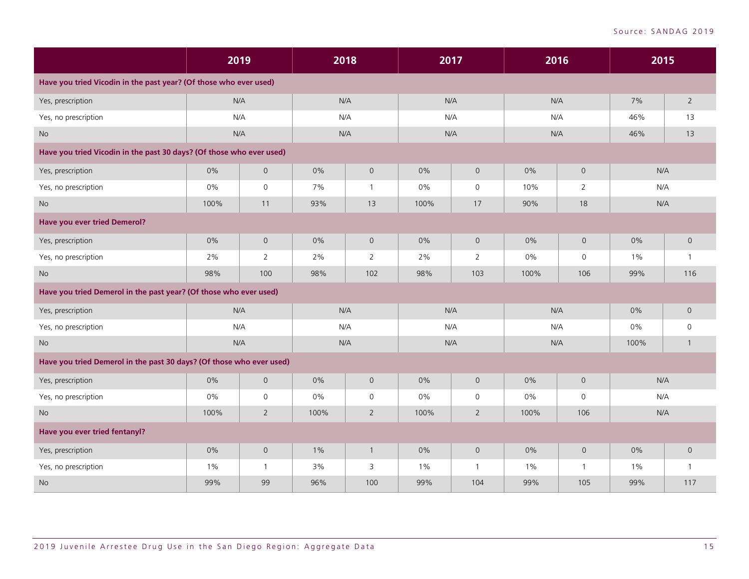Source: SANDAG 2019

| | 2019 | | 2018 | | 2017 | | 2016 | | 2015 | |
|---|---|---|---|---|---|---|---|---|---|---|
| **Have you tried Vicodin in the past year? (Of those who ever used)** | | | | | | | | | | |
| Yes, prescription | N/A | | N/A | | N/A | | N/A | | 7% | 2 |
| Yes, no prescription | N/A | | N/A | | N/A | | N/A | | 46% | 13 |
| No | N/A | | N/A | | N/A | | N/A | | 46% | 13 |
| **Have you tried Vicodin in the past 30 days? (Of those who ever used)** | | | | | | | | | | |
| Yes, prescription | 0% | 0 | 0% | 0 | 0% | 0 | 0% | 0 | N/A | |
| Yes, no prescription | 0% | 0 | 7% | 1 | 0% | 0 | 10% | 2 | N/A | |
| No | 100% | 11 | 93% | 13 | 100% | 17 | 90% | 18 | N/A | |
| **Have you ever tried Demerol?** | | | | | | | | | | |
| Yes, prescription | 0% | 0 | 0% | 0 | 0% | 0 | 0% | 0 | 0% | 0 |
| Yes, no prescription | 2% | 2 | 2% | 2 | 2% | 2 | 0% | 0 | 1% | 1 |
| No | 98% | 100 | 98% | 102 | 98% | 103 | 100% | 106 | 99% | 116 |
| **Have you tried Demerol in the past year? (Of those who ever used)** | | | | | | | | | | |
| Yes, prescription | N/A | | N/A | | N/A | | N/A | | 0% | 0 |
| Yes, no prescription | N/A | | N/A | | N/A | | N/A | | 0% | 0 |
| No | N/A | | N/A | | N/A | | N/A | | 100% | 1 |
| **Have you tried Demerol in the past 30 days? (Of those who ever used)** | | | | | | | | | | |
| Yes, prescription | 0% | 0 | 0% | 0 | 0% | 0 | 0% | 0 | N/A | |
| Yes, no prescription | 0% | 0 | 0% | 0 | 0% | 0 | 0% | 0 | N/A | |
| No | 100% | 2 | 100% | 2 | 100% | 2 | 100% | 106 | N/A | |
| **Have you ever tried fentanyl?** | | | | | | | | | | |
| Yes, prescription | 0% | 0 | 1% | 1 | 0% | 0 | 0% | 0 | 0% | 0 |
| Yes, no prescription | 1% | 1 | 3% | 3 | 1% | 1 | 1% | 1 | 1% | 1 |
| No | 99% | 99 | 96% | 100 | 99% | 104 | 99% | 105 | 99% | 117 |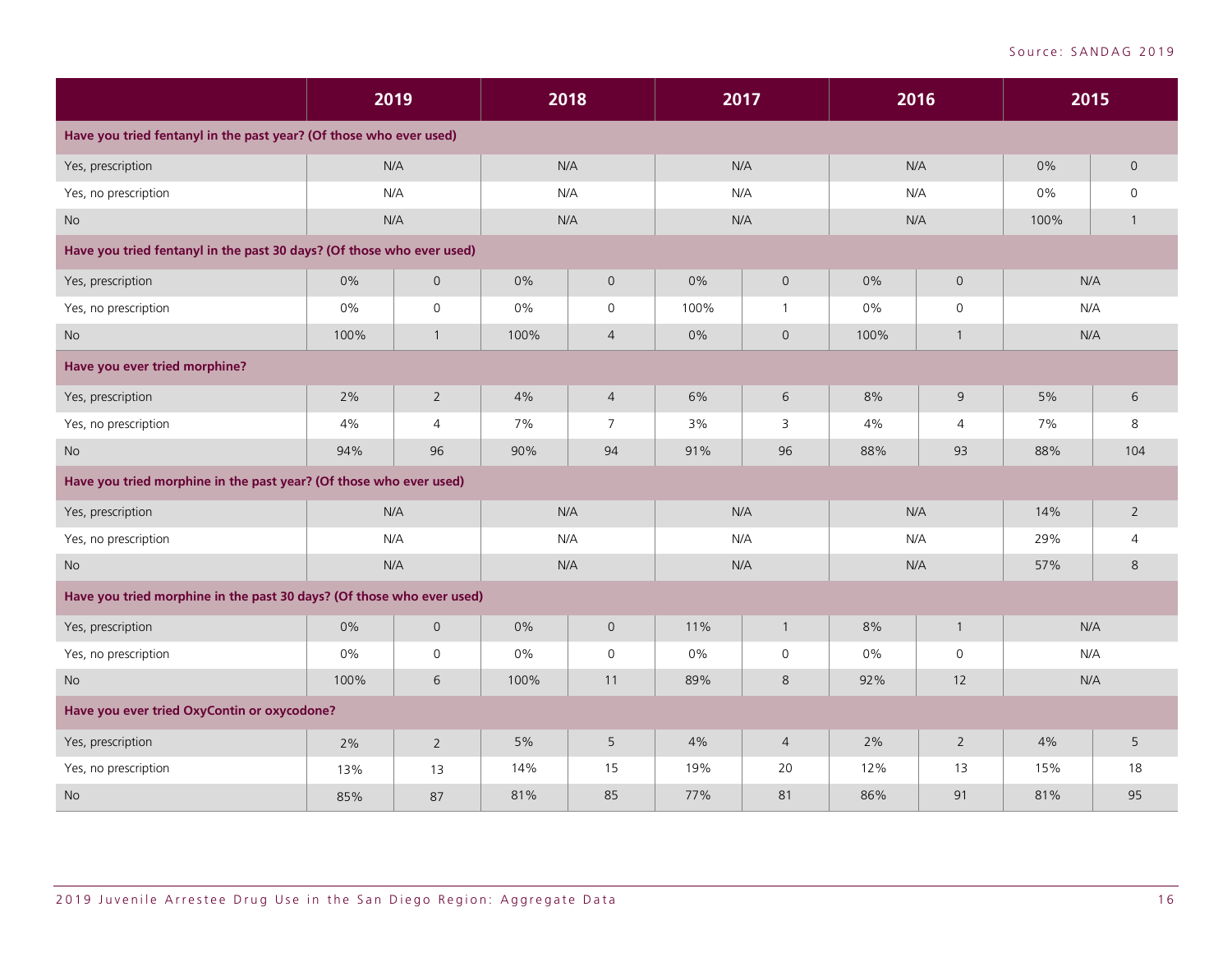Source: SANDAG 2019

| | 2019 | | 2018 | | 2017 | | 2016 | | 2015 | |
|---|---|---|---|---|---|---|---|---|---|---|
| **Have you tried fentanyl in the past year? (Of those who ever used)** | | | | | | | | | | |
| Yes, prescription | N/A | | N/A | | N/A | | N/A | | 0% | 0 |
| Yes, no prescription | N/A | | N/A | | N/A | | N/A | | 0% | 0 |
| No | N/A | | N/A | | N/A | | N/A | | 100% | 1 |
| **Have you tried fentanyl in the past 30 days? (Of those who ever used)** | | | | | | | | | | |
| Yes, prescription | 0% | 0 | 0% | 0 | 0% | 0 | 0% | 0 | N/A | |
| Yes, no prescription | 0% | 0 | 0% | 0 | 100% | 1 | 0% | 0 | N/A | |
| No | 100% | 1 | 100% | 4 | 0% | 0 | 100% | 1 | N/A | |
| **Have you ever tried morphine?** | | | | | | | | | | |
| Yes, prescription | 2% | 2 | 4% | 4 | 6% | 6 | 8% | 9 | 5% | 6 |
| Yes, no prescription | 4% | 4 | 7% | 7 | 3% | 3 | 4% | 4 | 7% | 8 |
| No | 94% | 96 | 90% | 94 | 91% | 96 | 88% | 93 | 88% | 104 |
| **Have you tried morphine in the past year? (Of those who ever used)** | | | | | | | | | | |
| Yes, prescription | N/A | | N/A | | N/A | | N/A | | 14% | 2 |
| Yes, no prescription | N/A | | N/A | | N/A | | N/A | | 29% | 4 |
| No | N/A | | N/A | | N/A | | N/A | | 57% | 8 |
| **Have you tried morphine in the past 30 days? (Of those who ever used)** | | | | | | | | | | |
| Yes, prescription | 0% | 0 | 0% | 0 | 11% | 1 | 8% | 1 | N/A | |
| Yes, no prescription | 0% | 0 | 0% | 0 | 0% | 0 | 0% | 0 | N/A | |
| No | 100% | 6 | 100% | 11 | 89% | 8 | 92% | 12 | N/A | |
| **Have you ever tried OxyContin or oxycodone?** | | | | | | | | | | |
| Yes, prescription | 2% | 2 | 5% | 5 | 4% | 4 | 2% | 2 | 4% | 5 |
| Yes, no prescription | 13% | 13 | 14% | 15 | 19% | 20 | 12% | 13 | 15% | 18 |
| No | 85% | 87 | 81% | 85 | 77% | 81 | 86% | 91 | 81% | 95 |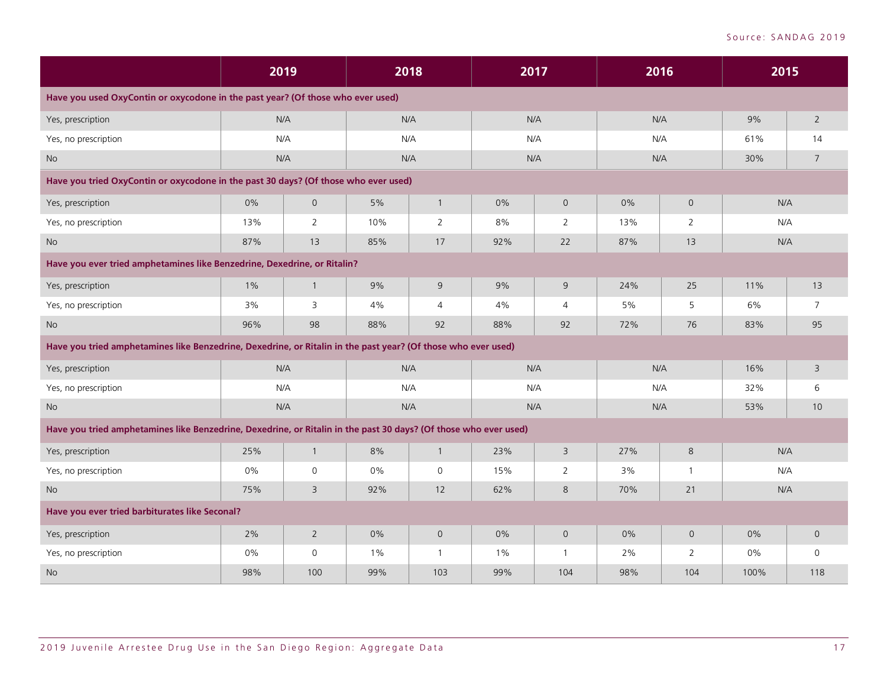| | 2019 | | 2018 | | 2017 | | 2016 | | 2015 | |
|---|---|---|---|---|---|---|---|---|---|---|
| **Have you used OxyContin or oxycodone in the past year? (Of those who ever used)** | | | | | | | | | | |
| Yes, prescription | N/A | | N/A | | N/A | | N/A | | 9% | 2 |
| Yes, no prescription | N/A | | N/A | | N/A | | N/A | | 61% | 14 |
| No | N/A | | N/A | | N/A | | N/A | | 30% | 7 |
| **Have you tried OxyContin or oxycodone in the past 30 days? (Of those who ever used)** | | | | | | | | | | |
| Yes, prescription | 0% | 0 | 5% | 1 | 0% | 0 | 0% | 0 | N/A | |
| Yes, no prescription | 13% | 2 | 10% | 2 | 8% | 2 | 13% | 2 | N/A | |
| No | 87% | 13 | 85% | 17 | 92% | 22 | 87% | 13 | N/A | |
| **Have you ever tried amphetamines like Benzedrine, Dexedrine, or Ritalin?** | | | | | | | | | | |
| Yes, prescription | 1% | 1 | 9% | 9 | 9% | 9 | 24% | 25 | 11% | 13 |
| Yes, no prescription | 3% | 3 | 4% | 4 | 4% | 4 | 5% | 5 | 6% | 7 |
| No | 96% | 98 | 88% | 92 | 88% | 92 | 72% | 76 | 83% | 95 |
| **Have you tried amphetamines like Benzedrine, Dexedrine, or Ritalin in the past year? (Of those who ever used)** | | | | | | | | | | |
| Yes, prescription | N/A | | N/A | | N/A | | N/A | | 16% | 3 |
| Yes, no prescription | N/A | | N/A | | N/A | | N/A | | 32% | 6 |
| No | N/A | | N/A | | N/A | | N/A | | 53% | 10 |
| **Have you tried amphetamines like Benzedrine, Dexedrine, or Ritalin in the past 30 days? (Of those who ever used)** | | | | | | | | | | |
| Yes, prescription | 25% | 1 | 8% | 1 | 23% | 3 | 27% | 8 | N/A | |
| Yes, no prescription | 0% | 0 | 0% | 0 | 15% | 2 | 3% | 1 | N/A | |
| No | 75% | 3 | 92% | 12 | 62% | 8 | 70% | 21 | N/A | |
| **Have you ever tried barbiturates like Seconal?** | | | | | | | | | | |
| Yes, prescription | 2% | 2 | 0% | 0 | 0% | 0 | 0% | 0 | 0% | 0 |
| Yes, no prescription | 0% | 0 | 1% | 1 | 1% | 1 | 2% | 2 | 0% | 0 |
| No | 98% | 100 | 99% | 103 | 99% | 104 | 98% | 104 | 100% | 118 |

Source: SANDAG 2019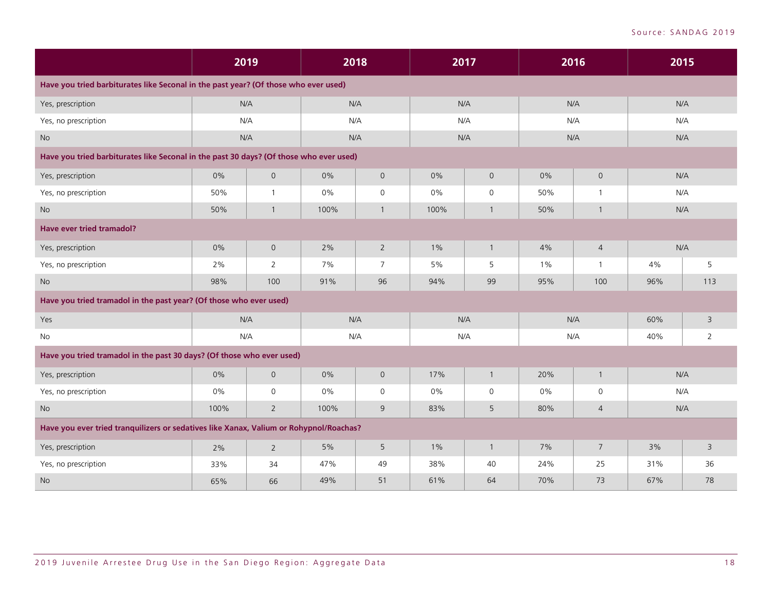Source: SANDAG 2019

| | 2019 | | 2018 | | 2017 | | 2016 | | 2015 | |
|---|---|---|---|---|---|---|---|---|---|---|
| **Have you tried barbiturates like Seconal in the past year? (Of those who ever used)** | | | | | | | | | | |
| Yes, prescription | N/A | | N/A | | N/A | | N/A | | N/A | |
| Yes, no prescription | N/A | | N/A | | N/A | | N/A | | N/A | |
| No | N/A | | N/A | | N/A | | N/A | | N/A | |
| **Have you tried barbiturates like Seconal in the past 30 days? (Of those who ever used)** | | | | | | | | | | |
| Yes, prescription | 0% | 0 | 0% | 0 | 0% | 0 | 0% | 0 | N/A | |
| Yes, no prescription | 50% | 1 | 0% | 0 | 0% | 0 | 50% | 1 | N/A | |
| No | 50% | 1 | 100% | 1 | 100% | 1 | 50% | 1 | N/A | |
| **Have ever tried tramadol?** | | | | | | | | | | |
| Yes, prescription | 0% | 0 | 2% | 2 | 1% | 1 | 4% | 4 | N/A | |
| Yes, no prescription | 2% | 2 | 7% | 7 | 5% | 5 | 1% | 1 | 4% | 5 |
| No | 98% | 100 | 91% | 96 | 94% | 99 | 95% | 100 | 96% | 113 |
| **Have you tried tramadol in the past year? (Of those who ever used)** | | | | | | | | | | |
| Yes | N/A | | N/A | | N/A | | N/A | | 60% | 3 |
| No | N/A | | N/A | | N/A | | N/A | | 40% | 2 |
| **Have you tried tramadol in the past 30 days? (Of those who ever used)** | | | | | | | | | | |
| Yes, prescription | 0% | 0 | 0% | 0 | 17% | 1 | 20% | 1 | N/A | |
| Yes, no prescription | 0% | 0 | 0% | 0 | 0% | 0 | 0% | 0 | N/A | |
| No | 100% | 2 | 100% | 9 | 83% | 5 | 80% | 4 | N/A | |
| **Have you ever tried tranquilizers or sedatives like Xanax, Valium or Rohypnol/Roachas?** | | | | | | | | | | |
| Yes, prescription | 2% | 2 | 5% | 5 | 1% | 1 | 7% | 7 | 3% | 3 |
| Yes, no prescription | 33% | 34 | 47% | 49 | 38% | 40 | 24% | 25 | 31% | 36 |
| No | 65% | 66 | 49% | 51 | 61% | 64 | 70% | 73 | 67% | 78 |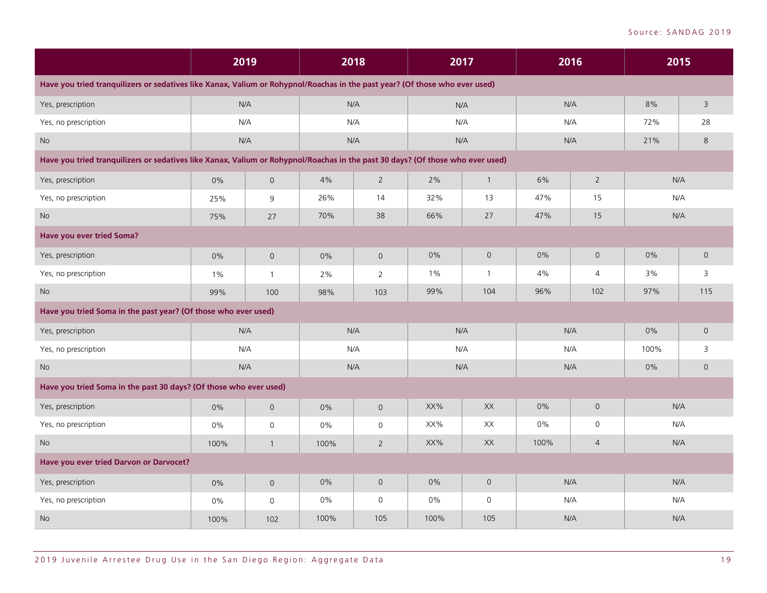Source: SANDAG 2019

| | 2019 | | 2018 | | 2017 | | 2016 | | 2015 | |
|---|---|---|---|---|---|---|---|---|---|---|
| **Have you tried tranquilizers or sedatives like Xanax, Valium or Rohypnol/Roachas in the past year? (Of those who ever used)** | | | | | | | | | | |
| Yes, prescription | N/A | | N/A | | N/A | | N/A | | 8% | 3 |
| Yes, no prescription | N/A | | N/A | | N/A | | N/A | | 72% | 28 |
| No | N/A | | N/A | | N/A | | N/A | | 21% | 8 |
| **Have you tried tranquilizers or sedatives like Xanax, Valium or Rohypnol/Roachas in the past 30 days? (Of those who ever used)** | | | | | | | | | | |
| Yes, prescription | 0% | 0 | 4% | 2 | 2% | 1 | 6% | 2 | N/A | |
| Yes, no prescription | 25% | 9 | 26% | 14 | 32% | 13 | 47% | 15 | N/A | |
| No | 75% | 27 | 70% | 38 | 66% | 27 | 47% | 15 | N/A | |
| **Have you ever tried Soma?** | | | | | | | | | | |
| Yes, prescription | 0% | 0 | 0% | 0 | 0% | 0 | 0% | 0 | 0% | 0 |
| Yes, no prescription | 1% | 1 | 2% | 2 | 1% | 1 | 4% | 4 | 3% | 3 |
| No | 99% | 100 | 98% | 103 | 99% | 104 | 96% | 102 | 97% | 115 |
| **Have you tried Soma in the past year? (Of those who ever used)** | | | | | | | | | | |
| Yes, prescription | N/A | | N/A | | N/A | | N/A | | 0% | 0 |
| Yes, no prescription | N/A | | N/A | | N/A | | N/A | | 100% | 3 |
| No | N/A | | N/A | | N/A | | N/A | | 0% | 0 |
| **Have you tried Soma in the past 30 days? (Of those who ever used)** | | | | | | | | | | |
| Yes, prescription | 0% | 0 | 0% | 0 | XX% | XX | 0% | 0 | N/A | |
| Yes, no prescription | 0% | 0 | 0% | 0 | XX% | XX | 0% | 0 | N/A | |
| No | 100% | 1 | 100% | 2 | XX% | XX | 100% | 4 | N/A | |
| **Have you ever tried Darvon or Darvocet?** | | | | | | | | | | |
| Yes, prescription | 0% | 0 | 0% | 0 | 0% | 0 | N/A | | N/A | |
| Yes, no prescription | 0% | 0 | 0% | 0 | 0% | 0 | N/A | | N/A | |
| No | 100% | 102 | 100% | 105 | 100% | 105 | N/A | | N/A | |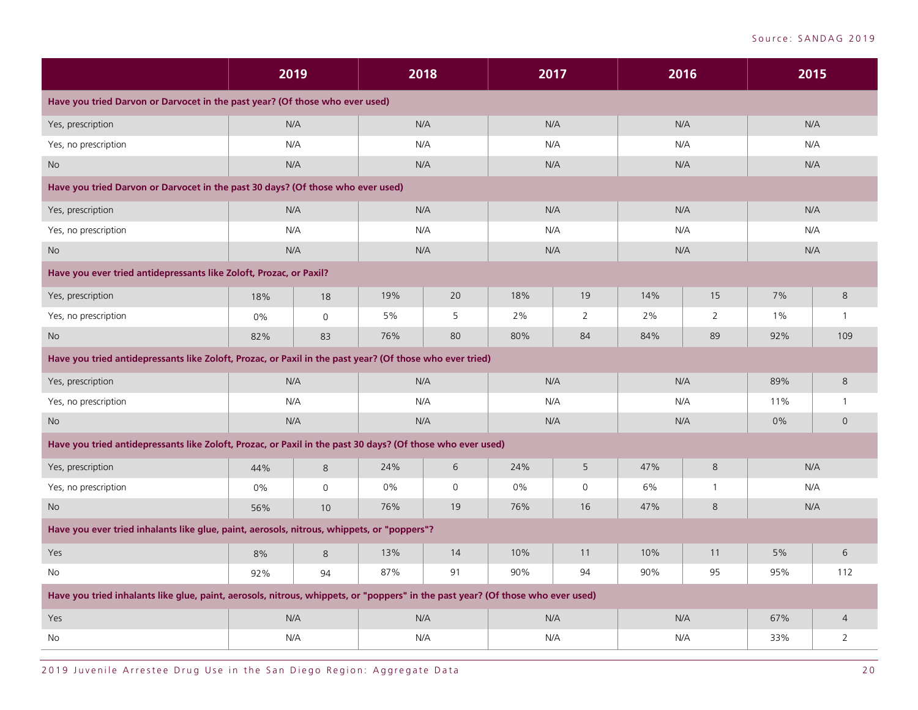| | 2019 | | 2018 | | 2017 | | 2016 | | 2015 | |
|---|---|---|---|---|---|---|---|---|---|---|
| **Have you tried Darvon or Darvocet in the past year? (Of those who ever used)** | | | | | | | | | | |
| Yes, prescription | N/A | | N/A | | N/A | | N/A | | N/A | |
| Yes, no prescription | N/A | | N/A | | N/A | | N/A | | N/A | |
| No | N/A | | N/A | | N/A | | N/A | | N/A | |
| **Have you tried Darvon or Darvocet in the past 30 days? (Of those who ever used)** | | | | | | | | | | |
| Yes, prescription | N/A | | N/A | | N/A | | N/A | | N/A | |
| Yes, no prescription | N/A | | N/A | | N/A | | N/A | | N/A | |
| No | N/A | | N/A | | N/A | | N/A | | N/A | |
| **Have you ever tried antidepressants like Zoloft, Prozac, or Paxil?** | | | | | | | | | | |
| Yes, prescription | 18% | 18 | 19% | 20 | 18% | 19 | 14% | 15 | 7% | 8 |
| Yes, no prescription | 0% | 0 | 5% | 5 | 2% | 2 | 2% | 2 | 1% | 1 |
| No | 82% | 83 | 76% | 80 | 80% | 84 | 84% | 89 | 92% | 109 |
| **Have you tried antidepressants like Zoloft, Prozac, or Paxil in the past year? (Of those who ever tried)** | | | | | | | | | | |
| Yes, prescription | N/A | | N/A | | N/A | | N/A | | 89% | 8 |
| Yes, no prescription | N/A | | N/A | | N/A | | N/A | | 11% | 1 |
| No | N/A | | N/A | | N/A | | N/A | | 0% | 0 |
| **Have you tried antidepressants like Zoloft, Prozac, or Paxil in the past 30 days? (Of those who ever used)** | | | | | | | | | | |
| Yes, prescription | 44% | 8 | 24% | 6 | 24% | 5 | 47% | 8 | N/A | |
| Yes, no prescription | 0% | 0 | 0% | 0 | 0% | 0 | 6% | 1 | N/A | |
| No | 56% | 10 | 76% | 19 | 76% | 16 | 47% | 8 | N/A | |
| **Have you ever tried inhalants like glue, paint, aerosols, nitrous, whippets, or "poppers"?** | | | | | | | | | | |
| Yes | 8% | 8 | 13% | 14 | 10% | 11 | 10% | 11 | 5% | 6 |
| No | 92% | 94 | 87% | 91 | 90% | 94 | 90% | 95 | 95% | 112 |
| **Have you tried inhalants like glue, paint, aerosols, nitrous, whippets, or "poppers" in the past year? (Of those who ever used)** | | | | | | | | | | |
| Yes | N/A | | N/A | | N/A | | N/A | | 67% | 4 |
| No | N/A | | N/A | | N/A | | N/A | | 33% | 2 |

Source: SANDAG 2019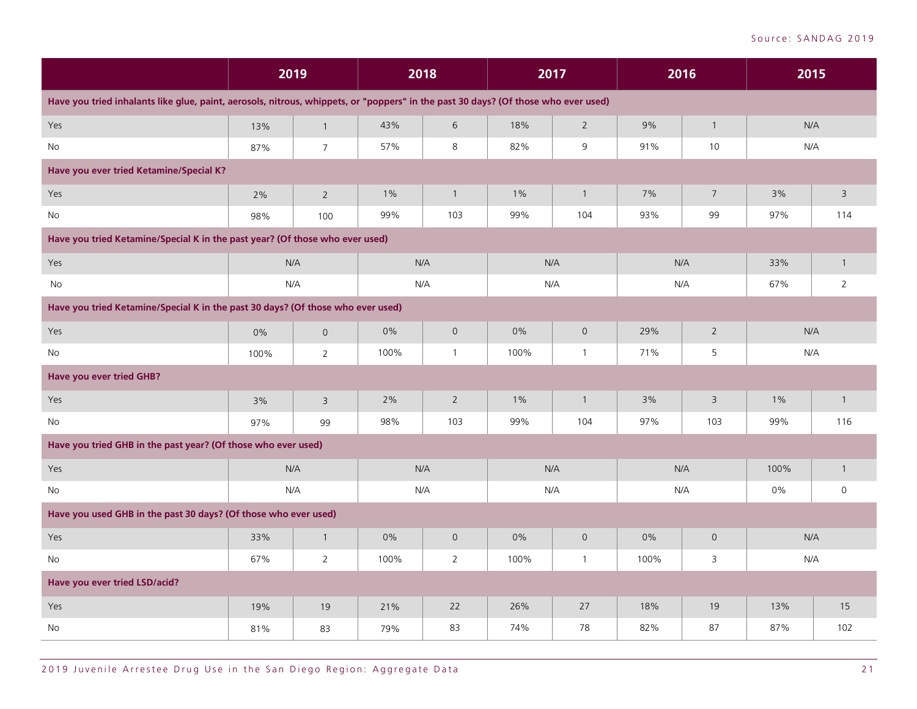Source: SANDAG 2019

| | 2019 | | 2018 | | 2017 | | 2016 | | 2015 | |
|---|---|---|---|---|---|---|---|---|---|---|
| **Have you tried inhalants like glue, paint, aerosols, nitrous, whippets, or "poppers" in the past 30 days? (Of those who ever used)** | | | | | | | | | | |
| Yes | 13% | 1 | 43% | 6 | 18% | 2 | 9% | 1 | N/A | |
| No | 87% | 7 | 57% | 8 | 82% | 9 | 91% | 10 | N/A | |
| **Have you ever tried Ketamine/Special K?** | | | | | | | | | | |
| Yes | 2% | 2 | 1% | 1 | 1% | 1 | 7% | 7 | 3% | 3 |
| No | 98% | 100 | 99% | 103 | 99% | 104 | 93% | 99 | 97% | 114 |
| **Have you tried Ketamine/Special K in the past year? (Of those who ever used)** | | | | | | | | | | |
| Yes | N/A | | N/A | | N/A | | N/A | | 33% | 1 |
| No | N/A | | N/A | | N/A | | N/A | | 67% | 2 |
| **Have you tried Ketamine/Special K in the past 30 days? (Of those who ever used)** | | | | | | | | | | |
| Yes | 0% | 0 | 0% | 0 | 0% | 0 | 29% | 2 | N/A | |
| No | 100% | 2 | 100% | 1 | 100% | 1 | 71% | 5 | N/A | |
| **Have you ever tried GHB?** | | | | | | | | | | |
| Yes | 3% | 3 | 2% | 2 | 1% | 1 | 3% | 3 | 1% | 1 |
| No | 97% | 99 | 98% | 103 | 99% | 104 | 97% | 103 | 99% | 116 |
| **Have you tried GHB in the past year? (Of those who ever used)** | | | | | | | | | | |
| Yes | N/A | | N/A | | N/A | | N/A | | 100% | 1 |
| No | N/A | | N/A | | N/A | | N/A | | 0% | 0 |
| **Have you used GHB in the past 30 days? (Of those who ever used)** | | | | | | | | | | |
| Yes | 33% | 1 | 0% | 0 | 0% | 0 | 0% | 0 | N/A | |
| No | 67% | 2 | 100% | 2 | 100% | 1 | 100% | 3 | N/A | |
| **Have you ever tried LSD/acid?** | | | | | | | | | | |
| Yes | 19% | 19 | 21% | 22 | 26% | 27 | 18% | 19 | 13% | 15 |
| No | 81% | 83 | 79% | 83 | 74% | 78 | 82% | 87 | 87% | 102 |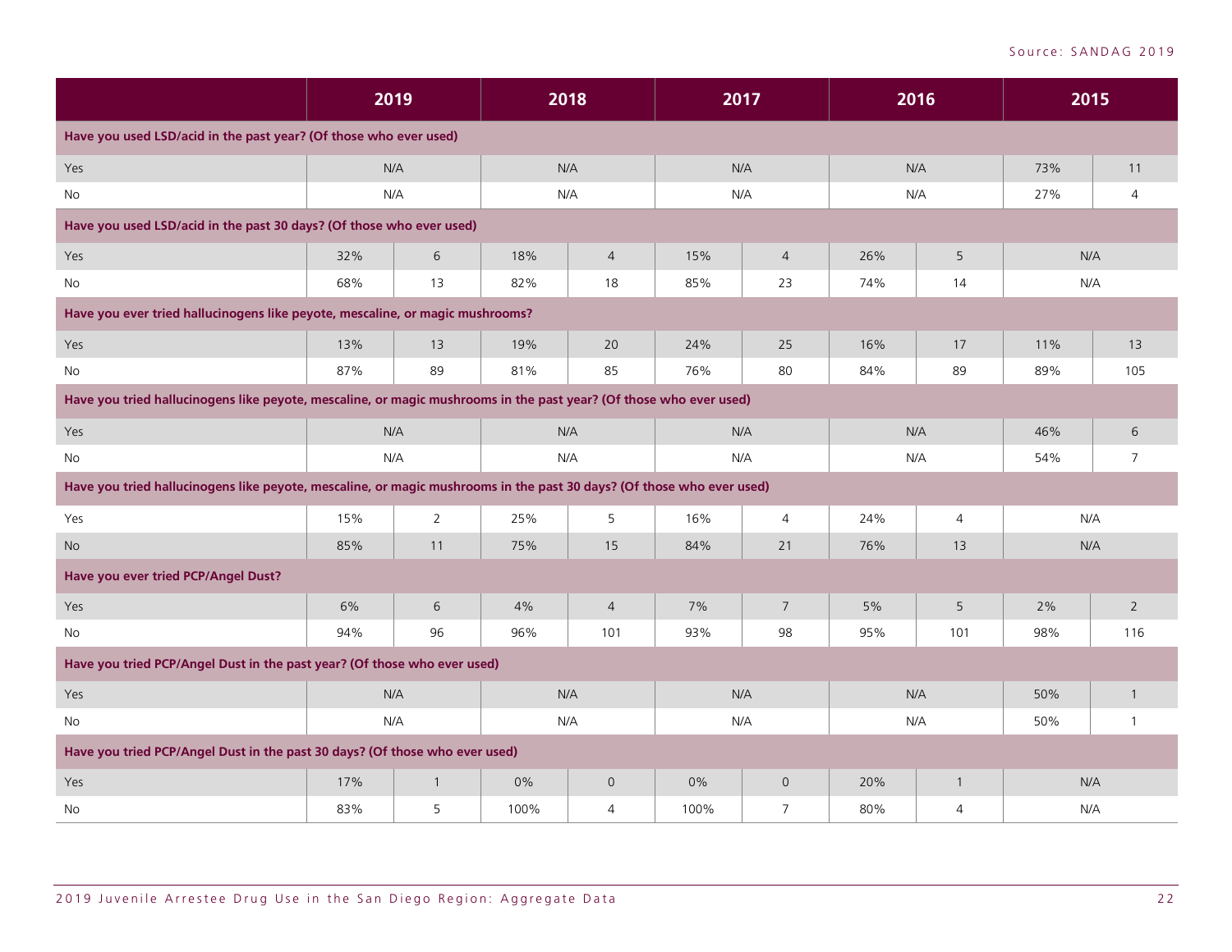| | 2019 | | 2018 | | 2017 | | 2016 | | 2015 | |
|---|---|---|---|---|---|---|---|---|---|---|
| **Have you used LSD/acid in the past year? (Of those who ever used)** | | | | | | | | | | |
| Yes | N/A | | N/A | | N/A | | N/A | | 73% | 11 |
| No | N/A | | N/A | | N/A | | N/A | | 27% | 4 |
| **Have you used LSD/acid in the past 30 days? (Of those who ever used)** | | | | | | | | | | |
| Yes | 32% | 6 | 18% | 4 | 15% | 4 | 26% | 5 | N/A | |
| No | 68% | 13 | 82% | 18 | 85% | 23 | 74% | 14 | N/A | |
| **Have you ever tried hallucinogens like peyote, mescaline, or magic mushrooms?** | | | | | | | | | | |
| Yes | 13% | 13 | 19% | 20 | 24% | 25 | 16% | 17 | 11% | 13 |
| No | 87% | 89 | 81% | 85 | 76% | 80 | 84% | 89 | 89% | 105 |
| **Have you tried hallucinogens like peyote, mescaline, or magic mushrooms in the past year? (Of those who ever used)** | | | | | | | | | | |
| Yes | N/A | | N/A | | N/A | | N/A | | 46% | 6 |
| No | N/A | | N/A | | N/A | | N/A | | 54% | 7 |
| **Have you tried hallucinogens like peyote, mescaline, or magic mushrooms in the past 30 days? (Of those who ever used)** | | | | | | | | | | |
| Yes | 15% | 2 | 25% | 5 | 16% | 4 | 24% | 4 | N/A | |
| No | 85% | 11 | 75% | 15 | 84% | 21 | 76% | 13 | N/A | |
| **Have you ever tried PCP/Angel Dust?** | | | | | | | | | | |
| Yes | 6% | 6 | 4% | 4 | 7% | 7 | 5% | 5 | 2% | 2 |
| No | 94% | 96 | 96% | 101 | 93% | 98 | 95% | 101 | 98% | 116 |
| **Have you tried PCP/Angel Dust in the past year? (Of those who ever used)** | | | | | | | | | | |
| Yes | N/A | | N/A | | N/A | | N/A | | 50% | 1 |
| No | N/A | | N/A | | N/A | | N/A | | 50% | 1 |
| **Have you tried PCP/Angel Dust in the past 30 days? (Of those who ever used)** | | | | | | | | | | |
| Yes | 17% | 1 | 0% | 0 | 0% | 0 | 20% | 1 | N/A | |
| No | 83% | 5 | 100% | 4 | 100% | 7 | 80% | 4 | N/A | |

Source: SANDAG 2019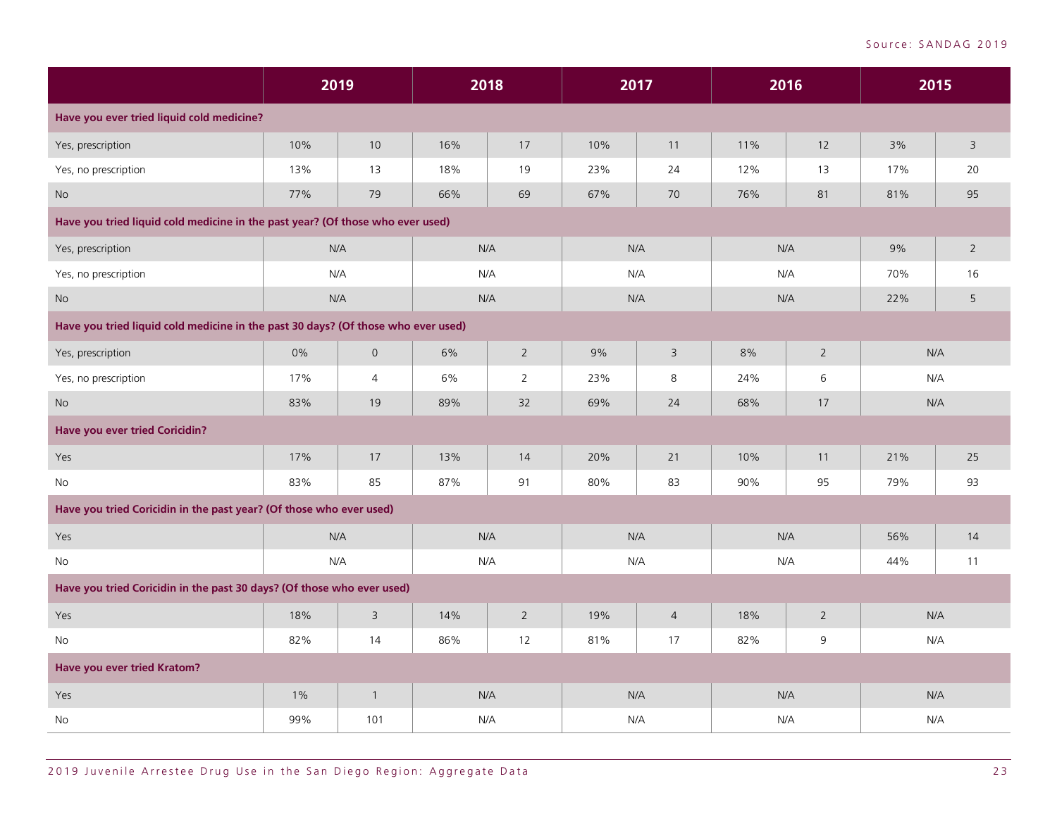Source: SANDAG 2019

| | 2019 | | 2018 | | 2017 | | 2016 | | 2015 | |
|---|---|---|---|---|---|---|---|---|---|---|
| **Have you ever tried liquid cold medicine?** | | | | | | | | | | |
| Yes, prescription | 10% | 10 | 16% | 17 | 10% | 11 | 11% | 12 | 3% | 3 |
| Yes, no prescription | 13% | 13 | 18% | 19 | 23% | 24 | 12% | 13 | 17% | 20 |
| No | 77% | 79 | 66% | 69 | 67% | 70 | 76% | 81 | 81% | 95 |
| **Have you tried liquid cold medicine in the past year? (Of those who ever used)** | | | | | | | | | | |
| Yes, prescription | N/A | | N/A | | N/A | | N/A | | 9% | 2 |
| Yes, no prescription | N/A | | N/A | | N/A | | N/A | | 70% | 16 |
| No | N/A | | N/A | | N/A | | N/A | | 22% | 5 |
| **Have you tried liquid cold medicine in the past 30 days? (Of those who ever used)** | | | | | | | | | | |
| Yes, prescription | 0% | 0 | 6% | 2 | 9% | 3 | 8% | 2 | N/A | |
| Yes, no prescription | 17% | 4 | 6% | 2 | 23% | 8 | 24% | 6 | N/A | |
| No | 83% | 19 | 89% | 32 | 69% | 24 | 68% | 17 | N/A | |
| **Have you ever tried Coricidin?** | | | | | | | | | | |
| Yes | 17% | 17 | 13% | 14 | 20% | 21 | 10% | 11 | 21% | 25 |
| No | 83% | 85 | 87% | 91 | 80% | 83 | 90% | 95 | 79% | 93 |
| **Have you tried Coricidin in the past year? (Of those who ever used)** | | | | | | | | | | |
| Yes | N/A | | N/A | | N/A | | N/A | | 56% | 14 |
| No | N/A | | N/A | | N/A | | N/A | | 44% | 11 |
| **Have you tried Coricidin in the past 30 days? (Of those who ever used)** | | | | | | | | | | |
| Yes | 18% | 3 | 14% | 2 | 19% | 4 | 18% | 2 | N/A | |
| No | 82% | 14 | 86% | 12 | 81% | 17 | 82% | 9 | N/A | |
| **Have you ever tried Kratom?** | | | | | | | | | | |
| Yes | 1% | 1 | N/A | | N/A | | N/A | | N/A | |
| No | 99% | 101 | N/A | | N/A | | N/A | | N/A | |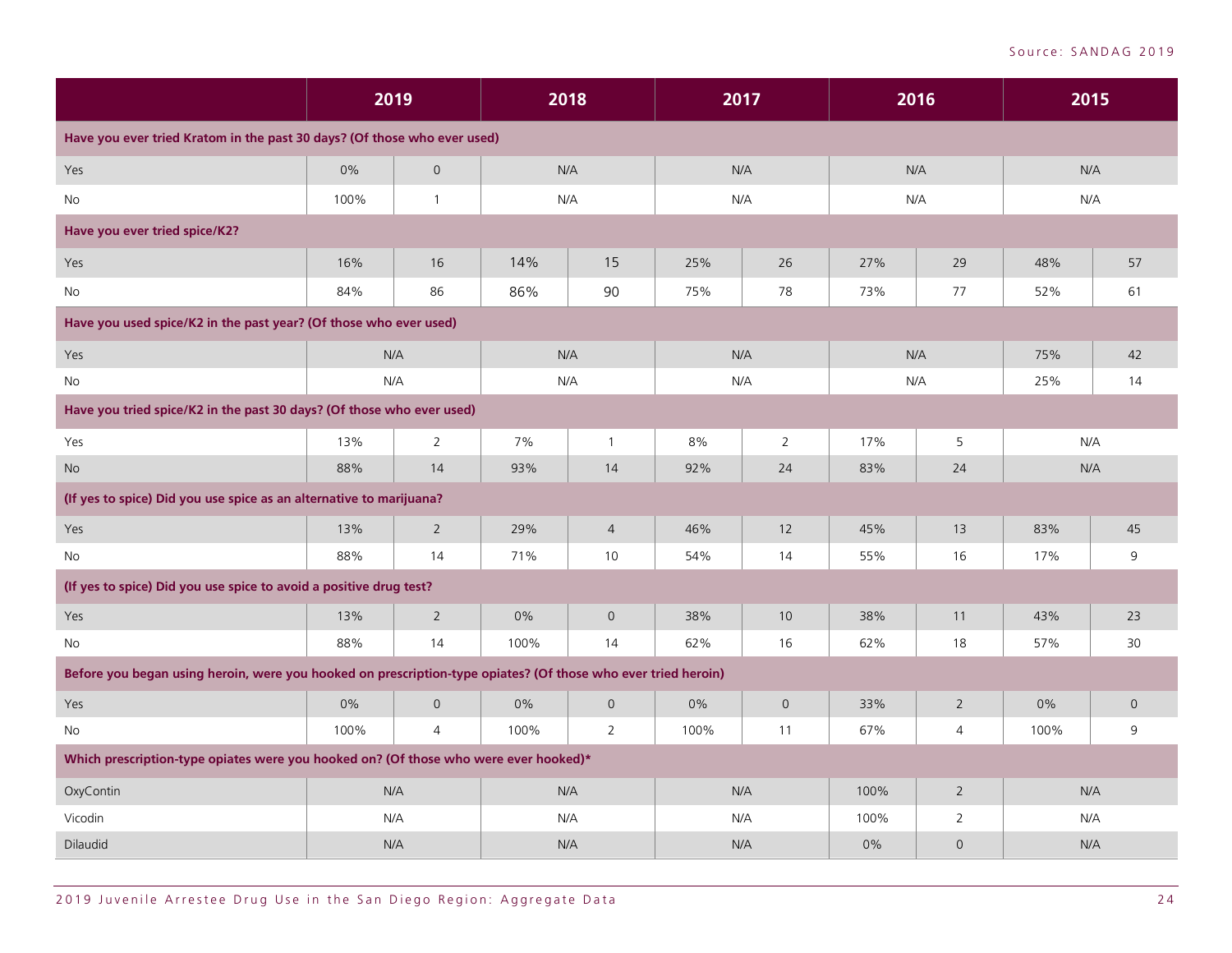Source: SANDAG 2019

| | 2019 | | 2018 | | 2017 | | 2016 | | 2015 | |
|---|---|---|---|---|---|---|---|---|---|---|
| **Have you ever tried Kratom in the past 30 days? (Of those who ever used)** | | | | | | | | | | |
| Yes | 0% | 0 | N/A | | N/A | | N/A | | N/A | |
| No | 100% | 1 | N/A | | N/A | | N/A | | N/A | |
| **Have you ever tried spice/K2?** | | | | | | | | | | |
| Yes | 16% | 16 | 14% | 15 | 25% | 26 | 27% | 29 | 48% | 57 |
| No | 84% | 86 | 86% | 90 | 75% | 78 | 73% | 77 | 52% | 61 |
| **Have you used spice/K2 in the past year? (Of those who ever used)** | | | | | | | | | | |
| Yes | N/A | | N/A | | N/A | | N/A | | 75% | 42 |
| No | N/A | | N/A | | N/A | | N/A | | 25% | 14 |
| **Have you tried spice/K2 in the past 30 days? (Of those who ever used)** | | | | | | | | | | |
| Yes | 13% | 2 | 7% | 1 | 8% | 2 | 17% | 5 | N/A | |
| No | 88% | 14 | 93% | 14 | 92% | 24 | 83% | 24 | N/A | |
| **(If yes to spice) Did you use spice as an alternative to marijuana?** | | | | | | | | | | |
| Yes | 13% | 2 | 29% | 4 | 46% | 12 | 45% | 13 | 83% | 45 |
| No | 88% | 14 | 71% | 10 | 54% | 14 | 55% | 16 | 17% | 9 |
| **(If yes to spice) Did you use spice to avoid a positive drug test?** | | | | | | | | | | |
| Yes | 13% | 2 | 0% | 0 | 38% | 10 | 38% | 11 | 43% | 23 |
| No | 88% | 14 | 100% | 14 | 62% | 16 | 62% | 18 | 57% | 30 |
| **Before you began using heroin, were you hooked on prescription-type opiates? (Of those who ever tried heroin)** | | | | | | | | | | |
| Yes | 0% | 0 | 0% | 0 | 0% | 0 | 33% | 2 | 0% | 0 |
| No | 100% | 4 | 100% | 2 | 100% | 11 | 67% | 4 | 100% | 9 |
| **Which prescription-type opiates were you hooked on? (Of those who were ever hooked)*** | | | | | | | | | | |
| OxyContin | N/A | | N/A | | N/A | | 100% | 2 | N/A | |
| Vicodin | N/A | | N/A | | N/A | | 100% | 2 | N/A | |
| Dilaudid | N/A | | N/A | | N/A | | 0% | 0 | N/A | |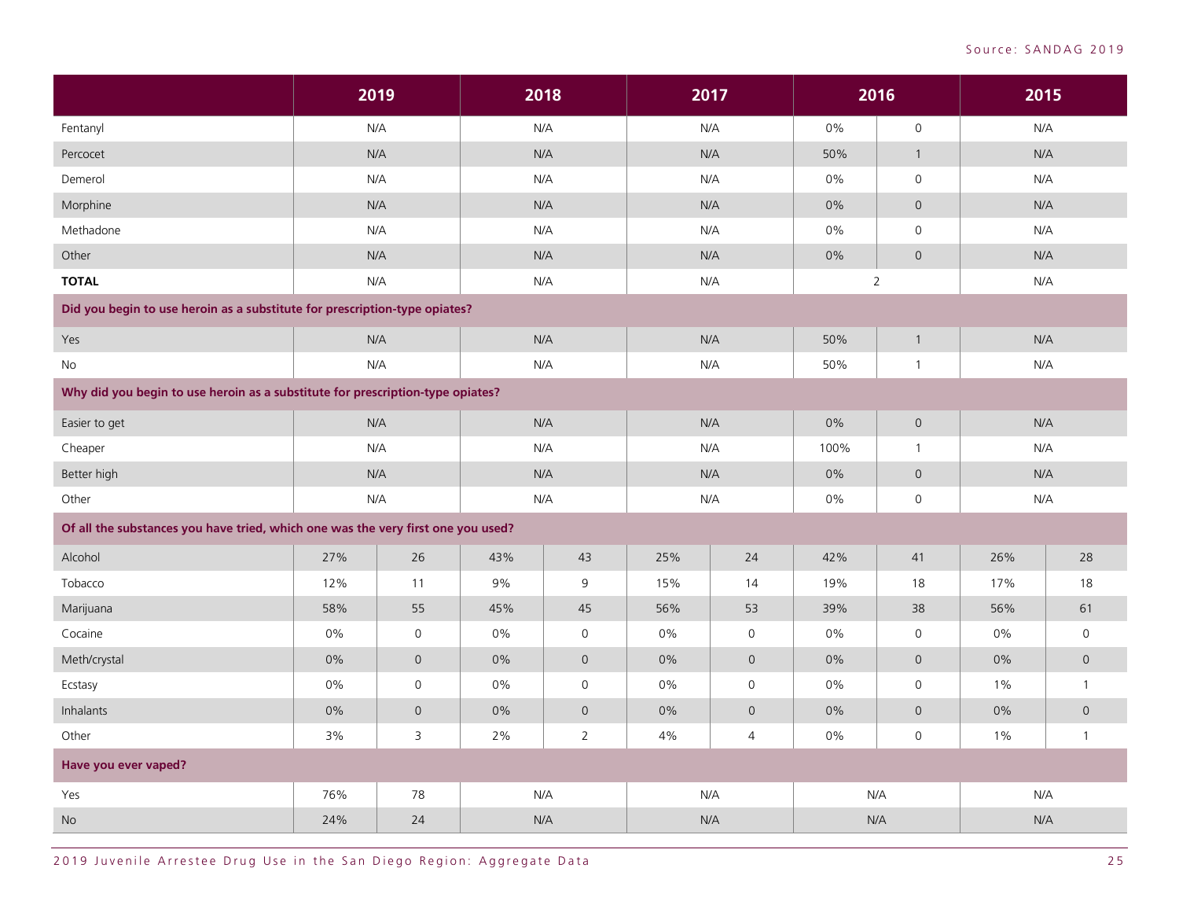| | 2019 | | 2018 | | 2017 | | 2016 | | 2015 | |
|---|---|---|---|---|---|---|---|---|---|---|
| Fentanyl | N/A | | N/A | | N/A | | 0% | 0 | N/A | |
| Percocet | N/A | | N/A | | N/A | | 50% | 1 | N/A | |
| Demerol | N/A | | N/A | | N/A | | 0% | 0 | N/A | |
| Morphine | N/A | | N/A | | N/A | | 0% | 0 | N/A | |
| Methadone | N/A | | N/A | | N/A | | 0% | 0 | N/A | |
| Other | N/A | | N/A | | N/A | | 0% | 0 | N/A | |
| **TOTAL** | N/A | | N/A | | N/A | | 2 | | N/A | |
| **Did you begin to use heroin as a substitute for prescription-type opiates?** | | | | | | | | | | |
| Yes | N/A | | N/A | | N/A | | 50% | 1 | N/A | |
| No | N/A | | N/A | | N/A | | 50% | 1 | N/A | |
| **Why did you begin to use heroin as a substitute for prescription-type opiates?** | | | | | | | | | | |
| Easier to get | N/A | | N/A | | N/A | | 0% | 0 | N/A | |
| Cheaper | N/A | | N/A | | N/A | | 100% | 1 | N/A | |
| Better high | N/A | | N/A | | N/A | | 0% | 0 | N/A | |
| Other | N/A | | N/A | | N/A | | 0% | 0 | N/A | |
| **Of all the substances you have tried, which one was the very first one you used?** | | | | | | | | | | |
| Alcohol | 27% | 26 | 43% | 43 | 25% | 24 | 42% | 41 | 26% | 28 |
| Tobacco | 12% | 11 | 9% | 9 | 15% | 14 | 19% | 18 | 17% | 18 |
| Marijuana | 58% | 55 | 45% | 45 | 56% | 53 | 39% | 38 | 56% | 61 |
| Cocaine | 0% | 0 | 0% | 0 | 0% | 0 | 0% | 0 | 0% | 0 |
| Meth/crystal | 0% | 0 | 0% | 0 | 0% | 0 | 0% | 0 | 0% | 0 |
| Ecstasy | 0% | 0 | 0% | 0 | 0% | 0 | 0% | 0 | 1% | 1 |
| Inhalants | 0% | 0 | 0% | 0 | 0% | 0 | 0% | 0 | 0% | 0 |
| Other | 3% | 3 | 2% | 2 | 4% | 4 | 0% | 0 | 1% | 1 |
| **Have you ever vaped?** | | | | | | | | | | |
| Yes | 76% | 78 | N/A | | N/A | | N/A | | N/A | |
| No | 24% | 24 | N/A | | N/A | | N/A | | N/A | |

Source: SANDAG 2019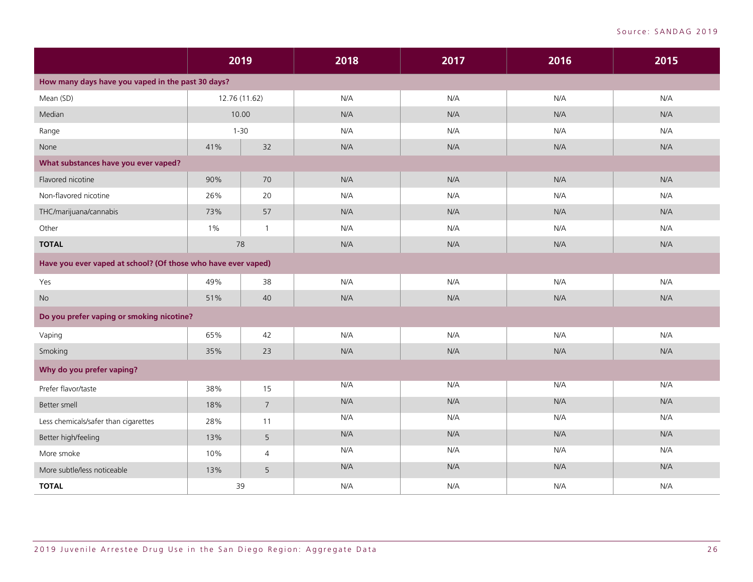Source: SANDAG 2019

| | 2019 | | 2018 | 2017 | 2016 | 2015 |
|---|---|---|---|---|---|---|
| **How many days have you vaped in the past 30 days?** | | | | | | |
| Mean (SD) | 12.76 (11.62) | | N/A | N/A | N/A | N/A |
| Median | 10.00 | | N/A | N/A | N/A | N/A |
| Range | 1-30 | | N/A | N/A | N/A | N/A |
| None | 41% | 32 | N/A | N/A | N/A | N/A |
| **What substances have you ever vaped?** | | | | | | |
| Flavored nicotine | 90% | 70 | N/A | N/A | N/A | N/A |
| Non-flavored nicotine | 26% | 20 | N/A | N/A | N/A | N/A |
| THC/marijuana/cannabis | 73% | 57 | N/A | N/A | N/A | N/A |
| Other | 1% | 1 | N/A | N/A | N/A | N/A |
| **TOTAL** | 78 | | N/A | N/A | N/A | N/A |
| **Have you ever vaped at school? (Of those who have ever vaped)** | | | | | | |
| Yes | 49% | 38 | N/A | N/A | N/A | N/A |
| No | 51% | 40 | N/A | N/A | N/A | N/A |
| **Do you prefer vaping or smoking nicotine?** | | | | | | |
| Vaping | 65% | 42 | N/A | N/A | N/A | N/A |
| Smoking | 35% | 23 | N/A | N/A | N/A | N/A |
| **Why do you prefer vaping?** | | | | | | |
| Prefer flavor/taste | 38% | 15 | N/A | N/A | N/A | N/A |
| Better smell | 18% | 7 | N/A | N/A | N/A | N/A |
| Less chemicals/safer than cigarettes | 28% | 11 | N/A | N/A | N/A | N/A |
| Better high/feeling | 13% | 5 | N/A | N/A | N/A | N/A |
| More smoke | 10% | 4 | N/A | N/A | N/A | N/A |
| More subtle/less noticeable | 13% | 5 | N/A | N/A | N/A | N/A |
| **TOTAL** | 39 | | N/A | N/A | N/A | N/A |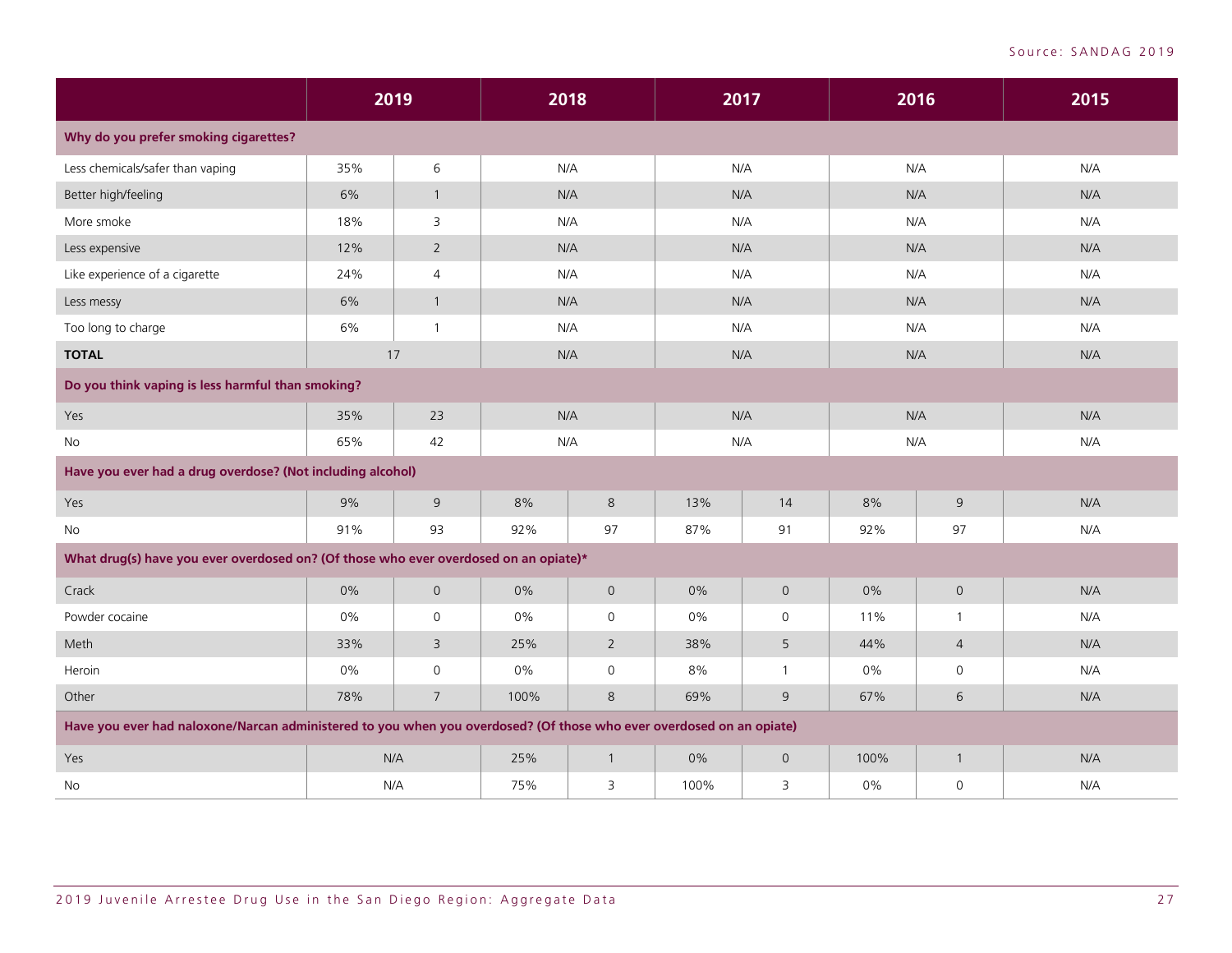Source: SANDAG 2019

| | 2019 | | 2018 | | 2017 | | 2016 | | 2015 |
|---|---|---|---|---|---|---|---|---|---|
| **Why do you prefer smoking cigarettes?** | | | | | | | | | |
| Less chemicals/safer than vaping | 35% | 6 | N/A | | N/A | | N/A | | N/A |
| Better high/feeling | 6% | 1 | N/A | | N/A | | N/A | | N/A |
| More smoke | 18% | 3 | N/A | | N/A | | N/A | | N/A |
| Less expensive | 12% | 2 | N/A | | N/A | | N/A | | N/A |
| Like experience of a cigarette | 24% | 4 | N/A | | N/A | | N/A | | N/A |
| Less messy | 6% | 1 | N/A | | N/A | | N/A | | N/A |
| Too long to charge | 6% | 1 | N/A | | N/A | | N/A | | N/A |
| **TOTAL** | 17 | | N/A | | N/A | | N/A | | N/A |
| **Do you think vaping is less harmful than smoking?** | | | | | | | | | |
| Yes | 35% | 23 | N/A | | N/A | | N/A | | N/A |
| No | 65% | 42 | N/A | | N/A | | N/A | | N/A |
| **Have you ever had a drug overdose? (Not including alcohol)** | | | | | | | | | |
| Yes | 9% | 9 | 8% | 8 | 13% | 14 | 8% | 9 | N/A |
| No | 91% | 93 | 92% | 97 | 87% | 91 | 92% | 97 | N/A |
| **What drug(s) have you ever overdosed on? (Of those who ever overdosed on an opiate)*** | | | | | | | | | |
| Crack | 0% | 0 | 0% | 0 | 0% | 0 | 0% | 0 | N/A |
| Powder cocaine | 0% | 0 | 0% | 0 | 0% | 0 | 11% | 1 | N/A |
| Meth | 33% | 3 | 25% | 2 | 38% | 5 | 44% | 4 | N/A |
| Heroin | 0% | 0 | 0% | 0 | 8% | 1 | 0% | 0 | N/A |
| Other | 78% | 7 | 100% | 8 | 69% | 9 | 67% | 6 | N/A |
| **Have you ever had naloxone/Narcan administered to you when you overdosed? (Of those who ever overdosed on an opiate)** | | | | | | | | | |
| Yes | N/A | | 25% | 1 | 0% | 0 | 100% | 1 | N/A |
| No | N/A | | 75% | 3 | 100% | 3 | 0% | 0 | N/A |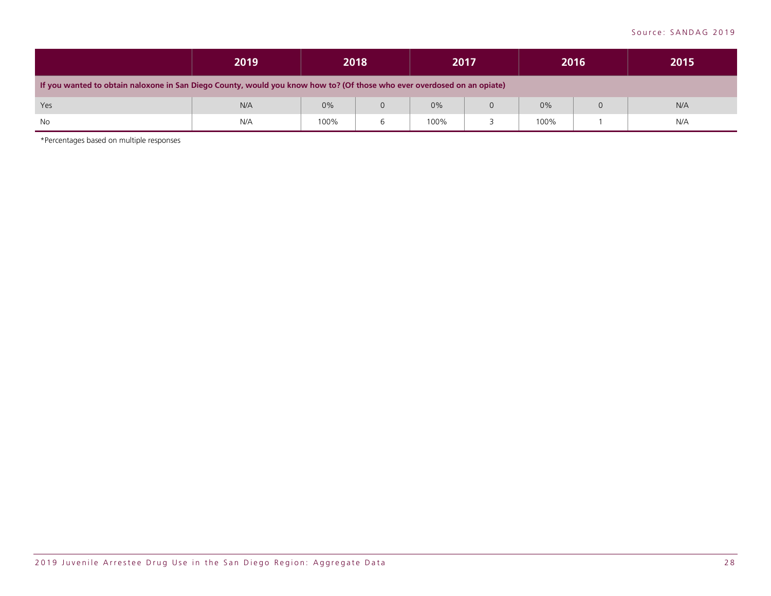| | 2019 | 2018 | | 2017 | | 2016 | | 2015 |
|---|---|---|---|---|---|---|---|---|
| **If you wanted to obtain naloxone in San Diego County, would you know how to? (Of those who ever overdosed on an opiate)** | | | | | | | | |
| Yes | N/A | 0% | 0 | 0% | 0 | 0% | 0 | N/A |
| No | N/A | 100% | 6 | 100% | 3 | 100% | 1 | N/A |

*Percentages based on multiple responses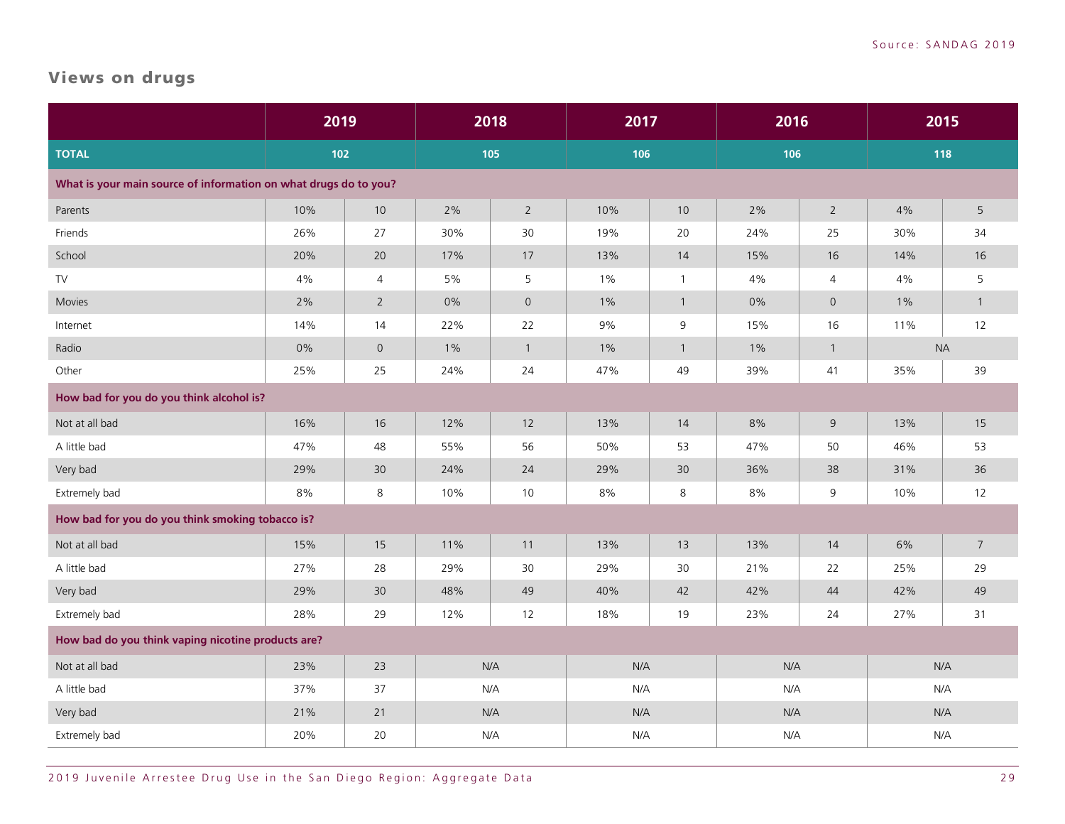Source: SANDAG 2019

## Views on drugs

| | 2019 | | 2018 | | 2017 | | 2016 | | 2015 | |
|---|---|---|---|---|---|---|---|---|---|---|
| **TOTAL** | 102 | | 105 | | 106 | | 106 | | 118 | |
| **What is your main source of information on what drugs do to you?** | | | | | | | | | | |
| Parents | 10% | 10 | 2% | 2 | 10% | 10 | 2% | 2 | 4% | 5 |
| Friends | 26% | 27 | 30% | 30 | 19% | 20 | 24% | 25 | 30% | 34 |
| School | 20% | 20 | 17% | 17 | 13% | 14 | 15% | 16 | 14% | 16 |
| TV | 4% | 4 | 5% | 5 | 1% | 1 | 4% | 4 | 4% | 5 |
| Movies | 2% | 2 | 0% | 0 | 1% | 1 | 0% | 0 | 1% | 1 |
| Internet | 14% | 14 | 22% | 22 | 9% | 9 | 15% | 16 | 11% | 12 |
| Radio | 0% | 0 | 1% | 1 | 1% | 1 | 1% | 1 | NA | |
| Other | 25% | 25 | 24% | 24 | 47% | 49 | 39% | 41 | 35% | 39 |
| **How bad for you do you think alcohol is?** | | | | | | | | | | |
| Not at all bad | 16% | 16 | 12% | 12 | 13% | 14 | 8% | 9 | 13% | 15 |
| A little bad | 47% | 48 | 55% | 56 | 50% | 53 | 47% | 50 | 46% | 53 |
| Very bad | 29% | 30 | 24% | 24 | 29% | 30 | 36% | 38 | 31% | 36 |
| Extremely bad | 8% | 8 | 10% | 10 | 8% | 8 | 8% | 9 | 10% | 12 |
| **How bad for you do you think smoking tobacco is?** | | | | | | | | | | |
| Not at all bad | 15% | 15 | 11% | 11 | 13% | 13 | 13% | 14 | 6% | 7 |
| A little bad | 27% | 28 | 29% | 30 | 29% | 30 | 21% | 22 | 25% | 29 |
| Very bad | 29% | 30 | 48% | 49 | 40% | 42 | 42% | 44 | 42% | 49 |
| Extremely bad | 28% | 29 | 12% | 12 | 18% | 19 | 23% | 24 | 27% | 31 |
| **How bad do you think vaping nicotine products are?** | | | | | | | | | | |
| Not at all bad | 23% | 23 | N/A | | N/A | | N/A | | N/A | |
| A little bad | 37% | 37 | N/A | | N/A | | N/A | | N/A | |
| Very bad | 21% | 21 | N/A | | N/A | | N/A | | N/A | |
| Extremely bad | 20% | 20 | N/A | | N/A | | N/A | | N/A | |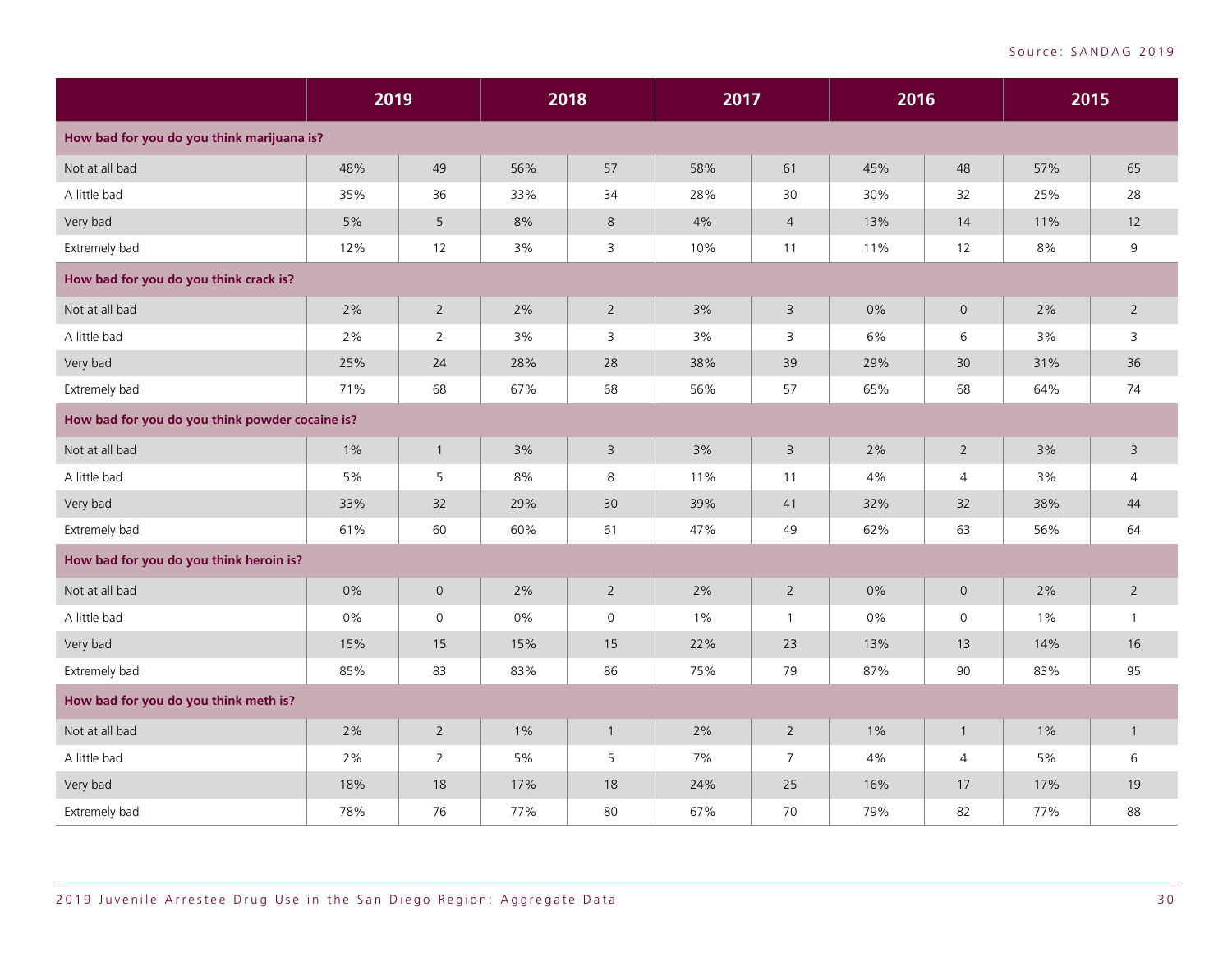Source: SANDAG 2019

| | 2019 | | 2018 | | 2017 | | 2016 | | 2015 | |
|---|---|---|---|---|---|---|---|---|---|---|
| **How bad for you do you think marijuana is?** | | | | | | | | | | |
| Not at all bad | 48% | 49 | 56% | 57 | 58% | 61 | 45% | 48 | 57% | 65 |
| A little bad | 35% | 36 | 33% | 34 | 28% | 30 | 30% | 32 | 25% | 28 |
| Very bad | 5% | 5 | 8% | 8 | 4% | 4 | 13% | 14 | 11% | 12 |
| Extremely bad | 12% | 12 | 3% | 3 | 10% | 11 | 11% | 12 | 8% | 9 |
| **How bad for you do you think crack is?** | | | | | | | | | | |
| Not at all bad | 2% | 2 | 2% | 2 | 3% | 3 | 0% | 0 | 2% | 2 |
| A little bad | 2% | 2 | 3% | 3 | 3% | 3 | 6% | 6 | 3% | 3 |
| Very bad | 25% | 24 | 28% | 28 | 38% | 39 | 29% | 30 | 31% | 36 |
| Extremely bad | 71% | 68 | 67% | 68 | 56% | 57 | 65% | 68 | 64% | 74 |
| **How bad for you do you think powder cocaine is?** | | | | | | | | | | |
| Not at all bad | 1% | 1 | 3% | 3 | 3% | 3 | 2% | 2 | 3% | 3 |
| A little bad | 5% | 5 | 8% | 8 | 11% | 11 | 4% | 4 | 3% | 4 |
| Very bad | 33% | 32 | 29% | 30 | 39% | 41 | 32% | 32 | 38% | 44 |
| Extremely bad | 61% | 60 | 60% | 61 | 47% | 49 | 62% | 63 | 56% | 64 |
| **How bad for you do you think heroin is?** | | | | | | | | | | |
| Not at all bad | 0% | 0 | 2% | 2 | 2% | 2 | 0% | 0 | 2% | 2 |
| A little bad | 0% | 0 | 0% | 0 | 1% | 1 | 0% | 0 | 1% | 1 |
| Very bad | 15% | 15 | 15% | 15 | 22% | 23 | 13% | 13 | 14% | 16 |
| Extremely bad | 85% | 83 | 83% | 86 | 75% | 79 | 87% | 90 | 83% | 95 |
| **How bad for you do you think meth is?** | | | | | | | | | | |
| Not at all bad | 2% | 2 | 1% | 1 | 2% | 2 | 1% | 1 | 1% | 1 |
| A little bad | 2% | 2 | 5% | 5 | 7% | 7 | 4% | 4 | 5% | 6 |
| Very bad | 18% | 18 | 17% | 18 | 24% | 25 | 16% | 17 | 17% | 19 |
| Extremely bad | 78% | 76 | 77% | 80 | 67% | 70 | 79% | 82 | 77% | 88 |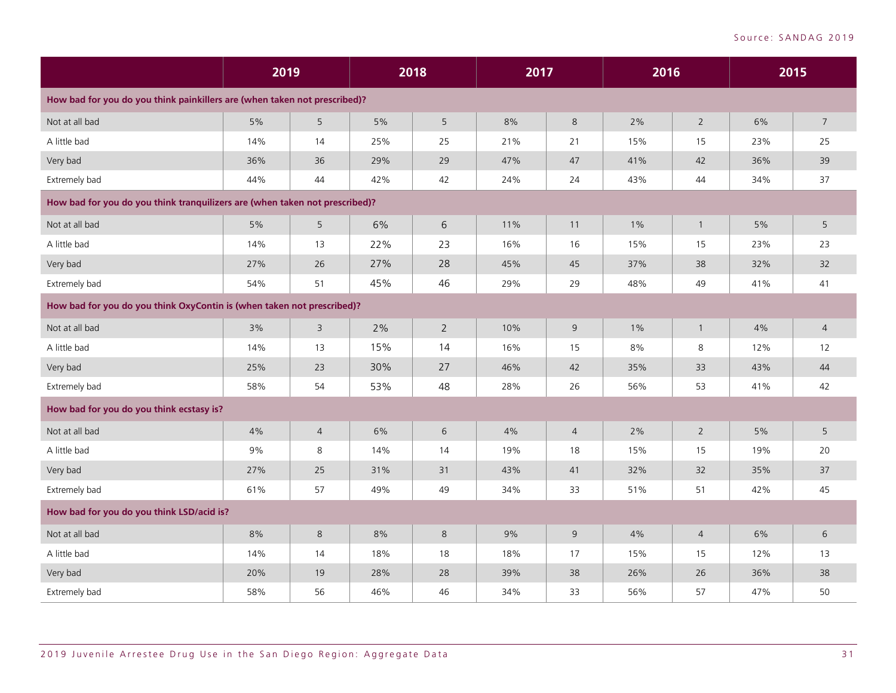Source: SANDAG 2019

| | 2019 | | 2018 | | 2017 | | 2016 | | 2015 | |
|---|---|---|---|---|---|---|---|---|---|---|
| **How bad for you do you think painkillers are (when taken not prescribed)?** | | | | | | | | | | |
| Not at all bad | 5% | 5 | 5% | 5 | 8% | 8 | 2% | 2 | 6% | 7 |
| A little bad | 14% | 14 | 25% | 25 | 21% | 21 | 15% | 15 | 23% | 25 |
| Very bad | 36% | 36 | 29% | 29 | 47% | 47 | 41% | 42 | 36% | 39 |
| Extremely bad | 44% | 44 | 42% | 42 | 24% | 24 | 43% | 44 | 34% | 37 |
| **How bad for you do you think tranquilizers are (when taken not prescribed)?** | | | | | | | | | | |
| Not at all bad | 5% | 5 | 6% | 6 | 11% | 11 | 1% | 1 | 5% | 5 |
| A little bad | 14% | 13 | 22% | 23 | 16% | 16 | 15% | 15 | 23% | 23 |
| Very bad | 27% | 26 | 27% | 28 | 45% | 45 | 37% | 38 | 32% | 32 |
| Extremely bad | 54% | 51 | 45% | 46 | 29% | 29 | 48% | 49 | 41% | 41 |
| **How bad for you do you think OxyContin is (when taken not prescribed)?** | | | | | | | | | | |
| Not at all bad | 3% | 3 | 2% | 2 | 10% | 9 | 1% | 1 | 4% | 4 |
| A little bad | 14% | 13 | 15% | 14 | 16% | 15 | 8% | 8 | 12% | 12 |
| Very bad | 25% | 23 | 30% | 27 | 46% | 42 | 35% | 33 | 43% | 44 |
| Extremely bad | 58% | 54 | 53% | 48 | 28% | 26 | 56% | 53 | 41% | 42 |
| **How bad for you do you think ecstasy is?** | | | | | | | | | | |
| Not at all bad | 4% | 4 | 6% | 6 | 4% | 4 | 2% | 2 | 5% | 5 |
| A little bad | 9% | 8 | 14% | 14 | 19% | 18 | 15% | 15 | 19% | 20 |
| Very bad | 27% | 25 | 31% | 31 | 43% | 41 | 32% | 32 | 35% | 37 |
| Extremely bad | 61% | 57 | 49% | 49 | 34% | 33 | 51% | 51 | 42% | 45 |
| **How bad for you do you think LSD/acid is?** | | | | | | | | | | |
| Not at all bad | 8% | 8 | 8% | 8 | 9% | 9 | 4% | 4 | 6% | 6 |
| A little bad | 14% | 14 | 18% | 18 | 18% | 17 | 15% | 15 | 12% | 13 |
| Very bad | 20% | 19 | 28% | 28 | 39% | 38 | 26% | 26 | 36% | 38 |
| Extremely bad | 58% | 56 | 46% | 46 | 34% | 33 | 56% | 57 | 47% | 50 |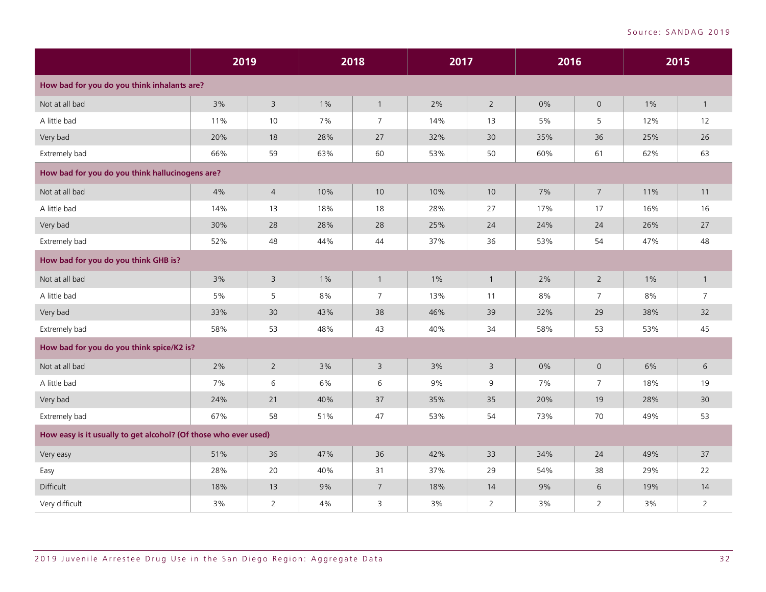Source: SANDAG 2019

| | 2019 | | 2018 | | 2017 | | 2016 | | 2015 | |
|---|---|---|---|---|---|---|---|---|---|---|
| **How bad for you do you think inhalants are?** | | | | | | | | | | |
| Not at all bad | 3% | 3 | 1% | 1 | 2% | 2 | 0% | 0 | 1% | 1 |
| A little bad | 11% | 10 | 7% | 7 | 14% | 13 | 5% | 5 | 12% | 12 |
| Very bad | 20% | 18 | 28% | 27 | 32% | 30 | 35% | 36 | 25% | 26 |
| Extremely bad | 66% | 59 | 63% | 60 | 53% | 50 | 60% | 61 | 62% | 63 |
| **How bad for you do you think hallucinogens are?** | | | | | | | | | | |
| Not at all bad | 4% | 4 | 10% | 10 | 10% | 10 | 7% | 7 | 11% | 11 |
| A little bad | 14% | 13 | 18% | 18 | 28% | 27 | 17% | 17 | 16% | 16 |
| Very bad | 30% | 28 | 28% | 28 | 25% | 24 | 24% | 24 | 26% | 27 |
| Extremely bad | 52% | 48 | 44% | 44 | 37% | 36 | 53% | 54 | 47% | 48 |
| **How bad for you do you think GHB is?** | | | | | | | | | | |
| Not at all bad | 3% | 3 | 1% | 1 | 1% | 1 | 2% | 2 | 1% | 1 |
| A little bad | 5% | 5 | 8% | 7 | 13% | 11 | 8% | 7 | 8% | 7 |
| Very bad | 33% | 30 | 43% | 38 | 46% | 39 | 32% | 29 | 38% | 32 |
| Extremely bad | 58% | 53 | 48% | 43 | 40% | 34 | 58% | 53 | 53% | 45 |
| **How bad for you do you think spice/K2 is?** | | | | | | | | | | |
| Not at all bad | 2% | 2 | 3% | 3 | 3% | 3 | 0% | 0 | 6% | 6 |
| A little bad | 7% | 6 | 6% | 6 | 9% | 9 | 7% | 7 | 18% | 19 |
| Very bad | 24% | 21 | 40% | 37 | 35% | 35 | 20% | 19 | 28% | 30 |
| Extremely bad | 67% | 58 | 51% | 47 | 53% | 54 | 73% | 70 | 49% | 53 |
| **How easy is it usually to get alcohol? (Of those who ever used)** | | | | | | | | | | |
| Very easy | 51% | 36 | 47% | 36 | 42% | 33 | 34% | 24 | 49% | 37 |
| Easy | 28% | 20 | 40% | 31 | 37% | 29 | 54% | 38 | 29% | 22 |
| Difficult | 18% | 13 | 9% | 7 | 18% | 14 | 9% | 6 | 19% | 14 |
| Very difficult | 3% | 2 | 4% | 3 | 3% | 2 | 3% | 2 | 3% | 2 |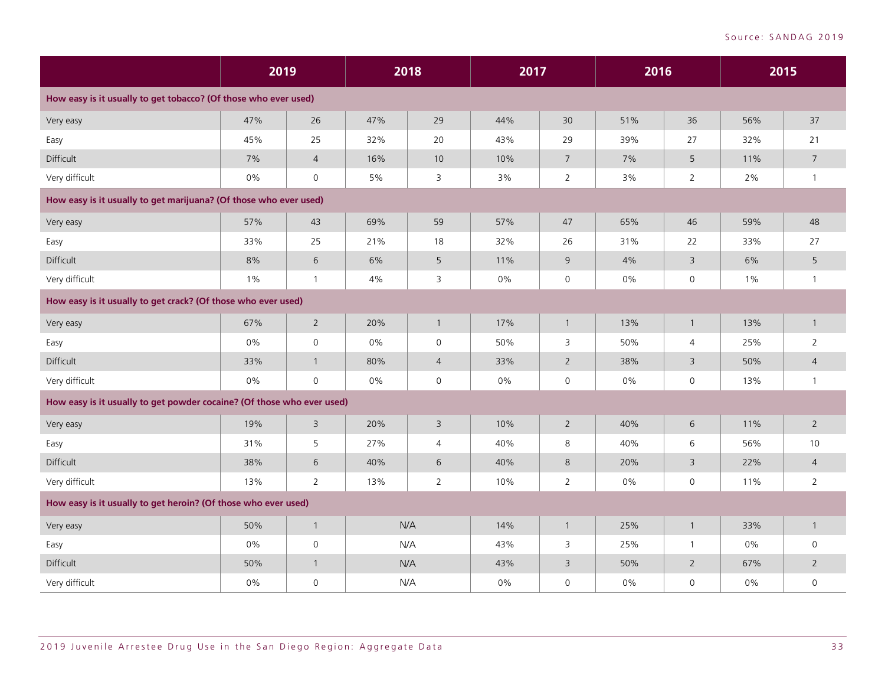Source: SANDAG 2019

| | 2019 | | 2018 | | 2017 | | 2016 | | 2015 | |
|---|---|---|---|---|---|---|---|---|---|---|
| **How easy is it usually to get tobacco? (Of those who ever used)** | | | | | | | | | | |
| Very easy | 47% | 26 | 47% | 29 | 44% | 30 | 51% | 36 | 56% | 37 |
| Easy | 45% | 25 | 32% | 20 | 43% | 29 | 39% | 27 | 32% | 21 |
| Difficult | 7% | 4 | 16% | 10 | 10% | 7 | 7% | 5 | 11% | 7 |
| Very difficult | 0% | 0 | 5% | 3 | 3% | 2 | 3% | 2 | 2% | 1 |
| **How easy is it usually to get marijuana? (Of those who ever used)** | | | | | | | | | | |
| Very easy | 57% | 43 | 69% | 59 | 57% | 47 | 65% | 46 | 59% | 48 |
| Easy | 33% | 25 | 21% | 18 | 32% | 26 | 31% | 22 | 33% | 27 |
| Difficult | 8% | 6 | 6% | 5 | 11% | 9 | 4% | 3 | 6% | 5 |
| Very difficult | 1% | 1 | 4% | 3 | 0% | 0 | 0% | 0 | 1% | 1 |
| **How easy is it usually to get crack? (Of those who ever used)** | | | | | | | | | | |
| Very easy | 67% | 2 | 20% | 1 | 17% | 1 | 13% | 1 | 13% | 1 |
| Easy | 0% | 0 | 0% | 0 | 50% | 3 | 50% | 4 | 25% | 2 |
| Difficult | 33% | 1 | 80% | 4 | 33% | 2 | 38% | 3 | 50% | 4 |
| Very difficult | 0% | 0 | 0% | 0 | 0% | 0 | 0% | 0 | 13% | 1 |
| **How easy is it usually to get powder cocaine? (Of those who ever used)** | | | | | | | | | | |
| Very easy | 19% | 3 | 20% | 3 | 10% | 2 | 40% | 6 | 11% | 2 |
| Easy | 31% | 5 | 27% | 4 | 40% | 8 | 40% | 6 | 56% | 10 |
| Difficult | 38% | 6 | 40% | 6 | 40% | 8 | 20% | 3 | 22% | 4 |
| Very difficult | 13% | 2 | 13% | 2 | 10% | 2 | 0% | 0 | 11% | 2 |
| **How easy is it usually to get heroin? (Of those who ever used)** | | | | | | | | | | |
| Very easy | 50% | 1 | N/A | | 14% | 1 | 25% | 1 | 33% | 1 |
| Easy | 0% | 0 | N/A | | 43% | 3 | 25% | 1 | 0% | 0 |
| Difficult | 50% | 1 | N/A | | 43% | 3 | 50% | 2 | 67% | 2 |
| Very difficult | 0% | 0 | N/A | | 0% | 0 | 0% | 0 | 0% | 0 |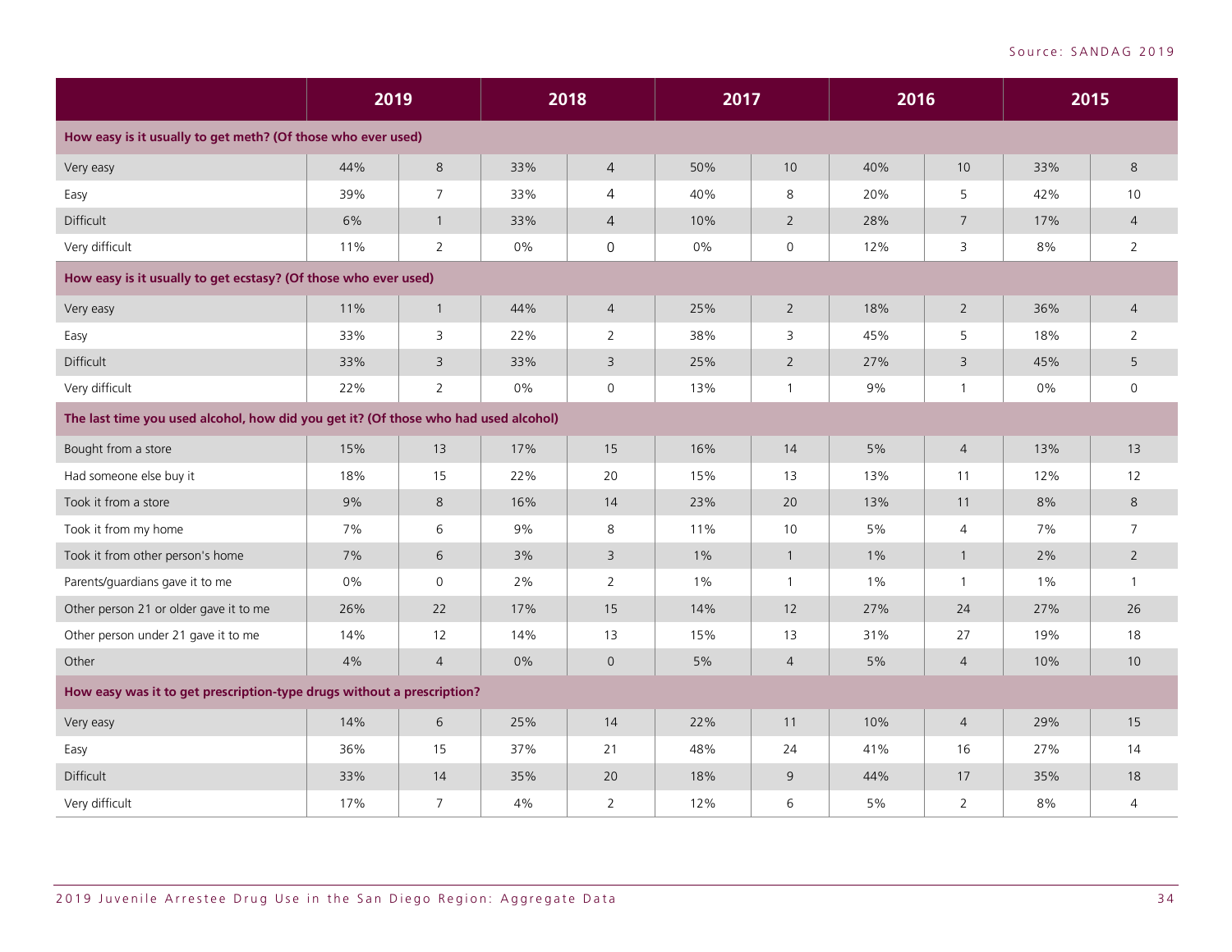Source: SANDAG 2019

| | 2019 | | 2018 | | 2017 | | 2016 | | 2015 | |
|---|---|---|---|---|---|---|---|---|---|---|
| **How easy is it usually to get meth? (Of those who ever used)** | | | | | | | | | | |
| Very easy | 44% | 8 | 33% | 4 | 50% | 10 | 40% | 10 | 33% | 8 |
| Easy | 39% | 7 | 33% | 4 | 40% | 8 | 20% | 5 | 42% | 10 |
| Difficult | 6% | 1 | 33% | 4 | 10% | 2 | 28% | 7 | 17% | 4 |
| Very difficult | 11% | 2 | 0% | 0 | 0% | 0 | 12% | 3 | 8% | 2 |
| **How easy is it usually to get ecstasy? (Of those who ever used)** | | | | | | | | | | |
| Very easy | 11% | 1 | 44% | 4 | 25% | 2 | 18% | 2 | 36% | 4 |
| Easy | 33% | 3 | 22% | 2 | 38% | 3 | 45% | 5 | 18% | 2 |
| Difficult | 33% | 3 | 33% | 3 | 25% | 2 | 27% | 3 | 45% | 5 |
| Very difficult | 22% | 2 | 0% | 0 | 13% | 1 | 9% | 1 | 0% | 0 |
| **The last time you used alcohol, how did you get it? (Of those who had used alcohol)** | | | | | | | | | | |
| Bought from a store | 15% | 13 | 17% | 15 | 16% | 14 | 5% | 4 | 13% | 13 |
| Had someone else buy it | 18% | 15 | 22% | 20 | 15% | 13 | 13% | 11 | 12% | 12 |
| Took it from a store | 9% | 8 | 16% | 14 | 23% | 20 | 13% | 11 | 8% | 8 |
| Took it from my home | 7% | 6 | 9% | 8 | 11% | 10 | 5% | 4 | 7% | 7 |
| Took it from other person's home | 7% | 6 | 3% | 3 | 1% | 1 | 1% | 1 | 2% | 2 |
| Parents/guardians gave it to me | 0% | 0 | 2% | 2 | 1% | 1 | 1% | 1 | 1% | 1 |
| Other person 21 or older gave it to me | 26% | 22 | 17% | 15 | 14% | 12 | 27% | 24 | 27% | 26 |
| Other person under 21 gave it to me | 14% | 12 | 14% | 13 | 15% | 13 | 31% | 27 | 19% | 18 |
| Other | 4% | 4 | 0% | 0 | 5% | 4 | 5% | 4 | 10% | 10 |
| **How easy was it to get prescription-type drugs without a prescription?** | | | | | | | | | | |
| Very easy | 14% | 6 | 25% | 14 | 22% | 11 | 10% | 4 | 29% | 15 |
| Easy | 36% | 15 | 37% | 21 | 48% | 24 | 41% | 16 | 27% | 14 |
| Difficult | 33% | 14 | 35% | 20 | 18% | 9 | 44% | 17 | 35% | 18 |
| Very difficult | 17% | 7 | 4% | 2 | 12% | 6 | 5% | 2 | 8% | 4 |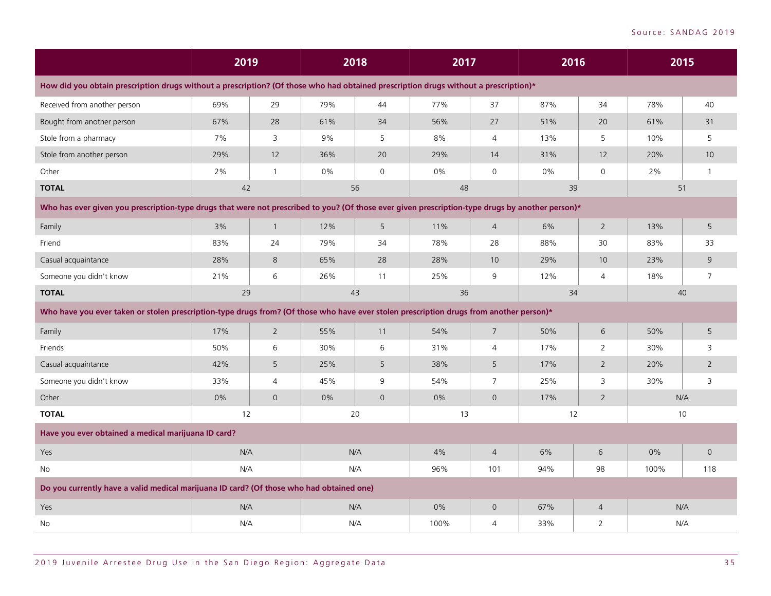Source: SANDAG 2019

| | 2019 | | 2018 | | 2017 | | 2016 | | 2015 | |
|---|---|---|---|---|---|---|---|---|---|---|
| **How did you obtain prescription drugs without a prescription? (Of those who had obtained prescription drugs without a prescription)*** | | | | | | | | | | |
| Received from another person | 69% | 29 | 79% | 44 | 77% | 37 | 87% | 34 | 78% | 40 |
| Bought from another person | 67% | 28 | 61% | 34 | 56% | 27 | 51% | 20 | 61% | 31 |
| Stole from a pharmacy | 7% | 3 | 9% | 5 | 8% | 4 | 13% | 5 | 10% | 5 |
| Stole from another person | 29% | 12 | 36% | 20 | 29% | 14 | 31% | 12 | 20% | 10 |
| Other | 2% | 1 | 0% | 0 | 0% | 0 | 0% | 0 | 2% | 1 |
| **TOTAL** | 42 | | 56 | | 48 | | 39 | | 51 | |
| **Who has ever given you prescription-type drugs that were not prescribed to you? (Of those ever given prescription-type drugs by another person)*** | | | | | | | | | | |
| Family | 3% | 1 | 12% | 5 | 11% | 4 | 6% | 2 | 13% | 5 |
| Friend | 83% | 24 | 79% | 34 | 78% | 28 | 88% | 30 | 83% | 33 |
| Casual acquaintance | 28% | 8 | 65% | 28 | 28% | 10 | 29% | 10 | 23% | 9 |
| Someone you didn't know | 21% | 6 | 26% | 11 | 25% | 9 | 12% | 4 | 18% | 7 |
| **TOTAL** | 29 | | 43 | | 36 | | 34 | | 40 | |
| **Who have you ever taken or stolen prescription-type drugs from? (Of those who have ever stolen prescription drugs from another person)*** | | | | | | | | | | |
| Family | 17% | 2 | 55% | 11 | 54% | 7 | 50% | 6 | 50% | 5 |
| Friends | 50% | 6 | 30% | 6 | 31% | 4 | 17% | 2 | 30% | 3 |
| Casual acquaintance | 42% | 5 | 25% | 5 | 38% | 5 | 17% | 2 | 20% | 2 |
| Someone you didn't know | 33% | 4 | 45% | 9 | 54% | 7 | 25% | 3 | 30% | 3 |
| Other | 0% | 0 | 0% | 0 | 0% | 0 | 17% | 2 | N/A | |
| **TOTAL** | 12 | | 20 | | 13 | | 12 | | 10 | |
| **Have you ever obtained a medical marijuana ID card?** | | | | | | | | | | |
| Yes | N/A | | N/A | | 4% | 4 | 6% | 6 | 0% | 0 |
| No | N/A | | N/A | | 96% | 101 | 94% | 98 | 100% | 118 |
| **Do you currently have a valid medical marijuana ID card? (Of those who had obtained one)** | | | | | | | | | | |
| Yes | N/A | | N/A | | 0% | 0 | 67% | 4 | N/A | |
| No | N/A | | N/A | | 100% | 4 | 33% | 2 | N/A | |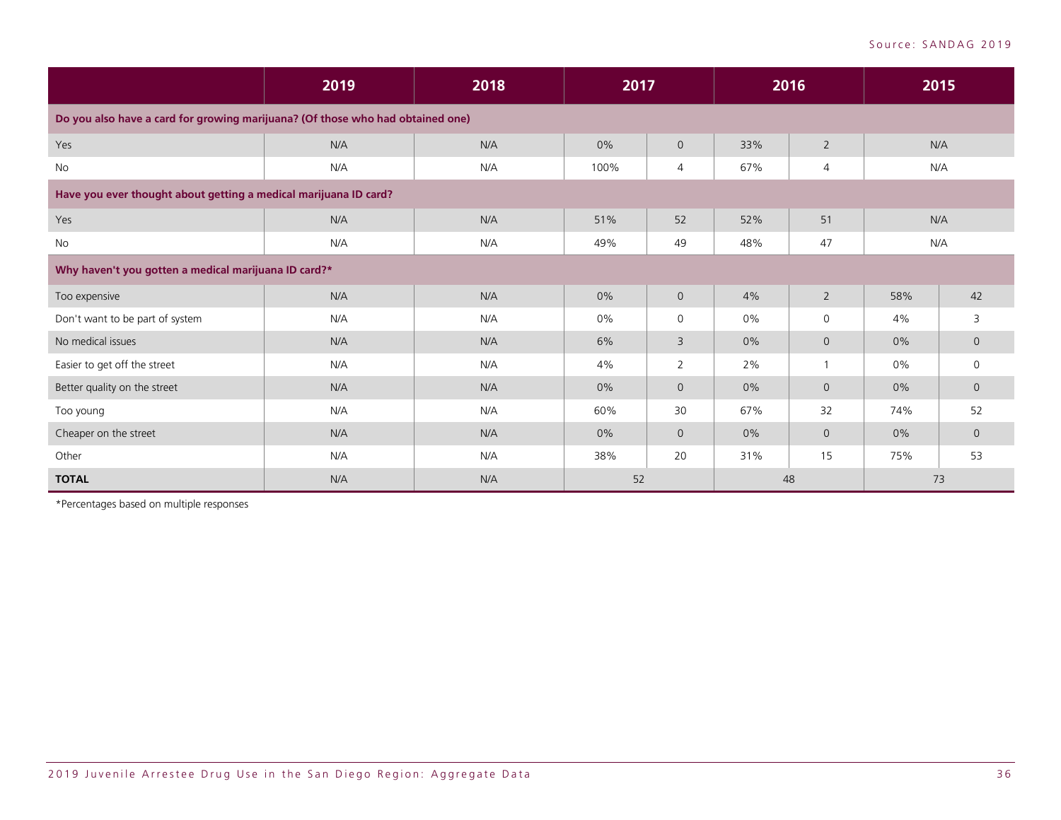Source: SANDAG 2019

| | 2019 | 2018 | 2017 | | 2016 | | 2015 | |
|---|---|---|---|---|---|---|---|---|
| **Do you also have a card for growing marijuana? (Of those who had obtained one)** | | | | | | | | |
| Yes | N/A | N/A | 0% | 0 | 33% | 2 | N/A | |
| No | N/A | N/A | 100% | 4 | 67% | 4 | N/A | |
| **Have you ever thought about getting a medical marijuana ID card?** | | | | | | | | |
| Yes | N/A | N/A | 51% | 52 | 52% | 51 | N/A | |
| No | N/A | N/A | 49% | 49 | 48% | 47 | N/A | |
| **Why haven't you gotten a medical marijuana ID card?*** | | | | | | | | |
| Too expensive | N/A | N/A | 0% | 0 | 4% | 2 | 58% | 42 |
| Don't want to be part of system | N/A | N/A | 0% | 0 | 0% | 0 | 4% | 3 |
| No medical issues | N/A | N/A | 6% | 3 | 0% | 0 | 0% | 0 |
| Easier to get off the street | N/A | N/A | 4% | 2 | 2% | 1 | 0% | 0 |
| Better quality on the street | N/A | N/A | 0% | 0 | 0% | 0 | 0% | 0 |
| Too young | N/A | N/A | 60% | 30 | 67% | 32 | 74% | 52 |
| Cheaper on the street | N/A | N/A | 0% | 0 | 0% | 0 | 0% | 0 |
| Other | N/A | N/A | 38% | 20 | 31% | 15 | 75% | 53 |
| **TOTAL** | N/A | N/A | 52 | | 48 | | 73 | |

*Percentages based on multiple responses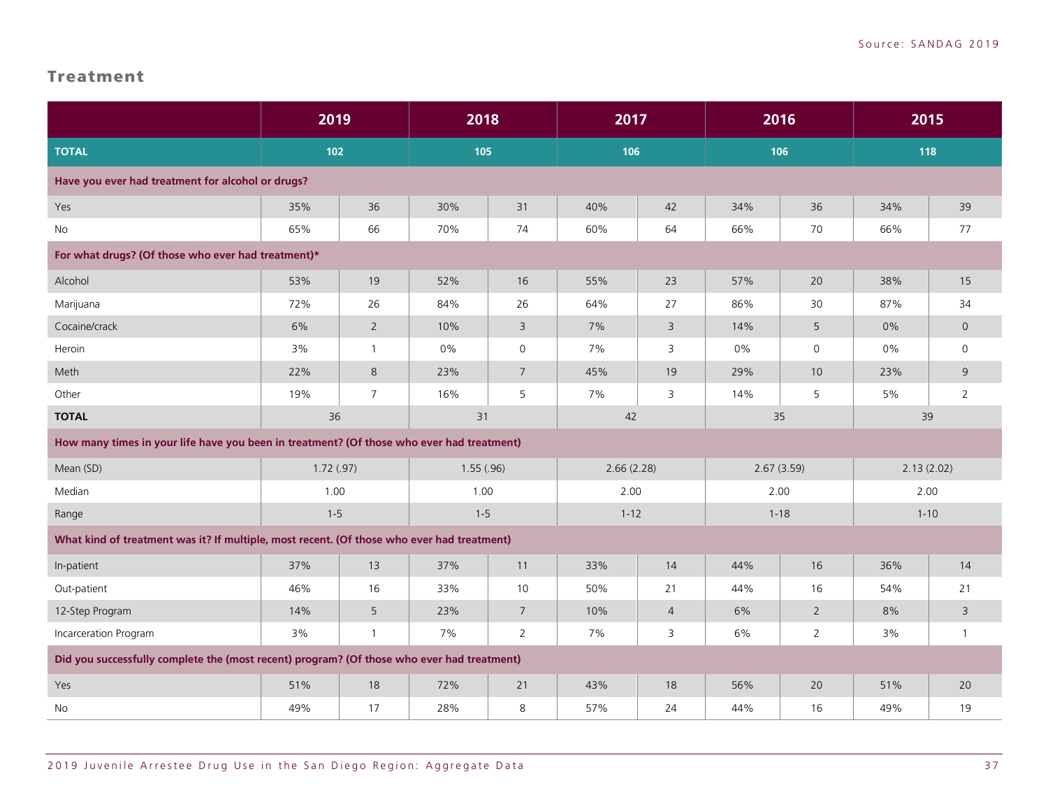## Treatment

| | 2019 | | 2018 | | 2017 | | 2016 | | 2015 | |
|---|---|---|---|---|---|---|---|---|---|---|
| **TOTAL** | 102 | | 105 | | 106 | | 106 | | 118 | |
| **Have you ever had treatment for alcohol or drugs?** | | | | | | | | | | |
| Yes | 35% | 36 | 30% | 31 | 40% | 42 | 34% | 36 | 34% | 39 |
| No | 65% | 66 | 70% | 74 | 60% | 64 | 66% | 70 | 66% | 77 |
| **For what drugs? (Of those who ever had treatment)*** | | | | | | | | | | |
| Alcohol | 53% | 19 | 52% | 16 | 55% | 23 | 57% | 20 | 38% | 15 |
| Marijuana | 72% | 26 | 84% | 26 | 64% | 27 | 86% | 30 | 87% | 34 |
| Cocaine/crack | 6% | 2 | 10% | 3 | 7% | 3 | 14% | 5 | 0% | 0 |
| Heroin | 3% | 1 | 0% | 0 | 7% | 3 | 0% | 0 | 0% | 0 |
| Meth | 22% | 8 | 23% | 7 | 45% | 19 | 29% | 10 | 23% | 9 |
| Other | 19% | 7 | 16% | 5 | 7% | 3 | 14% | 5 | 5% | 2 |
| **TOTAL** | 36 | | 31 | | 42 | | 35 | | 39 | |
| **How many times in your life have you been in treatment? (Of those who ever had treatment)** | | | | | | | | | | |
| Mean (SD) | 1.72 (.97) | | 1.55 (.96) | | 2.66 (2.28) | | 2.67 (3.59) | | 2.13 (2.02) | |
| Median | 1.00 | | 1.00 | | 2.00 | | 2.00 | | 2.00 | |
| Range | 1-5 | | 1-5 | | 1-12 | | 1-18 | | 1-10 | |
| **What kind of treatment was it? If multiple, most recent. (Of those who ever had treatment)** | | | | | | | | | | |
| In-patient | 37% | 13 | 37% | 11 | 33% | 14 | 44% | 16 | 36% | 14 |
| Out-patient | 46% | 16 | 33% | 10 | 50% | 21 | 44% | 16 | 54% | 21 |
| 12-Step Program | 14% | 5 | 23% | 7 | 10% | 4 | 6% | 2 | 8% | 3 |
| Incarceration Program | 3% | 1 | 7% | 2 | 7% | 3 | 6% | 2 | 3% | 1 |
| **Did you successfully complete the (most recent) program? (Of those who ever had treatment)** | | | | | | | | | | |
| Yes | 51% | 18 | 72% | 21 | 43% | 18 | 56% | 20 | 51% | 20 |
| No | 49% | 17 | 28% | 8 | 57% | 24 | 44% | 16 | 49% | 19 |

Source: SANDAG 2019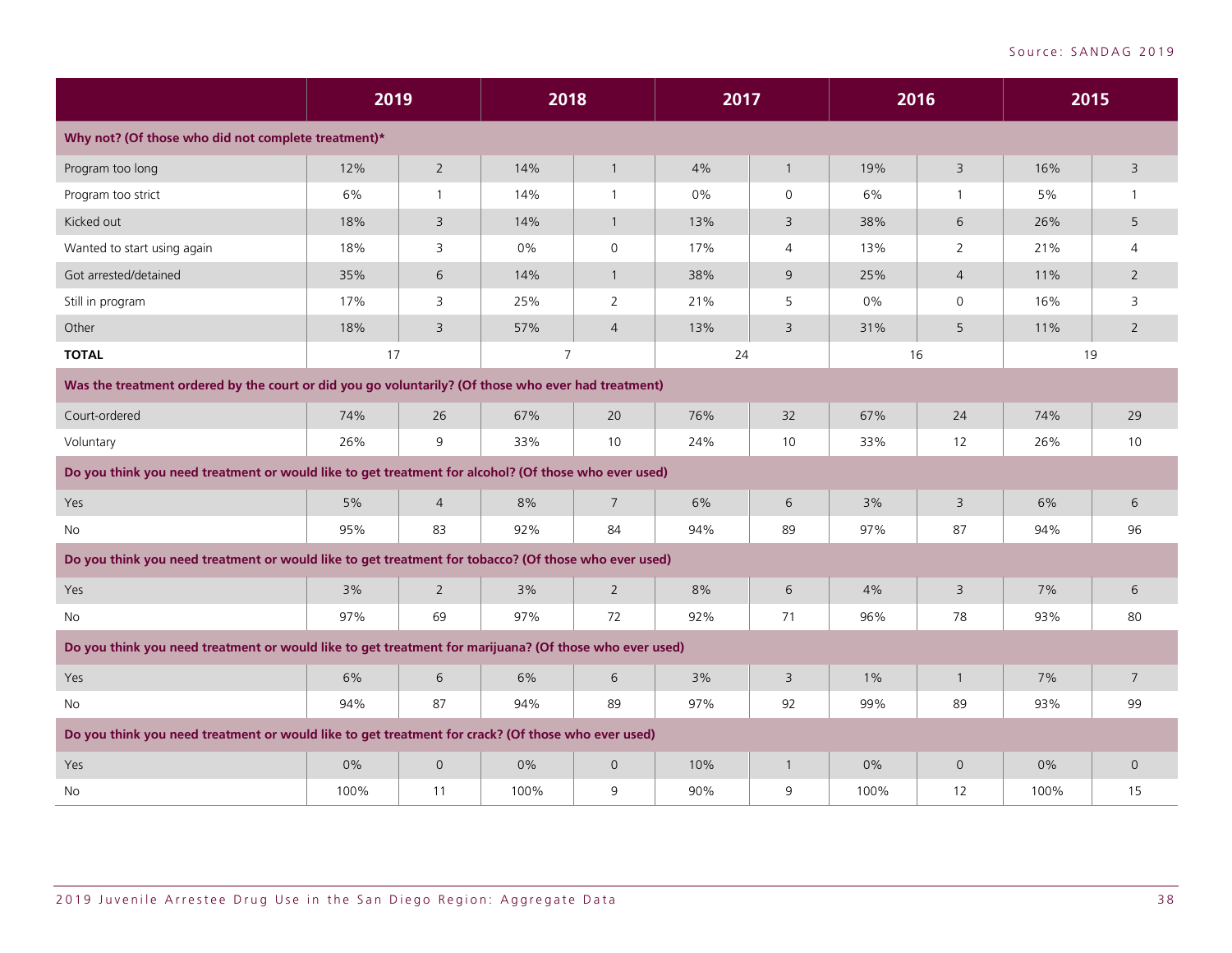Source: SANDAG 2019

| | 2019 | | 2018 | | 2017 | | 2016 | | 2015 | |
|---|---|---|---|---|---|---|---|---|---|---|
| **Why not? (Of those who did not complete treatment)*** | | | | | | | | | | |
| Program too long | 12% | 2 | 14% | 1 | 4% | 1 | 19% | 3 | 16% | 3 |
| Program too strict | 6% | 1 | 14% | 1 | 0% | 0 | 6% | 1 | 5% | 1 |
| Kicked out | 18% | 3 | 14% | 1 | 13% | 3 | 38% | 6 | 26% | 5 |
| Wanted to start using again | 18% | 3 | 0% | 0 | 17% | 4 | 13% | 2 | 21% | 4 |
| Got arrested/detained | 35% | 6 | 14% | 1 | 38% | 9 | 25% | 4 | 11% | 2 |
| Still in program | 17% | 3 | 25% | 2 | 21% | 5 | 0% | 0 | 16% | 3 |
| Other | 18% | 3 | 57% | 4 | 13% | 3 | 31% | 5 | 11% | 2 |
| **TOTAL** | 17 | | 7 | | 24 | | 16 | | 19 | |
| **Was the treatment ordered by the court or did you go voluntarily? (Of those who ever had treatment)** | | | | | | | | | | |
| Court-ordered | 74% | 26 | 67% | 20 | 76% | 32 | 67% | 24 | 74% | 29 |
| Voluntary | 26% | 9 | 33% | 10 | 24% | 10 | 33% | 12 | 26% | 10 |
| **Do you think you need treatment or would like to get treatment for alcohol? (Of those who ever used)** | | | | | | | | | | |
| Yes | 5% | 4 | 8% | 7 | 6% | 6 | 3% | 3 | 6% | 6 |
| No | 95% | 83 | 92% | 84 | 94% | 89 | 97% | 87 | 94% | 96 |
| **Do you think you need treatment or would like to get treatment for tobacco? (Of those who ever used)** | | | | | | | | | | |
| Yes | 3% | 2 | 3% | 2 | 8% | 6 | 4% | 3 | 7% | 6 |
| No | 97% | 69 | 97% | 72 | 92% | 71 | 96% | 78 | 93% | 80 |
| **Do you think you need treatment or would like to get treatment for marijuana? (Of those who ever used)** | | | | | | | | | | |
| Yes | 6% | 6 | 6% | 6 | 3% | 3 | 1% | 1 | 7% | 7 |
| No | 94% | 87 | 94% | 89 | 97% | 92 | 99% | 89 | 93% | 99 |
| **Do you think you need treatment or would like to get treatment for crack? (Of those who ever used)** | | | | | | | | | | |
| Yes | 0% | 0 | 0% | 0 | 10% | 1 | 0% | 0 | 0% | 0 |
| No | 100% | 11 | 100% | 9 | 90% | 9 | 100% | 12 | 100% | 15 |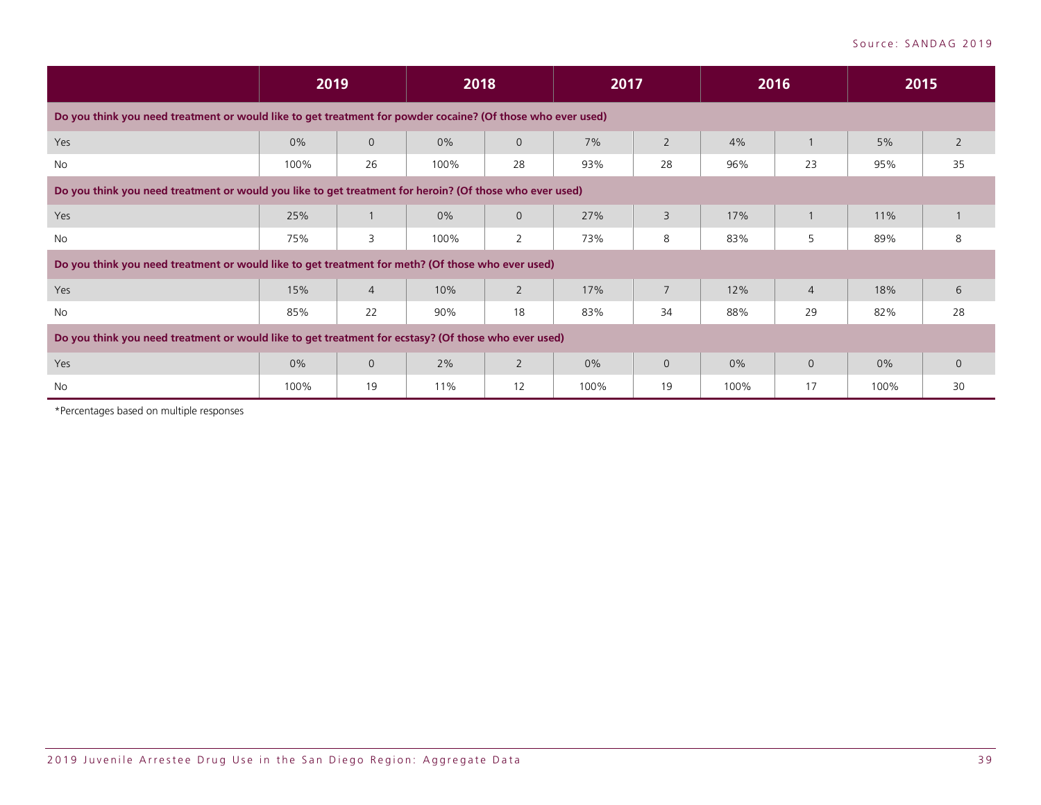Source: SANDAG 2019

| | 2019 | | 2018 | | 2017 | | 2016 | | 2015 | |
|---|---|---|---|---|---|---|---|---|---|---|
| **Do you think you need treatment or would like to get treatment for powder cocaine? (Of those who ever used)** | | | | | | | | | | |
| Yes | 0% | 0 | 0% | 0 | 7% | 2 | 4% | 1 | 5% | 2 |
| No | 100% | 26 | 100% | 28 | 93% | 28 | 96% | 23 | 95% | 35 |
| **Do you think you need treatment or would you like to get treatment for heroin? (Of those who ever used)** | | | | | | | | | | |
| Yes | 25% | 1 | 0% | 0 | 27% | 3 | 17% | 1 | 11% | 1 |
| No | 75% | 3 | 100% | 2 | 73% | 8 | 83% | 5 | 89% | 8 |
| **Do you think you need treatment or would like to get treatment for meth? (Of those who ever used)** | | | | | | | | | | |
| Yes | 15% | 4 | 10% | 2 | 17% | 7 | 12% | 4 | 18% | 6 |
| No | 85% | 22 | 90% | 18 | 83% | 34 | 88% | 29 | 82% | 28 |
| **Do you think you need treatment or would like to get treatment for ecstasy? (Of those who ever used)** | | | | | | | | | | |
| Yes | 0% | 0 | 2% | 2 | 0% | 0 | 0% | 0 | 0% | 0 |
| No | 100% | 19 | 11% | 12 | 100% | 19 | 100% | 17 | 100% | 30 |

*Percentages based on multiple responses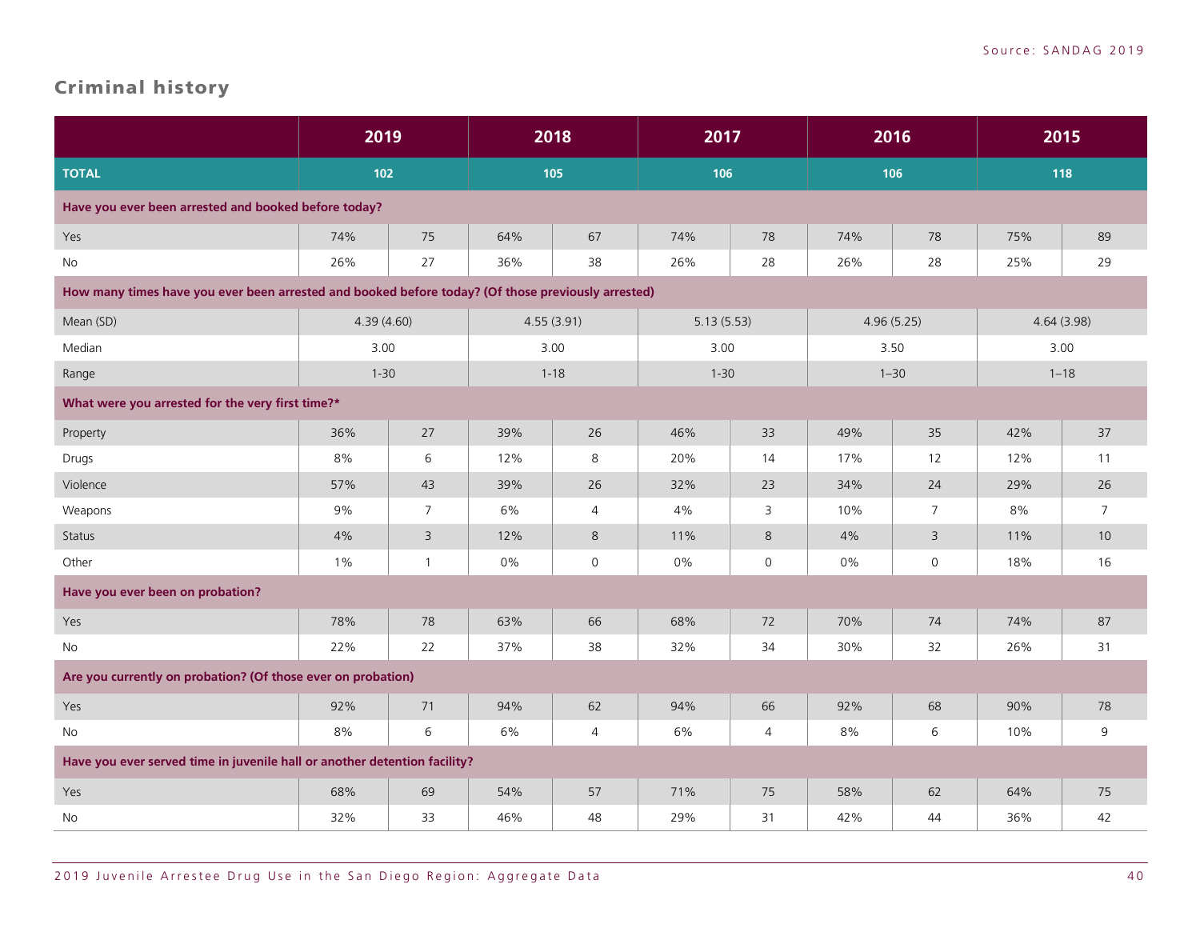## Criminal history

| | 2019 | | 2018 | | 2017 | | 2016 | | 2015 | |
|---|---|---|---|---|---|---|---|---|---|---|
| **TOTAL** | **102** | | **105** | | **106** | | **106** | | **118** | |
| **Have you ever been arrested and booked before today?** | | | | | | | | | | |
| Yes | 74% | 75 | 64% | 67 | 74% | 78 | 74% | 78 | 75% | 89 |
| No | 26% | 27 | 36% | 38 | 26% | 28 | 26% | 28 | 25% | 29 |
| **How many times have you ever been arrested and booked before today? (Of those previously arrested)** | | | | | | | | | | |
| Mean (SD) | 4.39 (4.60) | | 4.55 (3.91) | | 5.13 (5.53) | | 4.96 (5.25) | | 4.64 (3.98) | |
| Median | 3.00 | | 3.00 | | 3.00 | | 3.50 | | 3.00 | |
| Range | 1-30 | | 1-18 | | 1-30 | | 1–30 | | 1–18 | |
| **What were you arrested for the very first time?*** | | | | | | | | | | |
| Property | 36% | 27 | 39% | 26 | 46% | 33 | 49% | 35 | 42% | 37 |
| Drugs | 8% | 6 | 12% | 8 | 20% | 14 | 17% | 12 | 12% | 11 |
| Violence | 57% | 43 | 39% | 26 | 32% | 23 | 34% | 24 | 29% | 26 |
| Weapons | 9% | 7 | 6% | 4 | 4% | 3 | 10% | 7 | 8% | 7 |
| Status | 4% | 3 | 12% | 8 | 11% | 8 | 4% | 3 | 11% | 10 |
| Other | 1% | 1 | 0% | 0 | 0% | 0 | 0% | 0 | 18% | 16 |
| **Have you ever been on probation?** | | | | | | | | | | |
| Yes | 78% | 78 | 63% | 66 | 68% | 72 | 70% | 74 | 74% | 87 |
| No | 22% | 22 | 37% | 38 | 32% | 34 | 30% | 32 | 26% | 31 |
| **Are you currently on probation? (Of those ever on probation)** | | | | | | | | | | |
| Yes | 92% | 71 | 94% | 62 | 94% | 66 | 92% | 68 | 90% | 78 |
| No | 8% | 6 | 6% | 4 | 6% | 4 | 8% | 6 | 10% | 9 |
| **Have you ever served time in juvenile hall or another detention facility?** | | | | | | | | | | |
| Yes | 68% | 69 | 54% | 57 | 71% | 75 | 58% | 62 | 64% | 75 |
| No | 32% | 33 | 46% | 48 | 29% | 31 | 42% | 44 | 36% | 42 |

Source: SANDAG 2019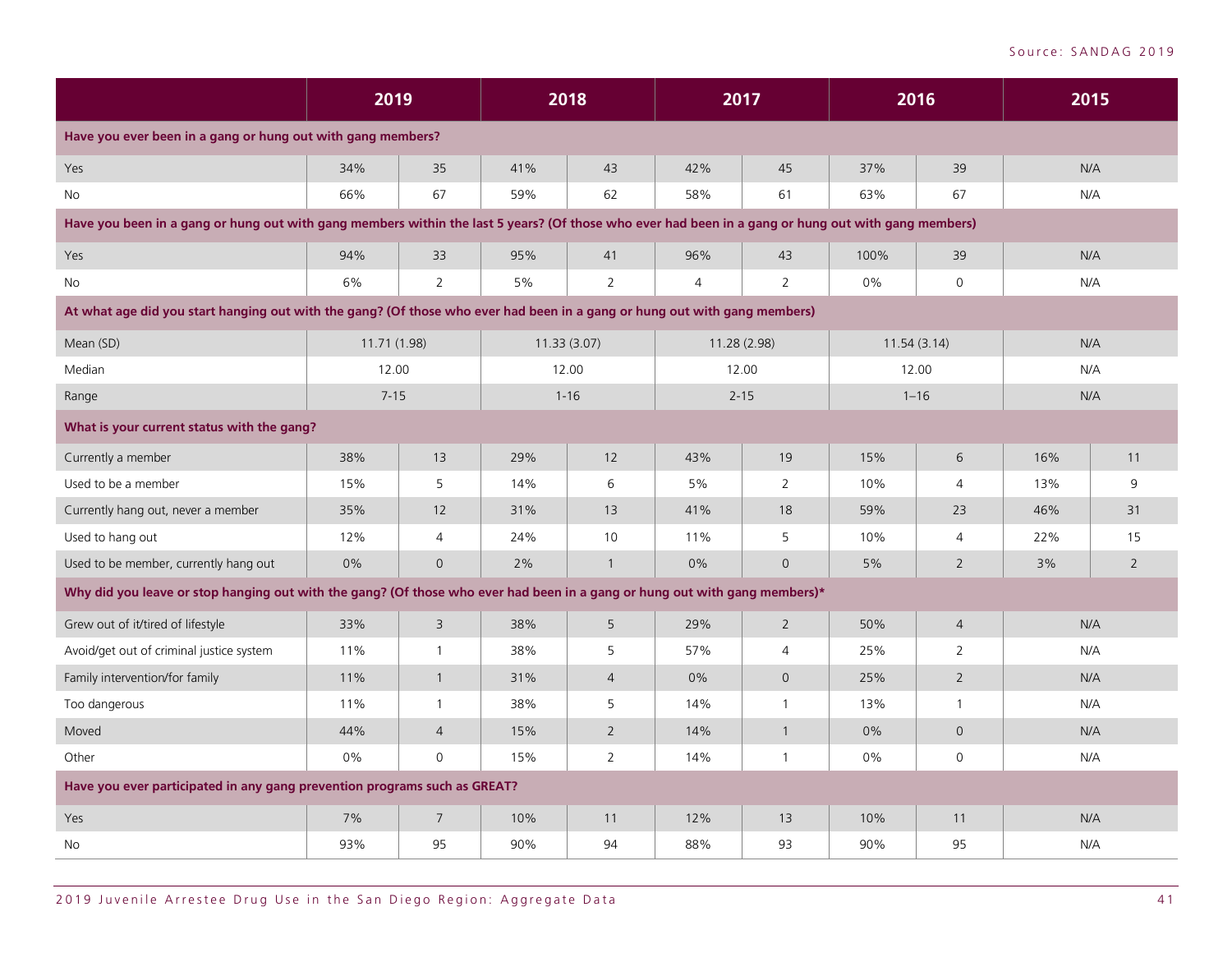Source: SANDAG 2019

| | 2019 | | 2018 | | 2017 | | 2016 | | 2015 | |
|---|---|---|---|---|---|---|---|---|---|---|
| **Have you ever been in a gang or hung out with gang members?** | | | | | | | | | | |
| Yes | 34% | 35 | 41% | 43 | 42% | 45 | 37% | 39 | N/A | |
| No | 66% | 67 | 59% | 62 | 58% | 61 | 63% | 67 | N/A | |
| **Have you been in a gang or hung out with gang members within the last 5 years? (Of those who ever had been in a gang or hung out with gang members)** | | | | | | | | | | |
| Yes | 94% | 33 | 95% | 41 | 96% | 43 | 100% | 39 | N/A | |
| No | 6% | 2 | 5% | 2 | 4 | 2 | 0% | 0 | N/A | |
| **At what age did you start hanging out with the gang? (Of those who ever had been in a gang or hung out with gang members)** | | | | | | | | | | |
| Mean (SD) | 11.71 (1.98) | | 11.33 (3.07) | | 11.28 (2.98) | | 11.54 (3.14) | | N/A | |
| Median | 12.00 | | 12.00 | | 12.00 | | 12.00 | | N/A | |
| Range | 7-15 | | 1-16 | | 2-15 | | 1–16 | | N/A | |
| **What is your current status with the gang?** | | | | | | | | | | |
| Currently a member | 38% | 13 | 29% | 12 | 43% | 19 | 15% | 6 | 16% | 11 |
| Used to be a member | 15% | 5 | 14% | 6 | 5% | 2 | 10% | 4 | 13% | 9 |
| Currently hang out, never a member | 35% | 12 | 31% | 13 | 41% | 18 | 59% | 23 | 46% | 31 |
| Used to hang out | 12% | 4 | 24% | 10 | 11% | 5 | 10% | 4 | 22% | 15 |
| Used to be member, currently hang out | 0% | 0 | 2% | 1 | 0% | 0 | 5% | 2 | 3% | 2 |
| **Why did you leave or stop hanging out with the gang? (Of those who ever had been in a gang or hung out with gang members)*** | | | | | | | | | | |
| Grew out of it/tired of lifestyle | 33% | 3 | 38% | 5 | 29% | 2 | 50% | 4 | N/A | |
| Avoid/get out of criminal justice system | 11% | 1 | 38% | 5 | 57% | 4 | 25% | 2 | N/A | |
| Family intervention/for family | 11% | 1 | 31% | 4 | 0% | 0 | 25% | 2 | N/A | |
| Too dangerous | 11% | 1 | 38% | 5 | 14% | 1 | 13% | 1 | N/A | |
| Moved | 44% | 4 | 15% | 2 | 14% | 1 | 0% | 0 | N/A | |
| Other | 0% | 0 | 15% | 2 | 14% | 1 | 0% | 0 | N/A | |
| **Have you ever participated in any gang prevention programs such as GREAT?** | | | | | | | | | | |
| Yes | 7% | 7 | 10% | 11 | 12% | 13 | 10% | 11 | N/A | |
| No | 93% | 95 | 90% | 94 | 88% | 93 | 90% | 95 | N/A | |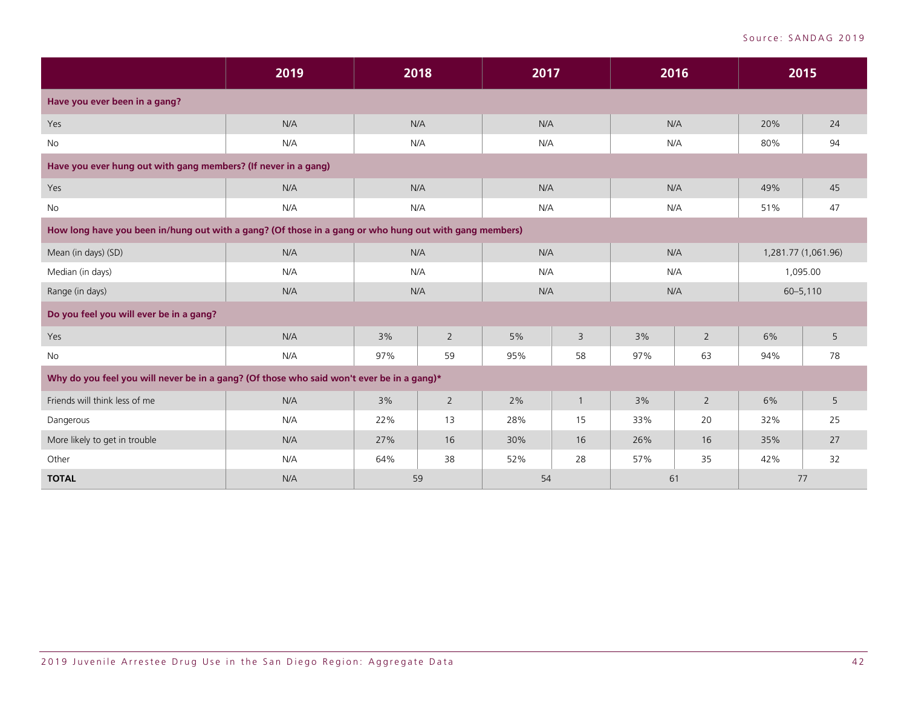Source: SANDAG 2019

| | 2019 | 2018 | | 2017 | | 2016 | | 2015 | |
|---|---|---|---|---|---|---|---|---|---|
| **Have you ever been in a gang?** | | | | | | | | | |
| Yes | N/A | N/A | | N/A | | N/A | | 20% | 24 |
| No | N/A | N/A | | N/A | | N/A | | 80% | 94 |
| **Have you ever hung out with gang members? (If never in a gang)** | | | | | | | | | |
| Yes | N/A | N/A | | N/A | | N/A | | 49% | 45 |
| No | N/A | N/A | | N/A | | N/A | | 51% | 47 |
| **How long have you been in/hung out with a gang? (Of those in a gang or who hung out with gang members)** | | | | | | | | | |
| Mean (in days) (SD) | N/A | N/A | | N/A | | N/A | | 1,281.77 (1,061.96) | |
| Median (in days) | N/A | N/A | | N/A | | N/A | | 1,095.00 | |
| Range (in days) | N/A | N/A | | N/A | | N/A | | 60–5,110 | |
| **Do you feel you will ever be in a gang?** | | | | | | | | | |
| Yes | N/A | 3% | 2 | 5% | 3 | 3% | 2 | 6% | 5 |
| No | N/A | 97% | 59 | 95% | 58 | 97% | 63 | 94% | 78 |
| **Why do you feel you will never be in a gang? (Of those who said won't ever be in a gang)*** | | | | | | | | | |
| Friends will think less of me | N/A | 3% | 2 | 2% | 1 | 3% | 2 | 6% | 5 |
| Dangerous | N/A | 22% | 13 | 28% | 15 | 33% | 20 | 32% | 25 |
| More likely to get in trouble | N/A | 27% | 16 | 30% | 16 | 26% | 16 | 35% | 27 |
| Other | N/A | 64% | 38 | 52% | 28 | 57% | 35 | 42% | 32 |
| **TOTAL** | N/A | 59 | | 54 | | 61 | | 77 | |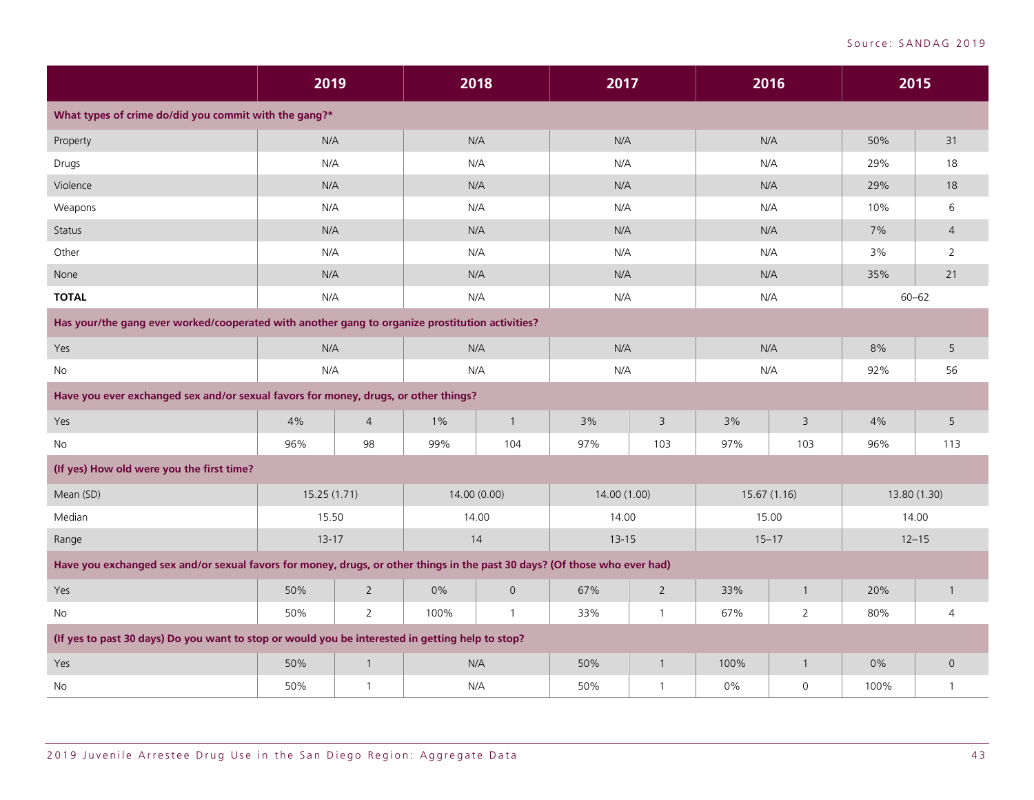Source: SANDAG 2019

| | 2019 | | 2018 | | 2017 | | 2016 | | 2015 | |
|---|---|---|---|---|---|---|---|---|---|---|
| **What types of crime do/did you commit with the gang?*** | | | | | | | | | | |
| Property | N/A | | N/A | | N/A | | N/A | | 50% | 31 |
| Drugs | N/A | | N/A | | N/A | | N/A | | 29% | 18 |
| Violence | N/A | | N/A | | N/A | | N/A | | 29% | 18 |
| Weapons | N/A | | N/A | | N/A | | N/A | | 10% | 6 |
| Status | N/A | | N/A | | N/A | | N/A | | 7% | 4 |
| Other | N/A | | N/A | | N/A | | N/A | | 3% | 2 |
| None | N/A | | N/A | | N/A | | N/A | | 35% | 21 |
| **TOTAL** | N/A | | N/A | | N/A | | N/A | | 60–62 | |
| **Has your/the gang ever worked/cooperated with another gang to organize prostitution activities?** | | | | | | | | | | |
| Yes | N/A | | N/A | | N/A | | N/A | | 8% | 5 |
| No | N/A | | N/A | | N/A | | N/A | | 92% | 56 |
| **Have you ever exchanged sex and/or sexual favors for money, drugs, or other things?** | | | | | | | | | | |
| Yes | 4% | 4 | 1% | 1 | 3% | 3 | 3% | 3 | 4% | 5 |
| No | 96% | 98 | 99% | 104 | 97% | 103 | 97% | 103 | 96% | 113 |
| **(If yes) How old were you the first time?** | | | | | | | | | | |
| Mean (SD) | 15.25 (1.71) | | 14.00 (0.00) | | 14.00 (1.00) | | 15.67 (1.16) | | 13.80 (1.30) | |
| Median | 15.50 | | 14.00 | | 14.00 | | 15.00 | | 14.00 | |
| Range | 13-17 | | 14 | | 13-15 | | 15–17 | | 12–15 | |
| **Have you exchanged sex and/or sexual favors for money, drugs, or other things in the past 30 days? (Of those who ever had)** | | | | | | | | | | |
| Yes | 50% | 2 | 0% | 0 | 67% | 2 | 33% | 1 | 20% | 1 |
| No | 50% | 2 | 100% | 1 | 33% | 1 | 67% | 2 | 80% | 4 |
| **(If yes to past 30 days) Do you want to stop or would you be interested in getting help to stop?** | | | | | | | | | | |
| Yes | 50% | 1 | N/A | | 50% | 1 | 100% | 1 | 0% | 0 |
| No | 50% | 1 | N/A | | 50% | 1 | 0% | 0 | 100% | 1 |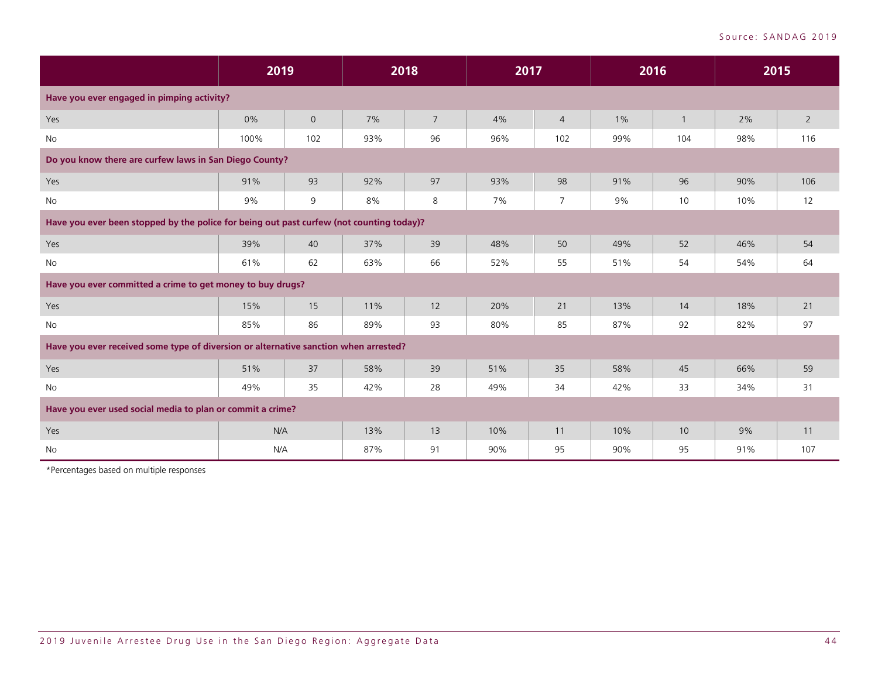Source: SANDAG 2019

| | 2019 | | 2018 | | 2017 | | 2016 | | 2015 | |
|---|---|---|---|---|---|---|---|---|---|---|
| **Have you ever engaged in pimping activity?** | | | | | | | | | | |
| Yes | 0% | 0 | 7% | 7 | 4% | 4 | 1% | 1 | 2% | 2 |
| No | 100% | 102 | 93% | 96 | 96% | 102 | 99% | 104 | 98% | 116 |
| **Do you know there are curfew laws in San Diego County?** | | | | | | | | | | |
| Yes | 91% | 93 | 92% | 97 | 93% | 98 | 91% | 96 | 90% | 106 |
| No | 9% | 9 | 8% | 8 | 7% | 7 | 9% | 10 | 10% | 12 |
| **Have you ever been stopped by the police for being out past curfew (not counting today)?** | | | | | | | | | | |
| Yes | 39% | 40 | 37% | 39 | 48% | 50 | 49% | 52 | 46% | 54 |
| No | 61% | 62 | 63% | 66 | 52% | 55 | 51% | 54 | 54% | 64 |
| **Have you ever committed a crime to get money to buy drugs?** | | | | | | | | | | |
| Yes | 15% | 15 | 11% | 12 | 20% | 21 | 13% | 14 | 18% | 21 |
| No | 85% | 86 | 89% | 93 | 80% | 85 | 87% | 92 | 82% | 97 |
| **Have you ever received some type of diversion or alternative sanction when arrested?** | | | | | | | | | | |
| Yes | 51% | 37 | 58% | 39 | 51% | 35 | 58% | 45 | 66% | 59 |
| No | 49% | 35 | 42% | 28 | 49% | 34 | 42% | 33 | 34% | 31 |
| **Have you ever used social media to plan or commit a crime?** | | | | | | | | | | |
| Yes | N/A | | 13% | 13 | 10% | 11 | 10% | 10 | 9% | 11 |
| No | N/A | | 87% | 91 | 90% | 95 | 90% | 95 | 91% | 107 |

*Percentages based on multiple responses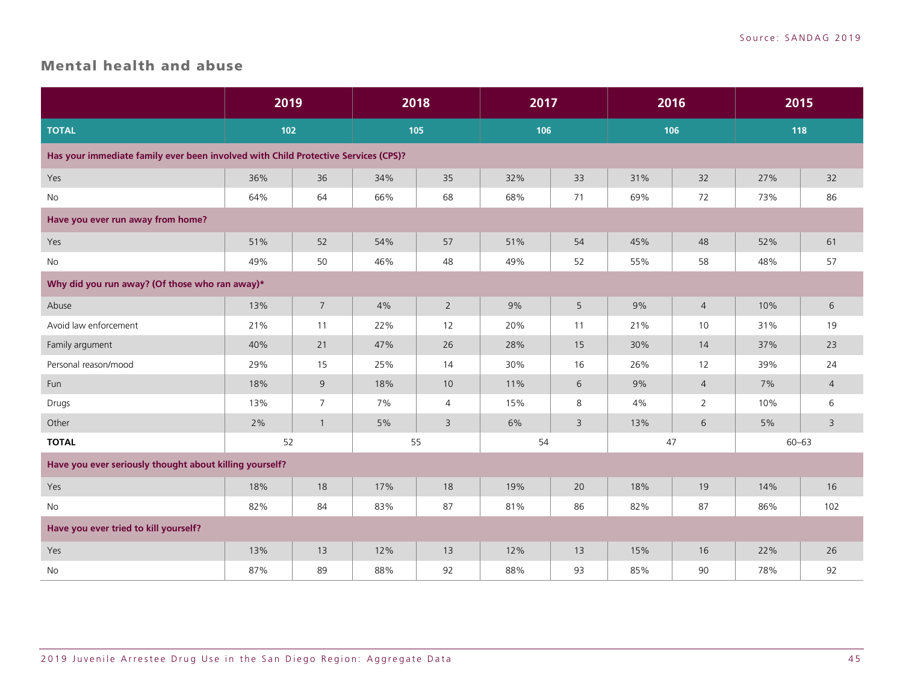## Mental health and abuse

| | 2019 | | 2018 | | 2017 | | 2016 | | 2015 | |
|---|---|---|---|---|---|---|---|---|---|---|
| **TOTAL** | 102 | | 105 | | 106 | | 106 | | 118 | |
| **Has your immediate family ever been involved with Child Protective Services (CPS)?** | | | | | | | | | | |
| Yes | 36% | 36 | 34% | 35 | 32% | 33 | 31% | 32 | 27% | 32 |
| No | 64% | 64 | 66% | 68 | 68% | 71 | 69% | 72 | 73% | 86 |
| **Have you ever run away from home?** | | | | | | | | | | |
| Yes | 51% | 52 | 54% | 57 | 51% | 54 | 45% | 48 | 52% | 61 |
| No | 49% | 50 | 46% | 48 | 49% | 52 | 55% | 58 | 48% | 57 |
| **Why did you run away? (Of those who ran away)*** | | | | | | | | | | |
| Abuse | 13% | 7 | 4% | 2 | 9% | 5 | 9% | 4 | 10% | 6 |
| Avoid law enforcement | 21% | 11 | 22% | 12 | 20% | 11 | 21% | 10 | 31% | 19 |
| Family argument | 40% | 21 | 47% | 26 | 28% | 15 | 30% | 14 | 37% | 23 |
| Personal reason/mood | 29% | 15 | 25% | 14 | 30% | 16 | 26% | 12 | 39% | 24 |
| Fun | 18% | 9 | 18% | 10 | 11% | 6 | 9% | 4 | 7% | 4 |
| Drugs | 13% | 7 | 7% | 4 | 15% | 8 | 4% | 2 | 10% | 6 |
| Other | 2% | 1 | 5% | 3 | 6% | 3 | 13% | 6 | 5% | 3 |
| **TOTAL** | 52 | | 55 | | 54 | | 47 | | 60–63 | |
| **Have you ever seriously thought about killing yourself?** | | | | | | | | | | |
| Yes | 18% | 18 | 17% | 18 | 19% | 20 | 18% | 19 | 14% | 16 |
| No | 82% | 84 | 83% | 87 | 81% | 86 | 82% | 87 | 86% | 102 |
| **Have you ever tried to kill yourself?** | | | | | | | | | | |
| Yes | 13% | 13 | 12% | 13 | 12% | 13 | 15% | 16 | 22% | 26 |
| No | 87% | 89 | 88% | 92 | 88% | 93 | 85% | 90 | 78% | 92 |

Source: SANDAG 2019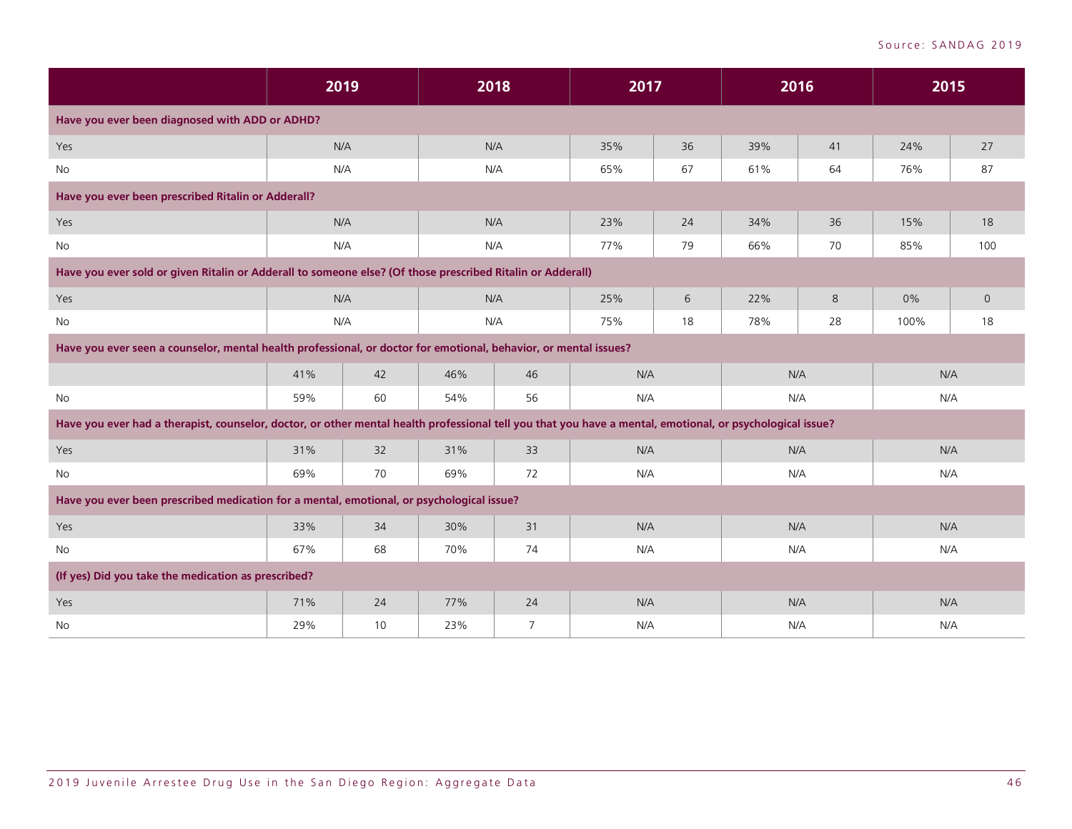| | 2019 | | 2018 | | 2017 | | 2016 | | 2015 | |
|---|---|---|---|---|---|---|---|---|---|---|
| **Have you ever been diagnosed with ADD or ADHD?** | | | | | | | | | | |
| Yes | N/A | | N/A | | 35% | 36 | 39% | 41 | 24% | 27 |
| No | N/A | | N/A | | 65% | 67 | 61% | 64 | 76% | 87 |
| **Have you ever been prescribed Ritalin or Adderall?** | | | | | | | | | | |
| Yes | N/A | | N/A | | 23% | 24 | 34% | 36 | 15% | 18 |
| No | N/A | | N/A | | 77% | 79 | 66% | 70 | 85% | 100 |
| **Have you ever sold or given Ritalin or Adderall to someone else? (Of those prescribed Ritalin or Adderall)** | | | | | | | | | | |
| Yes | N/A | | N/A | | 25% | 6 | 22% | 8 | 0% | 0 |
| No | N/A | | N/A | | 75% | 18 | 78% | 28 | 100% | 18 |
| **Have you ever seen a counselor, mental health professional, or doctor for emotional, behavior, or mental issues?** | | | | | | | | | | |
| | 41% | 42 | 46% | 46 | N/A | | N/A | | N/A | |
| No | 59% | 60 | 54% | 56 | N/A | | N/A | | N/A | |
| **Have you ever had a therapist, counselor, doctor, or other mental health professional tell you that you have a mental, emotional, or psychological issue?** | | | | | | | | | | |
| Yes | 31% | 32 | 31% | 33 | N/A | | N/A | | N/A | |
| No | 69% | 70 | 69% | 72 | N/A | | N/A | | N/A | |
| **Have you ever been prescribed medication for a mental, emotional, or psychological issue?** | | | | | | | | | | |
| Yes | 33% | 34 | 30% | 31 | N/A | | N/A | | N/A | |
| No | 67% | 68 | 70% | 74 | N/A | | N/A | | N/A | |
| **(If yes) Did you take the medication as prescribed?** | | | | | | | | | | |
| Yes | 71% | 24 | 77% | 24 | N/A | | N/A | | N/A | |
| No | 29% | 10 | 23% | 7 | N/A | | N/A | | N/A | |

Source: SANDAG 2019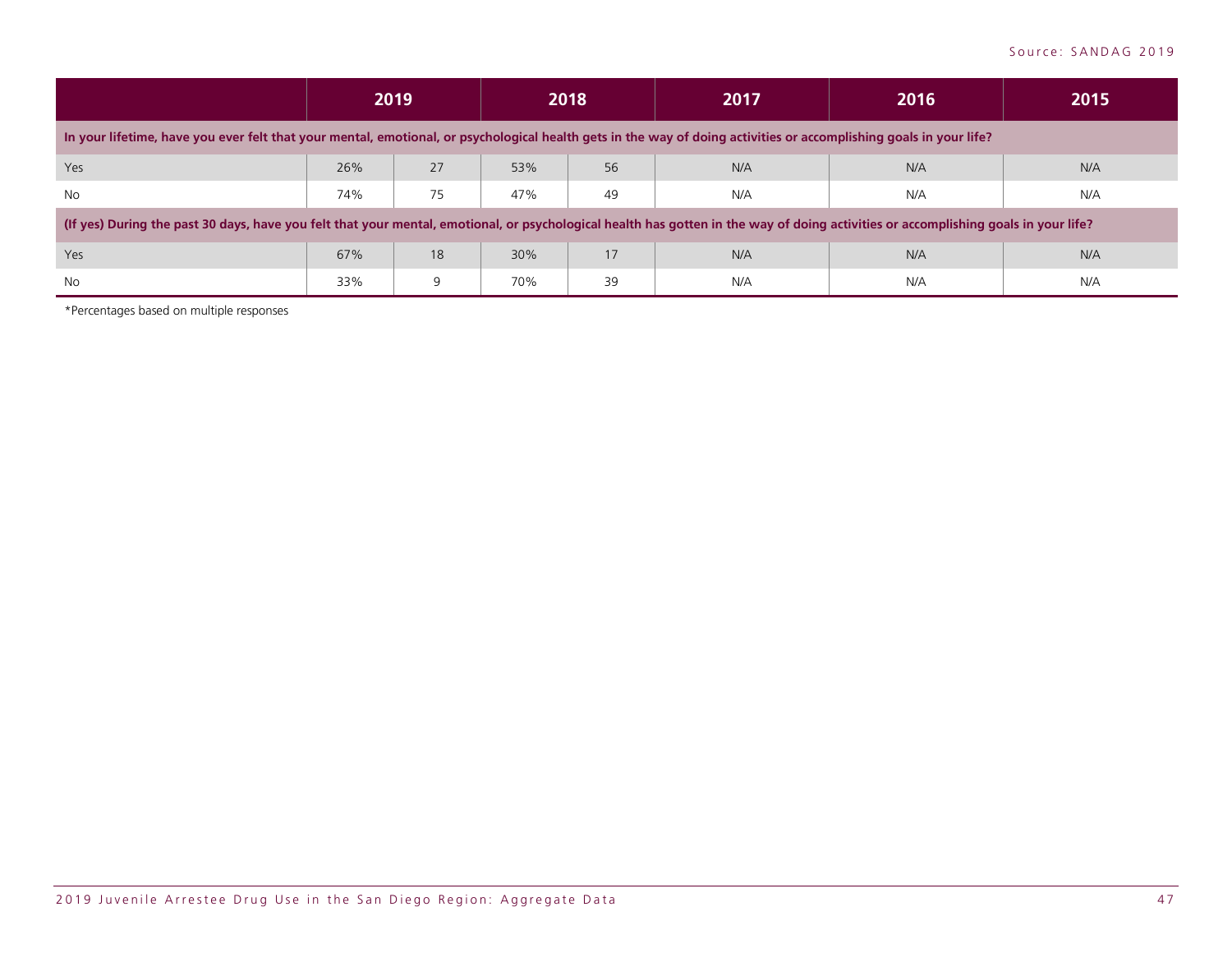| | 2019 | | 2018 | | 2017 | 2016 | 2015 |
|---|---|---|---|---|---|---|---|
| **In your lifetime, have you ever felt that your mental, emotional, or psychological health gets in the way of doing activities or accomplishing goals in your life?** | | | | | | | |
| Yes | 26% | 27 | 53% | 56 | N/A | N/A | N/A |
| No | 74% | 75 | 47% | 49 | N/A | N/A | N/A |
| **(If yes) During the past 30 days, have you felt that your mental, emotional, or psychological health has gotten in the way of doing activities or accomplishing goals in your life?** | | | | | | | |
| Yes | 67% | 18 | 30% | 17 | N/A | N/A | N/A |
| No | 33% | 9 | 70% | 39 | N/A | N/A | N/A |

*Percentages based on multiple responses

Source: SANDAG 2019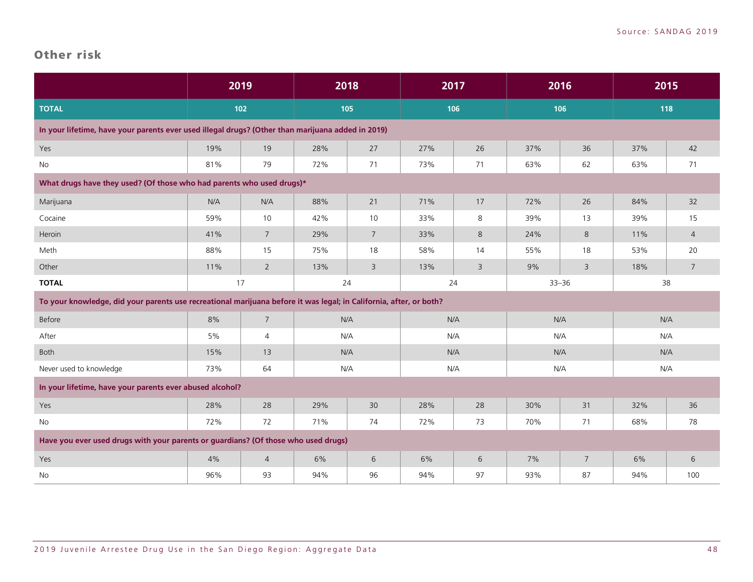Source: SANDAG 2019

## Other risk

| | 2019 | | 2018 | | 2017 | | 2016 | | 2015 | |
|---|---|---|---|---|---|---|---|---|---|---|
| **TOTAL** | 102 | | 105 | | 106 | | 106 | | 118 | |
| **In your lifetime, have your parents ever used illegal drugs? (Other than marijuana added in 2019)** | | | | | | | | | | |
| Yes | 19% | 19 | 28% | 27 | 27% | 26 | 37% | 36 | 37% | 42 |
| No | 81% | 79 | 72% | 71 | 73% | 71 | 63% | 62 | 63% | 71 |
| **What drugs have they used? (Of those who had parents who used drugs)*** | | | | | | | | | | |
| Marijuana | N/A | N/A | 88% | 21 | 71% | 17 | 72% | 26 | 84% | 32 |
| Cocaine | 59% | 10 | 42% | 10 | 33% | 8 | 39% | 13 | 39% | 15 |
| Heroin | 41% | 7 | 29% | 7 | 33% | 8 | 24% | 8 | 11% | 4 |
| Meth | 88% | 15 | 75% | 18 | 58% | 14 | 55% | 18 | 53% | 20 |
| Other | 11% | 2 | 13% | 3 | 13% | 3 | 9% | 3 | 18% | 7 |
| **TOTAL** | 17 | | 24 | | 24 | | 33–36 | | 38 | |
| **To your knowledge, did your parents use recreational marijuana before it was legal; in California, after, or both?** | | | | | | | | | | |
| Before | 8% | 7 | N/A | | N/A | | N/A | | N/A | |
| After | 5% | 4 | N/A | | N/A | | N/A | | N/A | |
| Both | 15% | 13 | N/A | | N/A | | N/A | | N/A | |
| Never used to knowledge | 73% | 64 | N/A | | N/A | | N/A | | N/A | |
| **In your lifetime, have your parents ever abused alcohol?** | | | | | | | | | | |
| Yes | 28% | 28 | 29% | 30 | 28% | 28 | 30% | 31 | 32% | 36 |
| No | 72% | 72 | 71% | 74 | 72% | 73 | 70% | 71 | 68% | 78 |
| **Have you ever used drugs with your parents or guardians? (Of those who used drugs)** | | | | | | | | | | |
| Yes | 4% | 4 | 6% | 6 | 6% | 6 | 7% | 7 | 6% | 6 |
| No | 96% | 93 | 94% | 96 | 94% | 97 | 93% | 87 | 94% | 100 |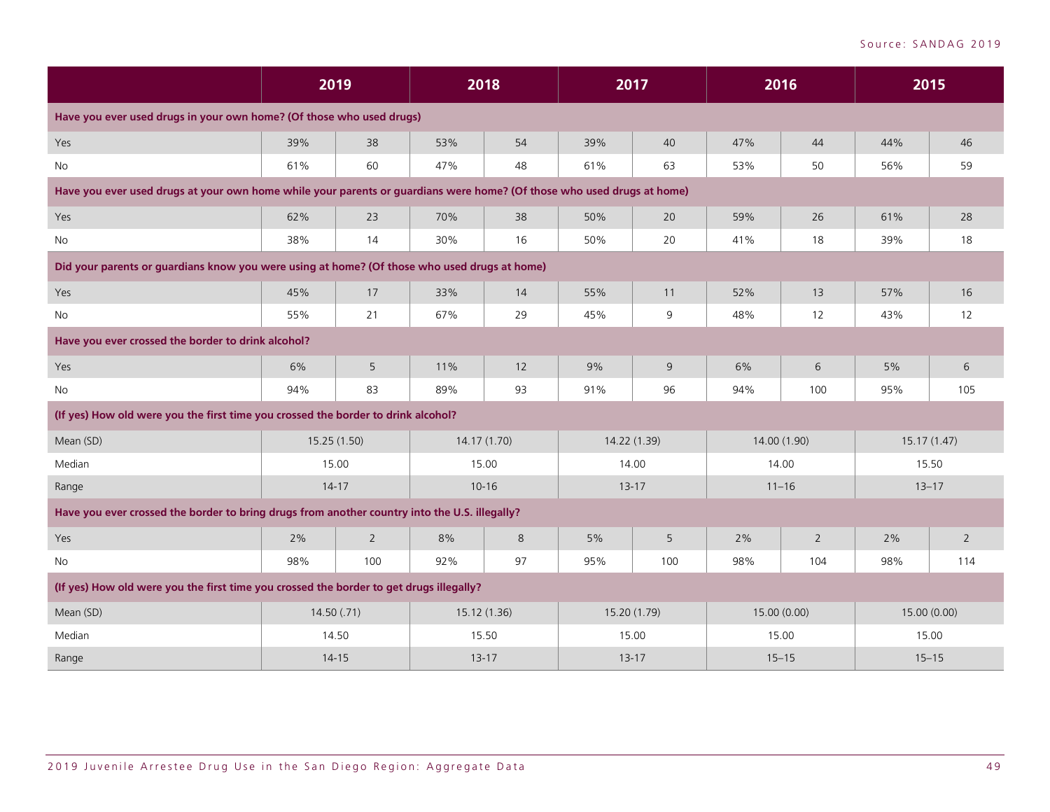Source: SANDAG 2019

| | 2019 | | 2018 | | 2017 | | 2016 | | 2015 | |
|---|---|---|---|---|---|---|---|---|---|---|
| **Have you ever used drugs in your own home? (Of those who used drugs)** | | | | | | | | | | |
| Yes | 39% | 38 | 53% | 54 | 39% | 40 | 47% | 44 | 44% | 46 |
| No | 61% | 60 | 47% | 48 | 61% | 63 | 53% | 50 | 56% | 59 |
| **Have you ever used drugs at your own home while your parents or guardians were home? (Of those who used drugs at home)** | | | | | | | | | | |
| Yes | 62% | 23 | 70% | 38 | 50% | 20 | 59% | 26 | 61% | 28 |
| No | 38% | 14 | 30% | 16 | 50% | 20 | 41% | 18 | 39% | 18 |
| **Did your parents or guardians know you were using at home? (Of those who used drugs at home)** | | | | | | | | | | |
| Yes | 45% | 17 | 33% | 14 | 55% | 11 | 52% | 13 | 57% | 16 |
| No | 55% | 21 | 67% | 29 | 45% | 9 | 48% | 12 | 43% | 12 |
| **Have you ever crossed the border to drink alcohol?** | | | | | | | | | | |
| Yes | 6% | 5 | 11% | 12 | 9% | 9 | 6% | 6 | 5% | 6 |
| No | 94% | 83 | 89% | 93 | 91% | 96 | 94% | 100 | 95% | 105 |
| **(If yes) How old were you the first time you crossed the border to drink alcohol?** | | | | | | | | | | |
| Mean (SD) | 15.25 (1.50) | | 14.17 (1.70) | | 14.22 (1.39) | | 14.00 (1.90) | | 15.17 (1.47) | |
| Median | 15.00 | | 15.00 | | 14.00 | | 14.00 | | 15.50 | |
| Range | 14-17 | | 10-16 | | 13-17 | | 11–16 | | 13–17 | |
| **Have you ever crossed the border to bring drugs from another country into the U.S. illegally?** | | | | | | | | | | |
| Yes | 2% | 2 | 8% | 8 | 5% | 5 | 2% | 2 | 2% | 2 |
| No | 98% | 100 | 92% | 97 | 95% | 100 | 98% | 104 | 98% | 114 |
| **(If yes) How old were you the first time you crossed the border to get drugs illegally?** | | | | | | | | | | |
| Mean (SD) | 14.50 (.71) | | 15.12 (1.36) | | 15.20 (1.79) | | 15.00 (0.00) | | 15.00 (0.00) | |
| Median | 14.50 | | 15.50 | | 15.00 | | 15.00 | | 15.00 | |
| Range | 14-15 | | 13-17 | | 13-17 | | 15–15 | | 15–15 | |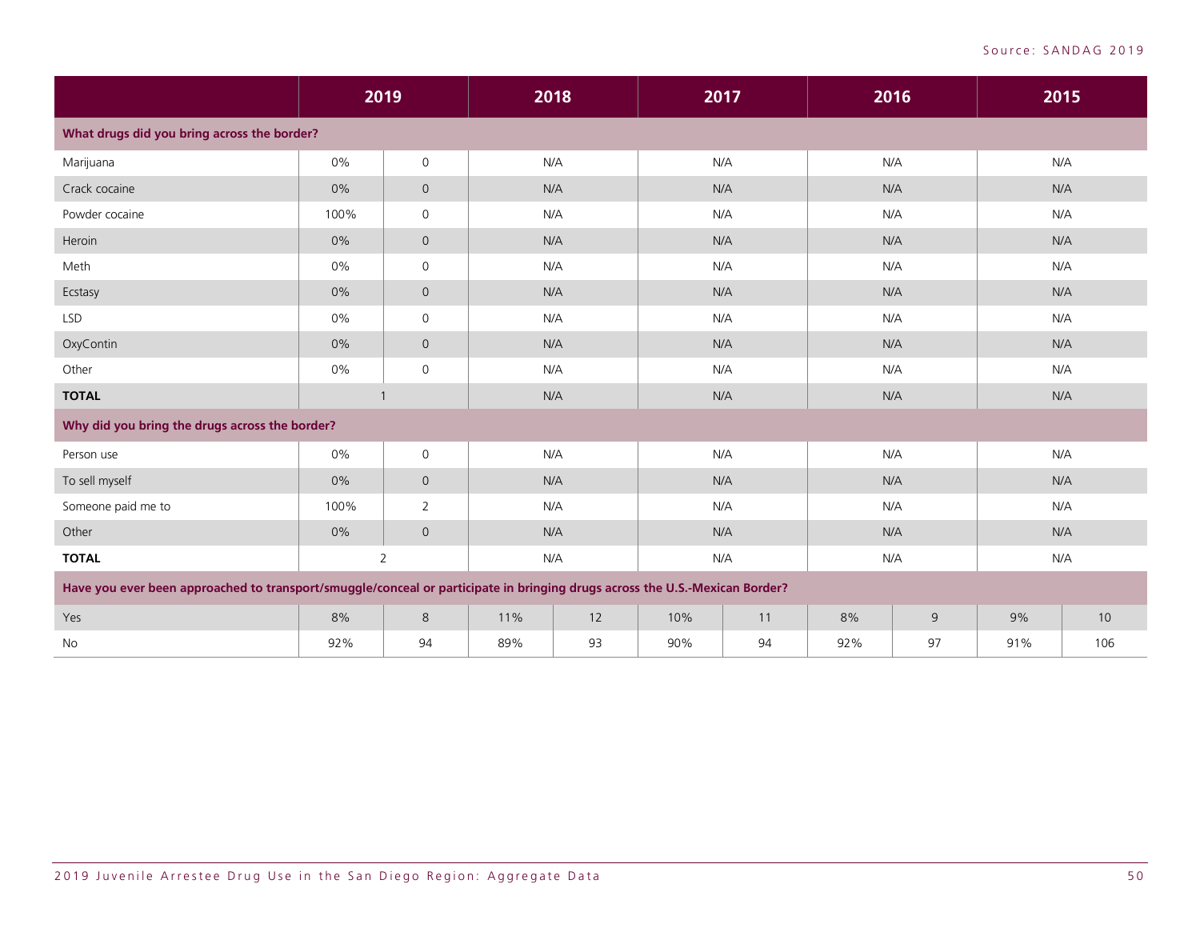Source: SANDAG 2019

| | 2019 | | 2018 | | 2017 | | 2016 | | 2015 | |
|---|---|---|---|---|---|---|---|---|---|---|
| **What drugs did you bring across the border?** | | | | | | | | | | |
| Marijuana | 0% | 0 | N/A | | N/A | | N/A | | N/A | |
| Crack cocaine | 0% | 0 | N/A | | N/A | | N/A | | N/A | |
| Powder cocaine | 100% | 0 | N/A | | N/A | | N/A | | N/A | |
| Heroin | 0% | 0 | N/A | | N/A | | N/A | | N/A | |
| Meth | 0% | 0 | N/A | | N/A | | N/A | | N/A | |
| Ecstasy | 0% | 0 | N/A | | N/A | | N/A | | N/A | |
| LSD | 0% | 0 | N/A | | N/A | | N/A | | N/A | |
| OxyContin | 0% | 0 | N/A | | N/A | | N/A | | N/A | |
| Other | 0% | 0 | N/A | | N/A | | N/A | | N/A | |
| **TOTAL** | 1 | | N/A | | N/A | | N/A | | N/A | |
| **Why did you bring the drugs across the border?** | | | | | | | | | | |
| Person use | 0% | 0 | N/A | | N/A | | N/A | | N/A | |
| To sell myself | 0% | 0 | N/A | | N/A | | N/A | | N/A | |
| Someone paid me to | 100% | 2 | N/A | | N/A | | N/A | | N/A | |
| Other | 0% | 0 | N/A | | N/A | | N/A | | N/A | |
| **TOTAL** | 2 | | N/A | | N/A | | N/A | | N/A | |
| **Have you ever been approached to transport/smuggle/conceal or participate in bringing drugs across the U.S.-Mexican Border?** | | | | | | | | | | |
| Yes | 8% | 8 | 11% | 12 | 10% | 11 | 8% | 9 | 9% | 10 |
| No | 92% | 94 | 89% | 93 | 90% | 94 | 92% | 97 | 91% | 106 |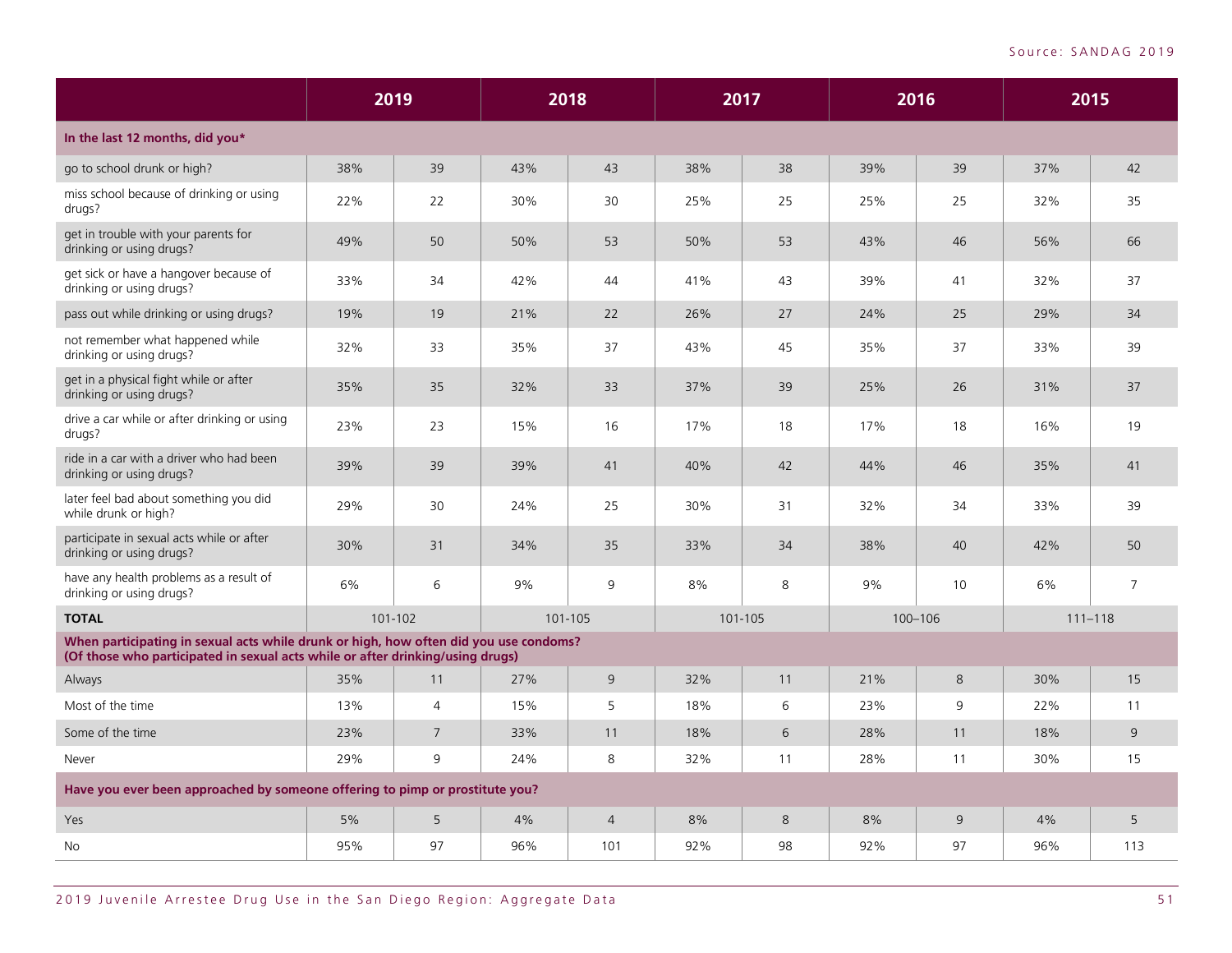Source: SANDAG 2019

| | 2019 | | 2018 | | 2017 | | 2016 | | 2015 | |
|---|---|---|---|---|---|---|---|---|---|---|
| **In the last 12 months, did you*** | | | | | | | | | | |
| go to school drunk or high? | 38% | 39 | 43% | 43 | 38% | 38 | 39% | 39 | 37% | 42 |
| miss school because of drinking or using drugs? | 22% | 22 | 30% | 30 | 25% | 25 | 25% | 25 | 32% | 35 |
| get in trouble with your parents for drinking or using drugs? | 49% | 50 | 50% | 53 | 50% | 53 | 43% | 46 | 56% | 66 |
| get sick or have a hangover because of drinking or using drugs? | 33% | 34 | 42% | 44 | 41% | 43 | 39% | 41 | 32% | 37 |
| pass out while drinking or using drugs? | 19% | 19 | 21% | 22 | 26% | 27 | 24% | 25 | 29% | 34 |
| not remember what happened while drinking or using drugs? | 32% | 33 | 35% | 37 | 43% | 45 | 35% | 37 | 33% | 39 |
| get in a physical fight while or after drinking or using drugs? | 35% | 35 | 32% | 33 | 37% | 39 | 25% | 26 | 31% | 37 |
| drive a car while or after drinking or using drugs? | 23% | 23 | 15% | 16 | 17% | 18 | 17% | 18 | 16% | 19 |
| ride in a car with a driver who had been drinking or using drugs? | 39% | 39 | 39% | 41 | 40% | 42 | 44% | 46 | 35% | 41 |
| later feel bad about something you did while drunk or high? | 29% | 30 | 24% | 25 | 30% | 31 | 32% | 34 | 33% | 39 |
| participate in sexual acts while or after drinking or using drugs? | 30% | 31 | 34% | 35 | 33% | 34 | 38% | 40 | 42% | 50 |
| have any health problems as a result of drinking or using drugs? | 6% | 6 | 9% | 9 | 8% | 8 | 9% | 10 | 6% | 7 |
| **TOTAL** | 101-102 | | 101-105 | | 101-105 | | 100–106 | | 111–118 | |
| **When participating in sexual acts while drunk or high, how often did you use condoms? (Of those who participated in sexual acts while or after drinking/using drugs)** | | | | | | | | | | |
| Always | 35% | 11 | 27% | 9 | 32% | 11 | 21% | 8 | 30% | 15 |
| Most of the time | 13% | 4 | 15% | 5 | 18% | 6 | 23% | 9 | 22% | 11 |
| Some of the time | 23% | 7 | 33% | 11 | 18% | 6 | 28% | 11 | 18% | 9 |
| Never | 29% | 9 | 24% | 8 | 32% | 11 | 28% | 11 | 30% | 15 |
| **Have you ever been approached by someone offering to pimp or prostitute you?** | | | | | | | | | | |
| Yes | 5% | 5 | 4% | 4 | 8% | 8 | 8% | 9 | 4% | 5 |
| No | 95% | 97 | 96% | 101 | 92% | 98 | 92% | 97 | 96% | 113 |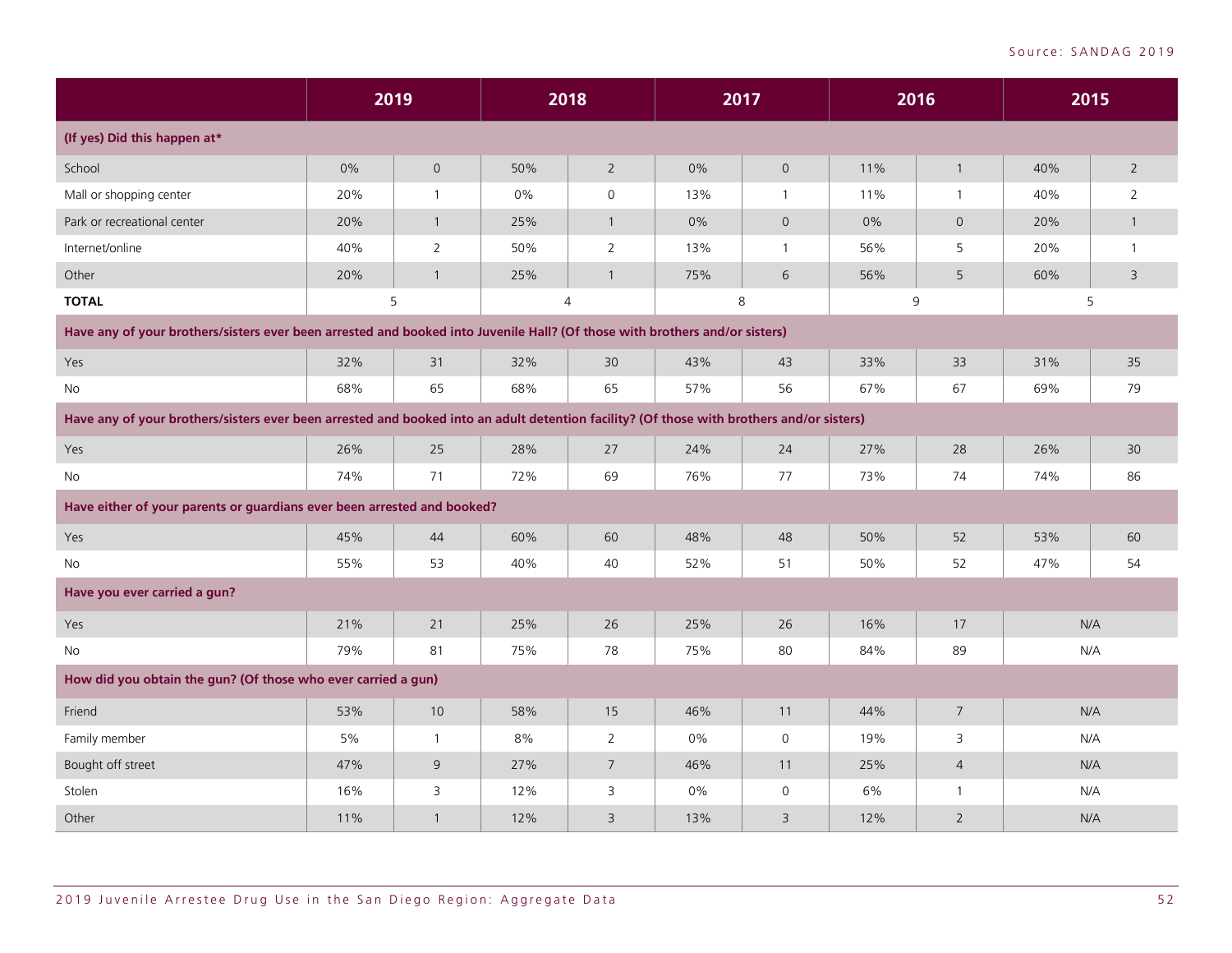Source: SANDAG 2019

| | 2019 | | 2018 | | 2017 | | 2016 | | 2015 | |
|---|---|---|---|---|---|---|---|---|---|---|
| **(If yes) Did this happen at*** | | | | | | | | | | |
| School | 0% | 0 | 50% | 2 | 0% | 0 | 11% | 1 | 40% | 2 |
| Mall or shopping center | 20% | 1 | 0% | 0 | 13% | 1 | 11% | 1 | 40% | 2 |
| Park or recreational center | 20% | 1 | 25% | 1 | 0% | 0 | 0% | 0 | 20% | 1 |
| Internet/online | 40% | 2 | 50% | 2 | 13% | 1 | 56% | 5 | 20% | 1 |
| Other | 20% | 1 | 25% | 1 | 75% | 6 | 56% | 5 | 60% | 3 |
| **TOTAL** | 5 | | 4 | | 8 | | 9 | | 5 | |
| **Have any of your brothers/sisters ever been arrested and booked into Juvenile Hall? (Of those with brothers and/or sisters)** | | | | | | | | | | |
| Yes | 32% | 31 | 32% | 30 | 43% | 43 | 33% | 33 | 31% | 35 |
| No | 68% | 65 | 68% | 65 | 57% | 56 | 67% | 67 | 69% | 79 |
| **Have any of your brothers/sisters ever been arrested and booked into an adult detention facility? (Of those with brothers and/or sisters)** | | | | | | | | | | |
| Yes | 26% | 25 | 28% | 27 | 24% | 24 | 27% | 28 | 26% | 30 |
| No | 74% | 71 | 72% | 69 | 76% | 77 | 73% | 74 | 74% | 86 |
| **Have either of your parents or guardians ever been arrested and booked?** | | | | | | | | | | |
| Yes | 45% | 44 | 60% | 60 | 48% | 48 | 50% | 52 | 53% | 60 |
| No | 55% | 53 | 40% | 40 | 52% | 51 | 50% | 52 | 47% | 54 |
| **Have you ever carried a gun?** | | | | | | | | | | |
| Yes | 21% | 21 | 25% | 26 | 25% | 26 | 16% | 17 | N/A | |
| No | 79% | 81 | 75% | 78 | 75% | 80 | 84% | 89 | N/A | |
| **How did you obtain the gun? (Of those who ever carried a gun)** | | | | | | | | | | |
| Friend | 53% | 10 | 58% | 15 | 46% | 11 | 44% | 7 | N/A | |
| Family member | 5% | 1 | 8% | 2 | 0% | 0 | 19% | 3 | N/A | |
| Bought off street | 47% | 9 | 27% | 7 | 46% | 11 | 25% | 4 | N/A | |
| Stolen | 16% | 3 | 12% | 3 | 0% | 0 | 6% | 1 | N/A | |
| Other | 11% | 1 | 12% | 3 | 13% | 3 | 12% | 2 | N/A | |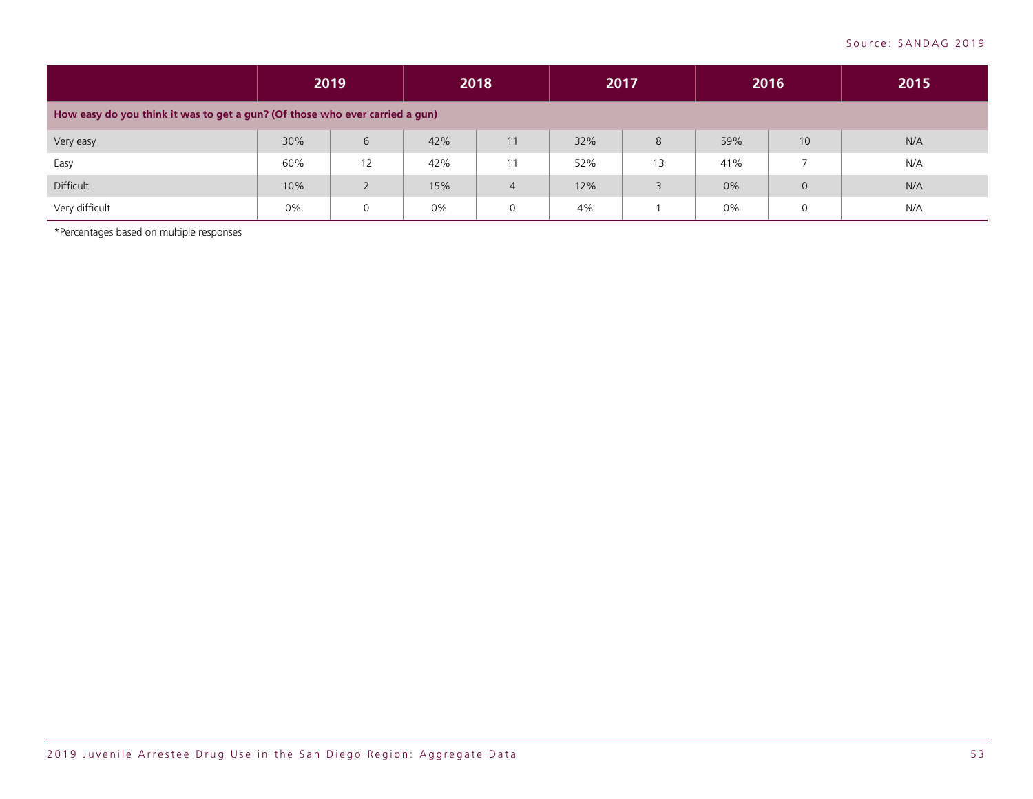Source: SANDAG 2019

| | 2019 | | 2018 | | 2017 | | 2016 | | 2015 |
|---|---|---|---|---|---|---|---|---|---|
| **How easy do you think it was to get a gun? (Of those who ever carried a gun)** | | | | | | | | | |
| Very easy | 30% | 6 | 42% | 11 | 32% | 8 | 59% | 10 | N/A |
| Easy | 60% | 12 | 42% | 11 | 52% | 13 | 41% | 7 | N/A |
| Difficult | 10% | 2 | 15% | 4 | 12% | 3 | 0% | 0 | N/A |
| Very difficult | 0% | 0 | 0% | 0 | 4% | 1 | 0% | 0 | N/A |

*Percentages based on multiple responses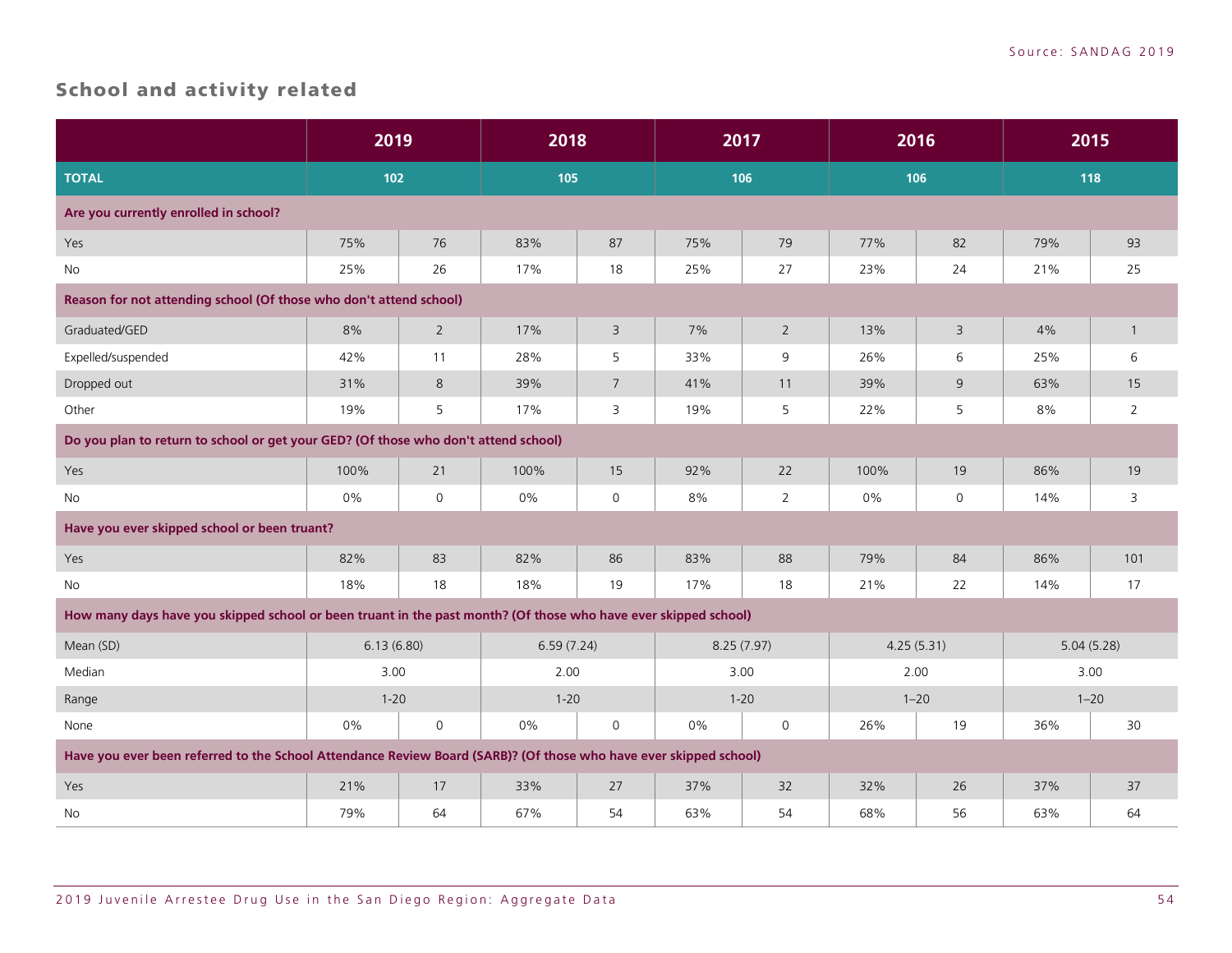## School and activity related

|  | 2019 |  | 2018 |  | 2017 |  | 2016 |  | 2015 |  |
|---|---|---|---|---|---|---|---|---|---|---|
| **TOTAL** | 102 |  | 105 |  | 106 |  | 106 |  | 118 |  |
| **Are you currently enrolled in school?** |  |  |  |  |  |  |  |  |  |  |
| Yes | 75% | 76 | 83% | 87 | 75% | 79 | 77% | 82 | 79% | 93 |
| No | 25% | 26 | 17% | 18 | 25% | 27 | 23% | 24 | 21% | 25 |
| **Reason for not attending school (Of those who don't attend school)** |  |  |  |  |  |  |  |  |  |  |
| Graduated/GED | 8% | 2 | 17% | 3 | 7% | 2 | 13% | 3 | 4% | 1 |
| Expelled/suspended | 42% | 11 | 28% | 5 | 33% | 9 | 26% | 6 | 25% | 6 |
| Dropped out | 31% | 8 | 39% | 7 | 41% | 11 | 39% | 9 | 63% | 15 |
| Other | 19% | 5 | 17% | 3 | 19% | 5 | 22% | 5 | 8% | 2 |
| **Do you plan to return to school or get your GED? (Of those who don't attend school)** |  |  |  |  |  |  |  |  |  |  |
| Yes | 100% | 21 | 100% | 15 | 92% | 22 | 100% | 19 | 86% | 19 |
| No | 0% | 0 | 0% | 0 | 8% | 2 | 0% | 0 | 14% | 3 |
| **Have you ever skipped school or been truant?** |  |  |  |  |  |  |  |  |  |  |
| Yes | 82% | 83 | 82% | 86 | 83% | 88 | 79% | 84 | 86% | 101 |
| No | 18% | 18 | 18% | 19 | 17% | 18 | 21% | 22 | 14% | 17 |
| **How many days have you skipped school or been truant in the past month? (Of those who have ever skipped school)** |  |  |  |  |  |  |  |  |  |  |
| Mean (SD) | 6.13 (6.80) |  | 6.59 (7.24) |  | 8.25 (7.97) |  | 4.25 (5.31) |  | 5.04 (5.28) |  |
| Median | 3.00 |  | 2.00 |  | 3.00 |  | 2.00 |  | 3.00 |  |
| Range | 1-20 |  | 1-20 |  | 1-20 |  | 1–20 |  | 1–20 |  |
| None | 0% | 0 | 0% | 0 | 0% | 0 | 26% | 19 | 36% | 30 |
| **Have you ever been referred to the School Attendance Review Board (SARB)? (Of those who have ever skipped school)** |  |  |  |  |  |  |  |  |  |  |
| Yes | 21% | 17 | 33% | 27 | 37% | 32 | 32% | 26 | 37% | 37 |
| No | 79% | 64 | 67% | 54 | 63% | 54 | 68% | 56 | 63% | 64 |

Source: SANDAG 2019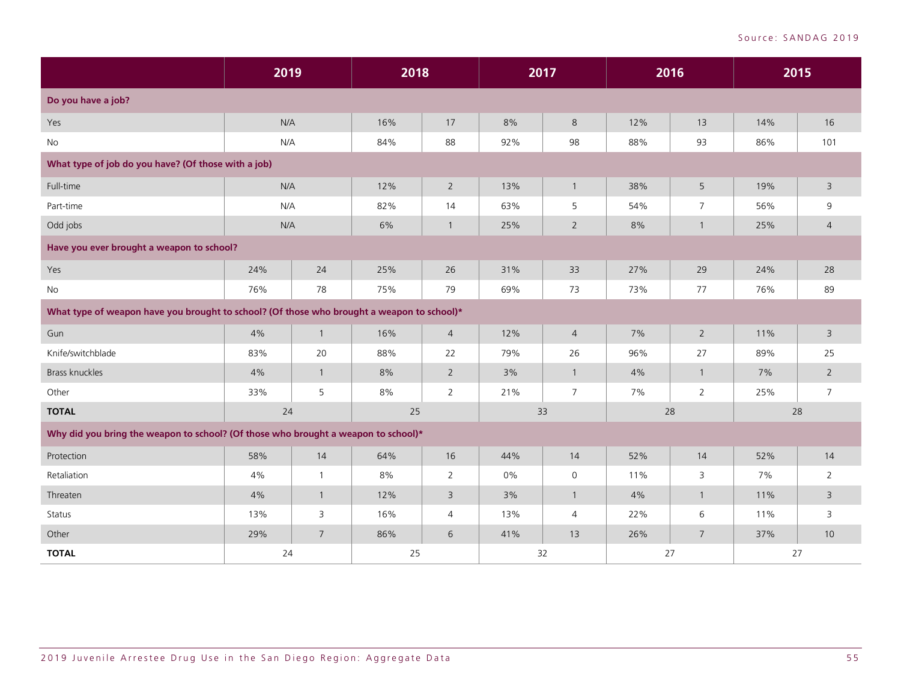Source: SANDAG 2019

| | 2019 | | 2018 | | 2017 | | 2016 | | 2015 | |
|---|---|---|---|---|---|---|---|---|---|---|
| **Do you have a job?** | | | | | | | | | | |
| Yes | N/A | | 16% | 17 | 8% | 8 | 12% | 13 | 14% | 16 |
| No | N/A | | 84% | 88 | 92% | 98 | 88% | 93 | 86% | 101 |
| **What type of job do you have? (Of those with a job)** | | | | | | | | | | |
| Full-time | N/A | | 12% | 2 | 13% | 1 | 38% | 5 | 19% | 3 |
| Part-time | N/A | | 82% | 14 | 63% | 5 | 54% | 7 | 56% | 9 |
| Odd jobs | N/A | | 6% | 1 | 25% | 2 | 8% | 1 | 25% | 4 |
| **Have you ever brought a weapon to school?** | | | | | | | | | | |
| Yes | 24% | 24 | 25% | 26 | 31% | 33 | 27% | 29 | 24% | 28 |
| No | 76% | 78 | 75% | 79 | 69% | 73 | 73% | 77 | 76% | 89 |
| **What type of weapon have you brought to school? (Of those who brought a weapon to school)*** | | | | | | | | | | |
| Gun | 4% | 1 | 16% | 4 | 12% | 4 | 7% | 2 | 11% | 3 |
| Knife/switchblade | 83% | 20 | 88% | 22 | 79% | 26 | 96% | 27 | 89% | 25 |
| Brass knuckles | 4% | 1 | 8% | 2 | 3% | 1 | 4% | 1 | 7% | 2 |
| Other | 33% | 5 | 8% | 2 | 21% | 7 | 7% | 2 | 25% | 7 |
| **TOTAL** | 24 | | 25 | | 33 | | 28 | | 28 | |
| **Why did you bring the weapon to school? (Of those who brought a weapon to school)*** | | | | | | | | | | |
| Protection | 58% | 14 | 64% | 16 | 44% | 14 | 52% | 14 | 52% | 14 |
| Retaliation | 4% | 1 | 8% | 2 | 0% | 0 | 11% | 3 | 7% | 2 |
| Threaten | 4% | 1 | 12% | 3 | 3% | 1 | 4% | 1 | 11% | 3 |
| Status | 13% | 3 | 16% | 4 | 13% | 4 | 22% | 6 | 11% | 3 |
| Other | 29% | 7 | 86% | 6 | 41% | 13 | 26% | 7 | 37% | 10 |
| **TOTAL** | 24 | | 25 | | 32 | | 27 | | 27 | |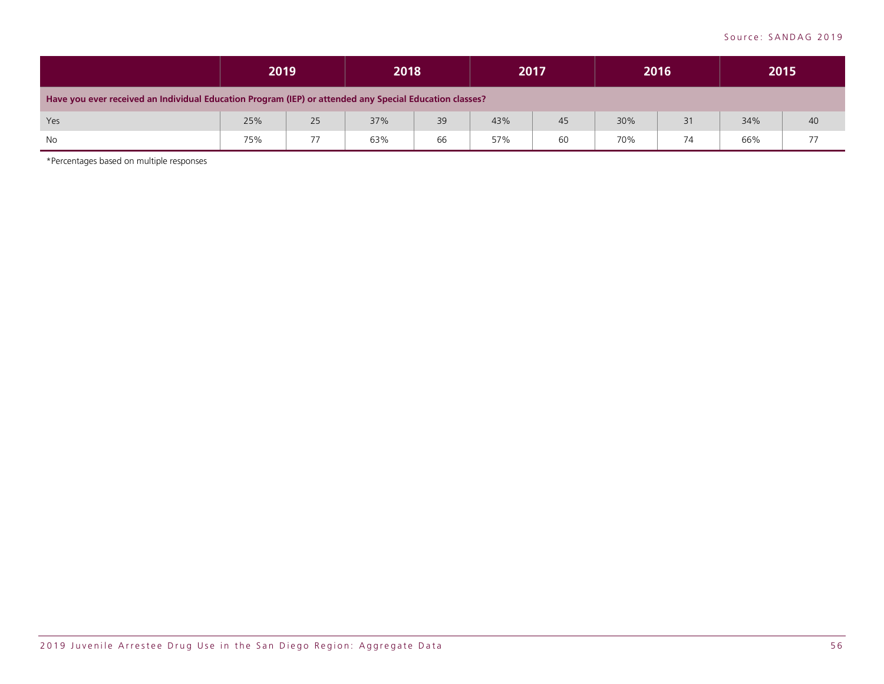| | 2019 | | 2018 | | 2017 | | 2016 | | 2015 | |
|---|---|---|---|---|---|---|---|---|---|---|
| **Have you ever received an Individual Education Program (IEP) or attended any Special Education classes?** | | | | | | | | | | |
| Yes | 25% | 25 | 37% | 39 | 43% | 45 | 30% | 31 | 34% | 40 |
| No | 75% | 77 | 63% | 66 | 57% | 60 | 70% | 74 | 66% | 77 |

*Percentages based on multiple responses

Source: SANDAG 2019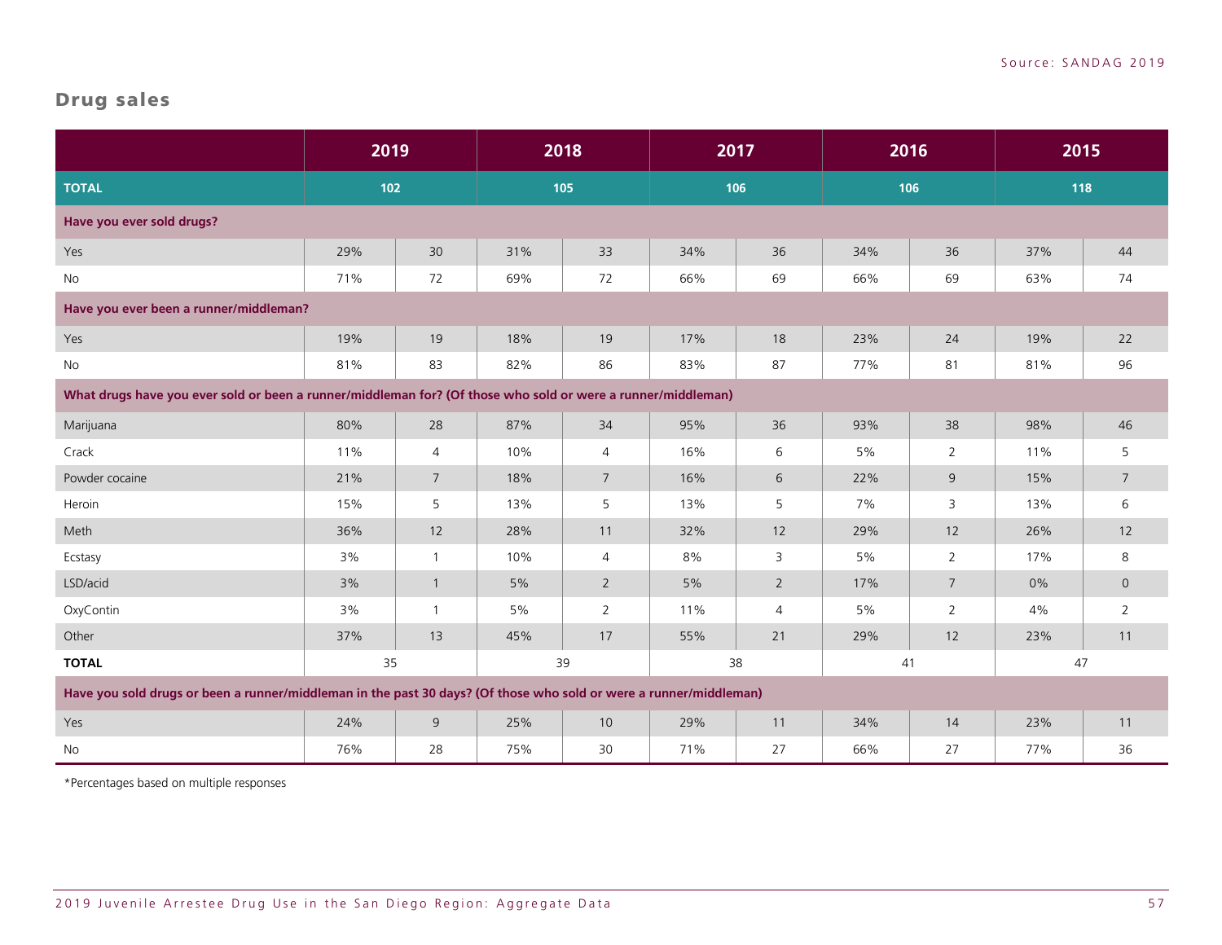Source: SANDAG 2019

## Drug sales

| | 2019 | | 2018 | | 2017 | | 2016 | | 2015 | |
|---|---|---|---|---|---|---|---|---|---|---|
| **TOTAL** | **102** | | **105** | | **106** | | **106** | | **118** | |
| **Have you ever sold drugs?** | | | | | | | | | | |
| Yes | 29% | 30 | 31% | 33 | 34% | 36 | 34% | 36 | 37% | 44 |
| No | 71% | 72 | 69% | 72 | 66% | 69 | 66% | 69 | 63% | 74 |
| **Have you ever been a runner/middleman?** | | | | | | | | | | |
| Yes | 19% | 19 | 18% | 19 | 17% | 18 | 23% | 24 | 19% | 22 |
| No | 81% | 83 | 82% | 86 | 83% | 87 | 77% | 81 | 81% | 96 |
| **What drugs have you ever sold or been a runner/middleman for? (Of those who sold or were a runner/middleman)** | | | | | | | | | | |
| Marijuana | 80% | 28 | 87% | 34 | 95% | 36 | 93% | 38 | 98% | 46 |
| Crack | 11% | 4 | 10% | 4 | 16% | 6 | 5% | 2 | 11% | 5 |
| Powder cocaine | 21% | 7 | 18% | 7 | 16% | 6 | 22% | 9 | 15% | 7 |
| Heroin | 15% | 5 | 13% | 5 | 13% | 5 | 7% | 3 | 13% | 6 |
| Meth | 36% | 12 | 28% | 11 | 32% | 12 | 29% | 12 | 26% | 12 |
| Ecstasy | 3% | 1 | 10% | 4 | 8% | 3 | 5% | 2 | 17% | 8 |
| LSD/acid | 3% | 1 | 5% | 2 | 5% | 2 | 17% | 7 | 0% | 0 |
| OxyContin | 3% | 1 | 5% | 2 | 11% | 4 | 5% | 2 | 4% | 2 |
| Other | 37% | 13 | 45% | 17 | 55% | 21 | 29% | 12 | 23% | 11 |
| **TOTAL** | 35 | | 39 | | 38 | | 41 | | 47 | |
| **Have you sold drugs or been a runner/middleman in the past 30 days? (Of those who sold or were a runner/middleman)** | | | | | | | | | | |
| Yes | 24% | 9 | 25% | 10 | 29% | 11 | 34% | 14 | 23% | 11 |
| No | 76% | 28 | 75% | 30 | 71% | 27 | 66% | 27 | 77% | 36 |

*Percentages based on multiple responses